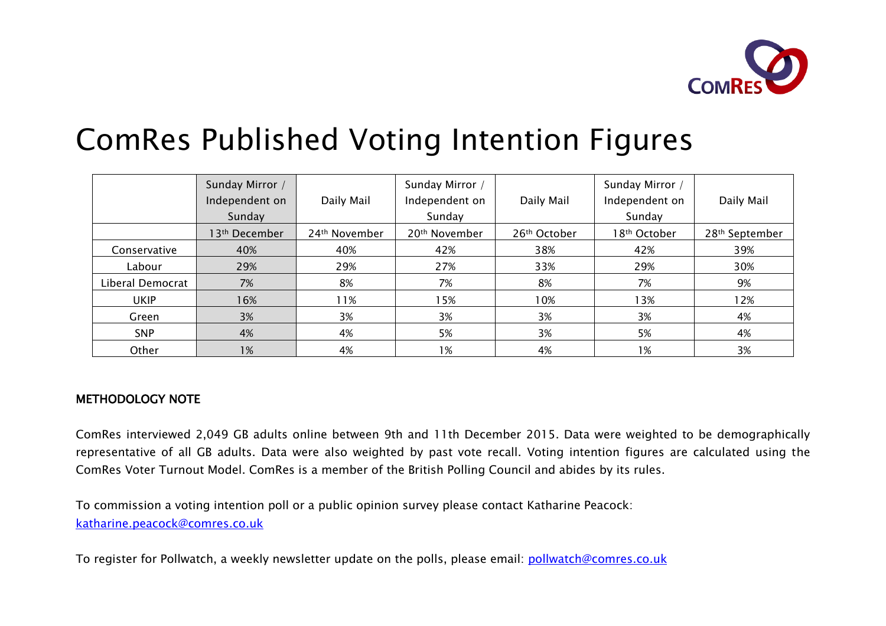# ComRes Published Voting Intention Figures

| | Sunday Mirror / Independent on Sunday | Daily Mail | Sunday Mirror / Independent on Sunday | Daily Mail | Sunday Mirror / Independent on Sunday | Daily Mail |
|---|---|---|---|---|---|---|
| | 13th December | 24th November | 20th November | 26th October | 18th October | 28th September |
| Conservative | 40% | 40% | 42% | 38% | 42% | 39% |
| Labour | 29% | 29% | 27% | 33% | 29% | 30% |
| Liberal Democrat | 7% | 8% | 7% | 8% | 7% | 9% |
| UKIP | 16% | 11% | 15% | 10% | 13% | 12% |
| Green | 3% | 3% | 3% | 3% | 3% | 4% |
| SNP | 4% | 4% | 5% | 3% | 5% | 4% |
| Other | 1% | 4% | 1% | 4% | 1% | 3% |

**METHODOLOGY NOTE**

ComRes interviewed 2,049 GB adults online between 9th and 11th December 2015. Data were weighted to be demographically representative of all GB adults. Data were also weighted by past vote recall. Voting intention figures are calculated using the ComRes Voter Turnout Model. ComRes is a member of the British Polling Council and abides by its rules.

To commission a voting intention poll or a public opinion survey please contact Katharine Peacock: katharine.peacock@comres.co.uk

To register for Pollwatch, a weekly newsletter update on the polls, please email: pollwatch@comres.co.uk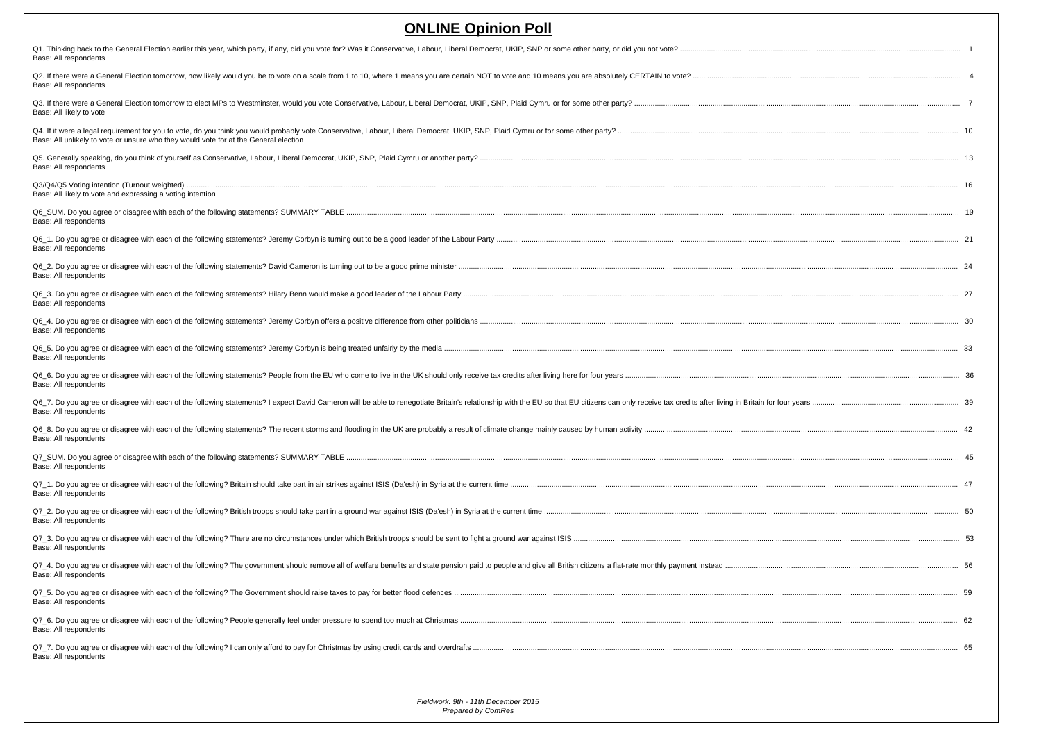# ONLINE Opinion Poll

Q1. Thinking back to the General Election earlier this year, which party, if any, did you vote for? Was it Conservative, Labour, Liberal Democrat, UKIP, SNP or some other party, or did you not vote? ..... 1
Base: All respondents

Q2. If there were a General Election tomorrow, how likely would you be to vote on a scale from 1 to 10, where 1 means you are certain NOT to vote and 10 means you are absolutely CERTAIN to vote? ..... 4
Base: All respondents

Q3. If there were a General Election tomorrow to elect MPs to Westminster, would you vote Conservative, Labour, Liberal Democrat, UKIP, SNP, Plaid Cymru or for some other party? ..... 7
Base: All likely to vote

Q4. If it were a legal requirement for you to vote, do you think you would probably vote Conservative, Labour, Liberal Democrat, UKIP, SNP, Plaid Cymru or for some other party? ..... 10
Base: All unlikely to vote or unsure who they would vote for at the General election

Q5. Generally speaking, do you think of yourself as Conservative, Labour, Liberal Democrat, UKIP, SNP, Plaid Cymru or another party? ..... 13
Base: All respondents

Q3/Q4/Q5 Voting intention (Turnout weighted) ..... 16
Base: All likely to vote and expressing a voting intention

Q6_SUM. Do you agree or disagree with each of the following statements? SUMMARY TABLE ..... 19
Base: All respondents

Q6_1. Do you agree or disagree with each of the following statements? Jeremy Corbyn is turning out to be a good leader of the Labour Party ..... 21
Base: All respondents

Q6_2. Do you agree or disagree with each of the following statements? David Cameron is turning out to be a good prime minister ..... 24
Base: All respondents

Q6_3. Do you agree or disagree with each of the following statements? Hilary Benn would make a good leader of the Labour Party ..... 27
Base: All respondents

Q6_4. Do you agree or disagree with each of the following statements? Jeremy Corbyn offers a positive difference from other politicians ..... 30
Base: All respondents

Q6_5. Do you agree or disagree with each of the following statements? Jeremy Corbyn is being treated unfairly by the media ..... 33
Base: All respondents

Q6_6. Do you agree or disagree with each of the following statements? People from the EU who come to live in the UK should only receive tax credits after living here for four years ..... 36
Base: All respondents

Q6_7. Do you agree or disagree with each of the following statements? I expect David Cameron will be able to renegotiate Britain's relationship with the EU so that EU citizens can only receive tax credits after living in Britain for four years ..... 39
Base: All respondents

Q6_8. Do you agree or disagree with each of the following statements? The recent storms and flooding in the UK are probably a result of climate change mainly caused by human activity ..... 42
Base: All respondents

Q7_SUM. Do you agree or disagree with each of the following statements? SUMMARY TABLE ..... 45
Base: All respondents

Q7_1. Do you agree or disagree with each of the following? Britain should take part in air strikes against ISIS (Da'esh) in Syria at the current time ..... 47
Base: All respondents

Q7_2. Do you agree or disagree with each of the following? British troops should take part in a ground war against ISIS (Da'esh) in Syria at the current time ..... 50
Base: All respondents

Q7_3. Do you agree or disagree with each of the following? There are no circumstances under which British troops should be sent to fight a ground war against ISIS ..... 53
Base: All respondents

Q7_4. Do you agree or disagree with each of the following? The government should remove all of welfare benefits and state pension paid to people and give all British citizens a flat-rate monthly payment instead ..... 56
Base: All respondents

Q7_5. Do you agree or disagree with each of the following? The Government should raise taxes to pay for better flood defences ..... 59
Base: All respondents

Q7_6. Do you agree or disagree with each of the following? People generally feel under pressure to spend too much at Christmas ..... 62
Base: All respondents

Q7_7. Do you agree or disagree with each of the following? I can only afford to pay for Christmas by using credit cards and overdrafts ..... 65
Base: All respondents

*Fieldwork: 9th - 11th December 2015*
*Prepared by ComRes*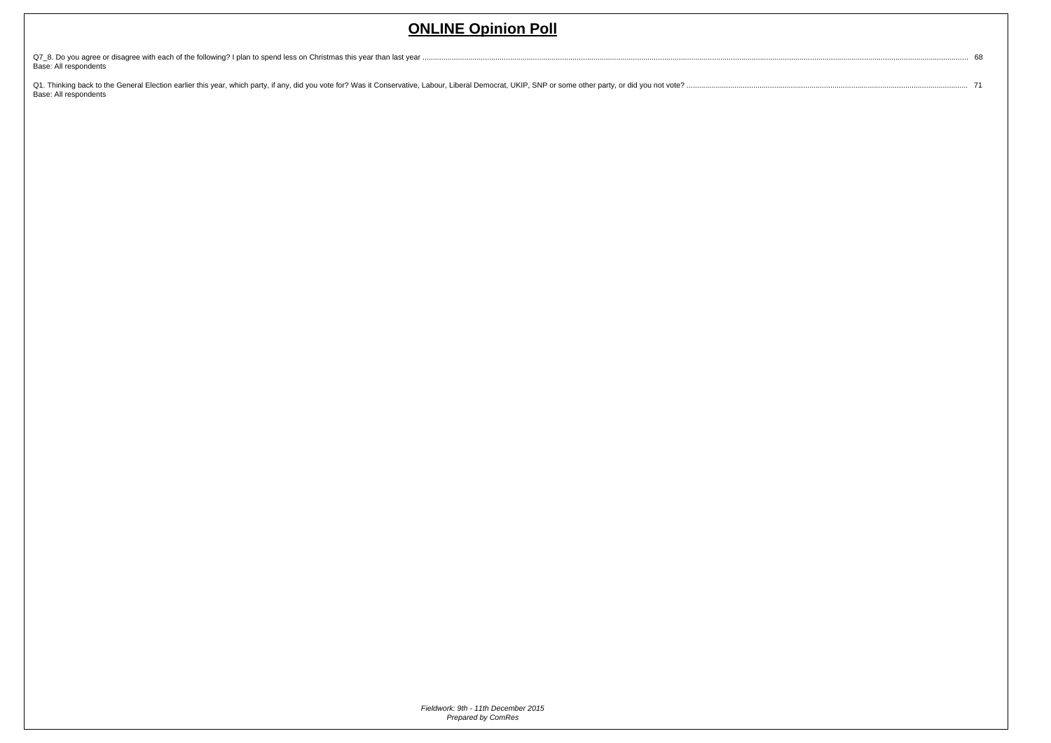# ONLINE Opinion Poll

Q7_8. Do you agree or disagree with each of the following? I plan to spend less on Christmas this year than last year ........ 68
Base: All respondents

Q1. Thinking back to the General Election earlier this year, which party, if any, did you vote for? Was it Conservative, Labour, Liberal Democrat, UKIP, SNP or some other party, or did you not vote? ........ 71
Base: All respondents

*Fieldwork: 9th - 11th December 2015*
*Prepared by ComRes*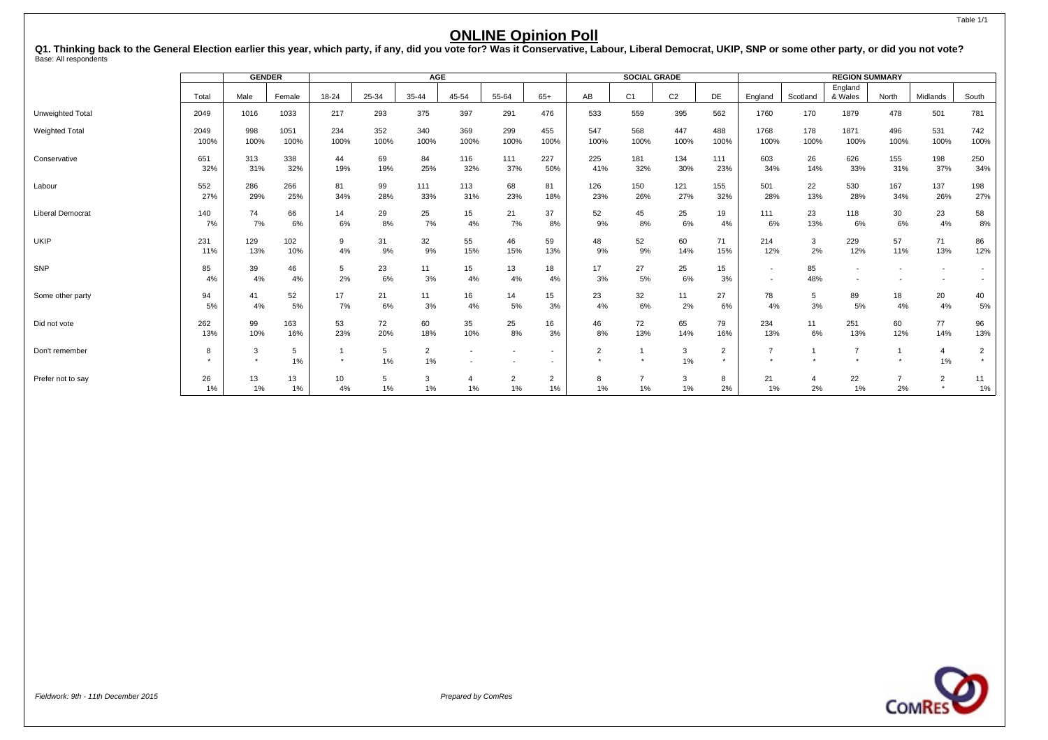Table 1/1

# ONLINE Opinion Poll

**Q1. Thinking back to the General Election earlier this year, which party, if any, did you vote for? Was it Conservative, Labour, Liberal Democrat, UKIP, SNP or some other party, or did you not vote?**
Base: All respondents

| | | GENDER | | AGE | | | | | | SOCIAL GRADE | | | | REGION SUMMARY | | | | | |
|---|---|---|---|---|---|---|---|---|---|---|---|---|---|---|---|---|---|---|---|
| | Total | Male | Female | 18-24 | 25-34 | 35-44 | 45-54 | 55-64 | 65+ | AB | C1 | C2 | DE | England | Scotland | England & Wales | North | Midlands | South |
| Unweighted Total | 2049 | 1016 | 1033 | 217 | 293 | 375 | 397 | 291 | 476 | 533 | 559 | 395 | 562 | 1760 | 170 | 1879 | 478 | 501 | 781 |
| Weighted Total | 2049 | 998 | 1051 | 234 | 352 | 340 | 369 | 299 | 455 | 547 | 568 | 447 | 488 | 1768 | 178 | 1871 | 496 | 531 | 742 |
| | 100% | 100% | 100% | 100% | 100% | 100% | 100% | 100% | 100% | 100% | 100% | 100% | 100% | 100% | 100% | 100% | 100% | 100% | 100% |
| Conservative | 651 | 313 | 338 | 44 | 69 | 84 | 116 | 111 | 227 | 225 | 181 | 134 | 111 | 603 | 26 | 626 | 155 | 198 | 250 |
| | 32% | 31% | 32% | 19% | 19% | 25% | 32% | 37% | 50% | 41% | 32% | 30% | 23% | 34% | 14% | 33% | 31% | 37% | 34% |
| Labour | 552 | 286 | 266 | 81 | 99 | 111 | 113 | 68 | 81 | 126 | 150 | 121 | 155 | 501 | 22 | 530 | 167 | 137 | 198 |
| | 27% | 29% | 25% | 34% | 28% | 33% | 31% | 23% | 18% | 23% | 26% | 27% | 32% | 28% | 13% | 28% | 34% | 26% | 27% |
| Liberal Democrat | 140 | 74 | 66 | 14 | 29 | 25 | 15 | 21 | 37 | 52 | 45 | 25 | 19 | 111 | 23 | 118 | 30 | 23 | 58 |
| | 7% | 7% | 6% | 6% | 8% | 7% | 4% | 7% | 8% | 9% | 8% | 6% | 4% | 6% | 13% | 6% | 6% | 4% | 8% |
| UKIP | 231 | 129 | 102 | 9 | 31 | 32 | 55 | 46 | 59 | 48 | 52 | 60 | 71 | 214 | 3 | 229 | 57 | 71 | 86 |
| | 11% | 13% | 10% | 4% | 9% | 9% | 15% | 15% | 13% | 9% | 9% | 14% | 15% | 12% | 2% | 12% | 11% | 13% | 12% |
| SNP | 85 | 39 | 46 | 5 | 23 | 11 | 15 | 13 | 18 | 17 | 27 | 25 | 15 | - | 85 | - | - | - | - |
| | 4% | 4% | 4% | 2% | 6% | 3% | 4% | 4% | 4% | 3% | 5% | 6% | 3% | - | 48% | - | - | - | - |
| Some other party | 94 | 41 | 52 | 17 | 21 | 11 | 16 | 14 | 15 | 23 | 32 | 11 | 27 | 78 | 5 | 89 | 18 | 20 | 40 |
| | 5% | 4% | 5% | 7% | 6% | 3% | 4% | 5% | 3% | 4% | 6% | 2% | 6% | 4% | 3% | 5% | 4% | 4% | 5% |
| Did not vote | 262 | 99 | 163 | 53 | 72 | 60 | 35 | 25 | 16 | 46 | 72 | 65 | 79 | 234 | 11 | 251 | 60 | 77 | 96 |
| | 13% | 10% | 16% | 23% | 20% | 18% | 10% | 8% | 3% | 8% | 13% | 14% | 16% | 13% | 6% | 13% | 12% | 14% | 13% |
| Don't remember | 8 | 3 | 5 | 1 | 5 | 2 | - | - | - | 2 | 1 | 3 | 2 | 7 | 1 | 7 | 1 | 4 | 2 |
| | * | * | 1% | * | 1% | 1% | - | - | - | * | * | 1% | * | * | * | * | * | 1% | * |
| Prefer not to say | 26 | 13 | 13 | 10 | 5 | 3 | 4 | 2 | 2 | 8 | 7 | 3 | 8 | 21 | 4 | 22 | 7 | 2 | 11 |
| | 1% | 1% | 1% | 4% | 1% | 1% | 1% | 1% | 1% | 1% | 1% | 1% | 2% | 1% | 2% | 1% | 2% | * | 1% |

*Fieldwork: 9th - 11th December 2015*

*Prepared by ComRes*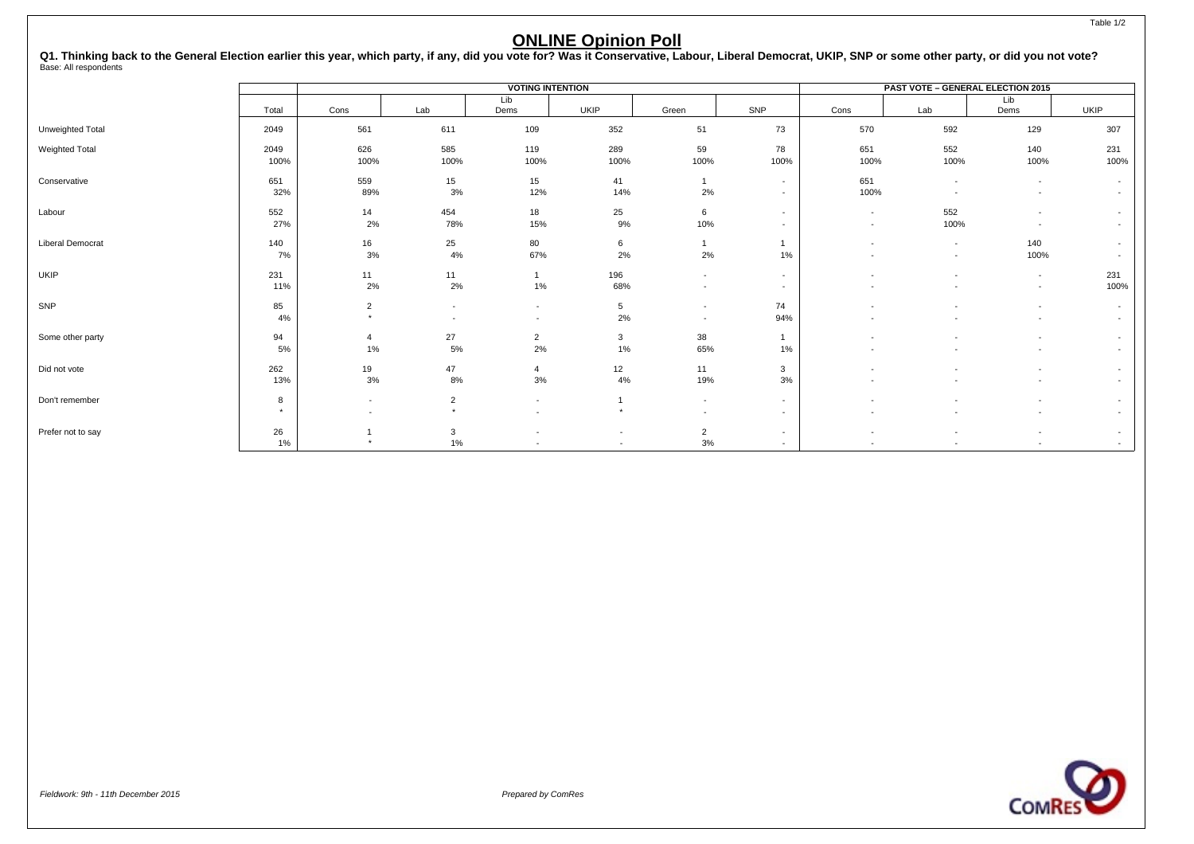# ONLINE Opinion Poll

**Q1. Thinking back to the General Election earlier this year, which party, if any, did you vote for? Was it Conservative, Labour, Liberal Democrat, UKIP, SNP or some other party, or did you not vote?**
Base: All respondents

| | | VOTING INTENTION | | | | | | PAST VOTE – GENERAL ELECTION 2015 | | | |
|---|---|---|---|---|---|---|---|---|---|---|---|
| | Total | Cons | Lab | Lib Dems | UKIP | Green | SNP | Cons | Lab | Lib Dems | UKIP |
| Unweighted Total | 2049 | 561 | 611 | 109 | 352 | 51 | 73 | 570 | 592 | 129 | 307 |
| Weighted Total | 2049 | 626 | 585 | 119 | 289 | 59 | 78 | 651 | 552 | 140 | 231 |
| | 100% | 100% | 100% | 100% | 100% | 100% | 100% | 100% | 100% | 100% | 100% |
| Conservative | 651 | 559 | 15 | 15 | 41 | 1 | - | 651 | - | - | - |
| | 32% | 89% | 3% | 12% | 14% | 2% | - | 100% | - | - | - |
| Labour | 552 | 14 | 454 | 18 | 25 | 6 | - | - | 552 | - | - |
| | 27% | 2% | 78% | 15% | 9% | 10% | - | - | 100% | - | - |
| Liberal Democrat | 140 | 16 | 25 | 80 | 6 | 1 | 1 | - | - | 140 | - |
| | 7% | 3% | 4% | 67% | 2% | 2% | 1% | - | - | 100% | - |
| UKIP | 231 | 11 | 11 | 1 | 196 | - | - | - | - | - | 231 |
| | 11% | 2% | 2% | 1% | 68% | - | - | - | - | - | 100% |
| SNP | 85 | 2 | - | - | 5 | - | 74 | - | - | - | - |
| | 4% | * | - | - | 2% | - | 94% | - | - | - | - |
| Some other party | 94 | 4 | 27 | 2 | 3 | 38 | 1 | - | - | - | - |
| | 5% | 1% | 5% | 2% | 1% | 65% | 1% | - | - | - | - |
| Did not vote | 262 | 19 | 47 | 4 | 12 | 11 | 3 | - | - | - | - |
| | 13% | 3% | 8% | 3% | 4% | 19% | 3% | - | - | - | - |
| Don't remember | 8 | - | 2 | - | 1 | - | - | - | - | - | - |
| | * | - | * | - | * | - | - | - | - | - | - |
| Prefer not to say | 26 | 1 | 3 | - | - | 2 | - | - | - | - | - |
| | 1% | * | 1% | - | - | 3% | - | - | - | - | - |

*Fieldwork: 9th - 11th December 2015*

*Prepared by ComRes*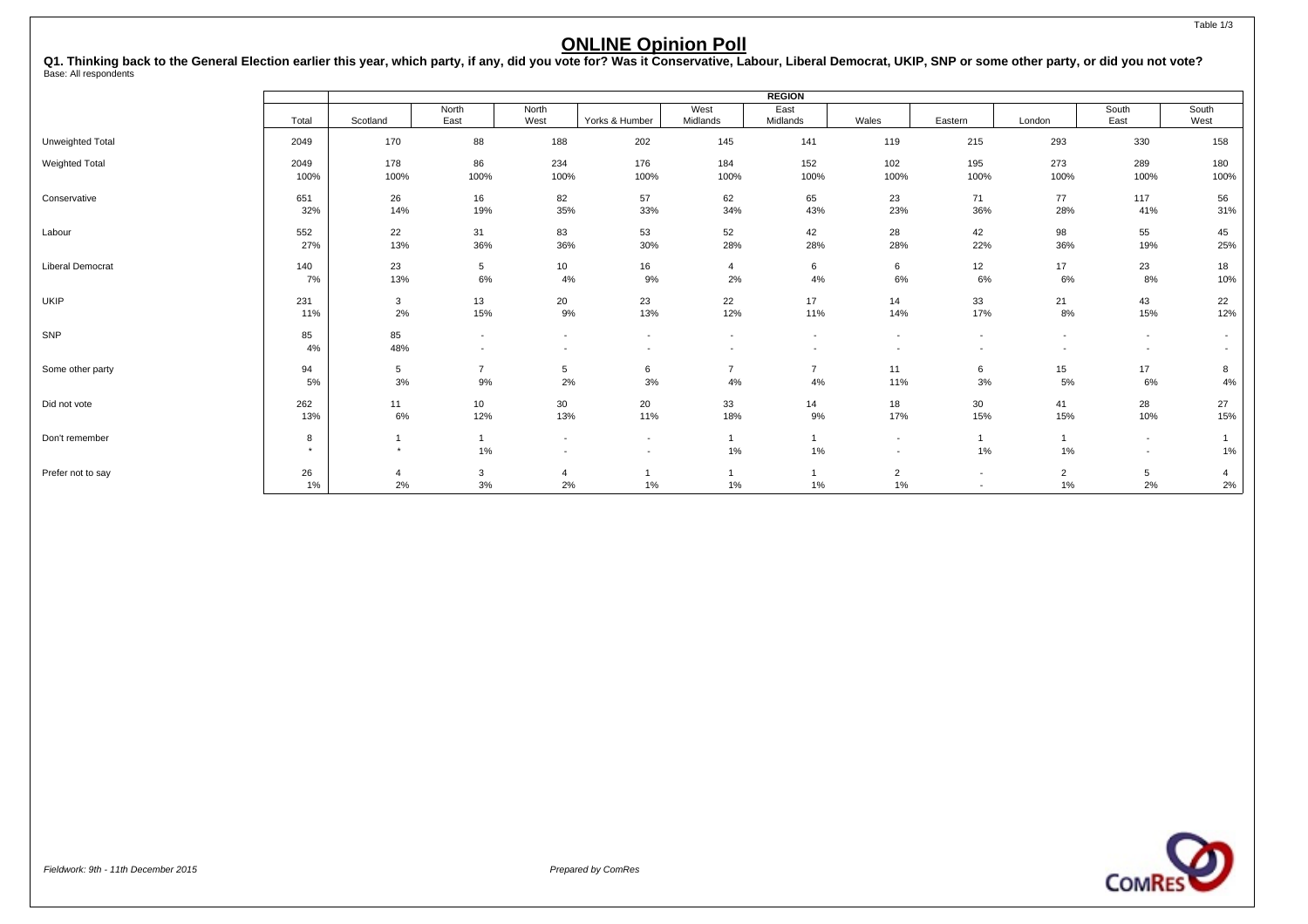Table 1/3

# ONLINE Opinion Poll

**Q1. Thinking back to the General Election earlier this year, which party, if any, did you vote for? Was it Conservative, Labour, Liberal Democrat, UKIP, SNP or some other party, or did you not vote?**
Base: All respondents

| | | REGION | | | | | | | | | | |
|---|---|---|---|---|---|---|---|---|---|---|---|---|
| | Total | Scotland | North East | North West | Yorks & Humber | West Midlands | East Midlands | Wales | Eastern | London | South East | South West |
| Unweighted Total | 2049 | 170 | 88 | 188 | 202 | 145 | 141 | 119 | 215 | 293 | 330 | 158 |
| Weighted Total | 2049 | 178 | 86 | 234 | 176 | 184 | 152 | 102 | 195 | 273 | 289 | 180 |
| | 100% | 100% | 100% | 100% | 100% | 100% | 100% | 100% | 100% | 100% | 100% | 100% |
| Conservative | 651 | 26 | 16 | 82 | 57 | 62 | 65 | 23 | 71 | 77 | 117 | 56 |
| | 32% | 14% | 19% | 35% | 33% | 34% | 43% | 23% | 36% | 28% | 41% | 31% |
| Labour | 552 | 22 | 31 | 83 | 53 | 52 | 42 | 28 | 42 | 98 | 55 | 45 |
| | 27% | 13% | 36% | 36% | 30% | 28% | 28% | 28% | 22% | 36% | 19% | 25% |
| Liberal Democrat | 140 | 23 | 5 | 10 | 16 | 4 | 6 | 6 | 12 | 17 | 23 | 18 |
| | 7% | 13% | 6% | 4% | 9% | 2% | 4% | 6% | 6% | 6% | 8% | 10% |
| UKIP | 231 | 3 | 13 | 20 | 23 | 22 | 17 | 14 | 33 | 21 | 43 | 22 |
| | 11% | 2% | 15% | 9% | 13% | 12% | 11% | 14% | 17% | 8% | 15% | 12% |
| SNP | 85 | 85 | - | - | - | - | - | - | - | - | - | - |
| | 4% | 48% | - | - | - | - | - | - | - | - | - | - |
| Some other party | 94 | 5 | 7 | 5 | 6 | 7 | 7 | 11 | 6 | 15 | 17 | 8 |
| | 5% | 3% | 9% | 2% | 3% | 4% | 4% | 11% | 3% | 5% | 6% | 4% |
| Did not vote | 262 | 11 | 10 | 30 | 20 | 33 | 14 | 18 | 30 | 41 | 28 | 27 |
| | 13% | 6% | 12% | 13% | 11% | 18% | 9% | 17% | 15% | 15% | 10% | 15% |
| Don't remember | 8 | 1 | 1 | - | - | 1 | 1 | - | 1 | 1 | - | 1 |
| | * | * | 1% | - | - | 1% | 1% | - | 1% | 1% | - | 1% |
| Prefer not to say | 26 | 4 | 3 | 4 | 1 | 1 | 1 | 2 | - | 2 | 5 | 4 |
| | 1% | 2% | 3% | 2% | 1% | 1% | 1% | 1% | - | 1% | 2% | 2% |

*Fieldwork: 9th - 11th December 2015*

*Prepared by ComRes*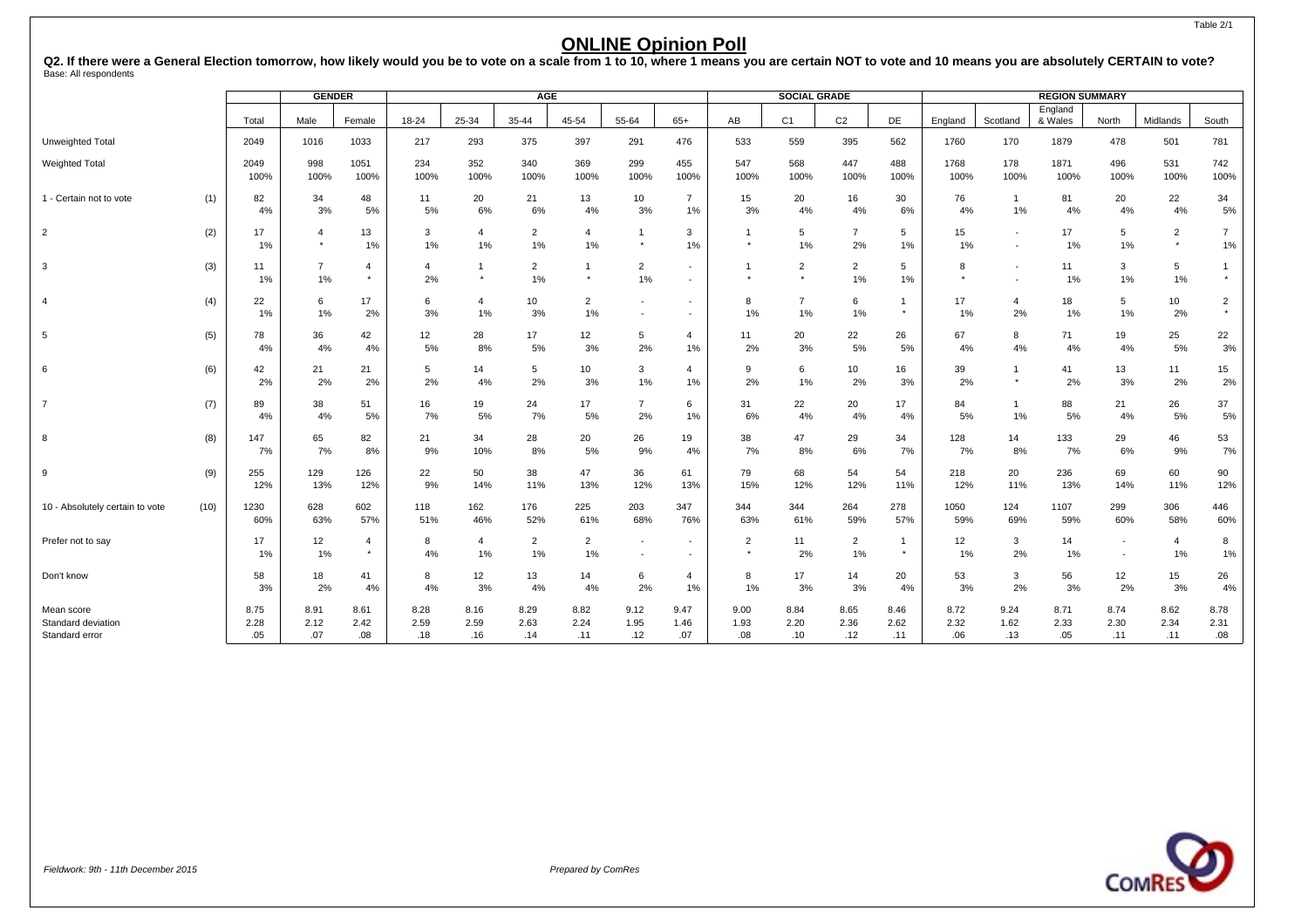Table 2/1

# ONLINE Opinion Poll

**Q2. If there were a General Election tomorrow, how likely would you be to vote on a scale from 1 to 10, where 1 means you are certain NOT to vote and 10 means you are absolutely CERTAIN to vote?**
Base: All respondents

| | | | GENDER | | AGE | | | | | | SOCIAL GRADE | | | | REGION SUMMARY | | | | | |
|---|---|---|---|---|---|---|---|---|---|---|---|---|---|---|---|---|---|---|---|---|
| | | Total | Male | Female | 18-24 | 25-34 | 35-44 | 45-54 | 55-64 | 65+ | AB | C1 | C2 | DE | England | Scotland | England & Wales | North | Midlands | South |
| Unweighted Total | | 2049 | 1016 | 1033 | 217 | 293 | 375 | 397 | 291 | 476 | 533 | 559 | 395 | 562 | 1760 | 170 | 1879 | 478 | 501 | 781 |
| Weighted Total | | 2049 | 998 | 1051 | 234 | 352 | 340 | 369 | 299 | 455 | 547 | 568 | 447 | 488 | 1768 | 178 | 1871 | 496 | 531 | 742 |
| | | 100% | 100% | 100% | 100% | 100% | 100% | 100% | 100% | 100% | 100% | 100% | 100% | 100% | 100% | 100% | 100% | 100% | 100% | 100% |
| 1 - Certain not to vote | (1) | 82 | 34 | 48 | 11 | 20 | 21 | 13 | 10 | 7 | 15 | 20 | 16 | 30 | 76 | 1 | 81 | 20 | 22 | 34 |
| | | 4% | 3% | 5% | 5% | 6% | 6% | 4% | 3% | 1% | 3% | 4% | 4% | 6% | 4% | 1% | 4% | 4% | 4% | 5% |
| 2 | (2) | 17 | 4 | 13 | 3 | 4 | 2 | 4 | 1 | 3 | 1 | 5 | 7 | 5 | 15 | - | 17 | 5 | 2 | 7 |
| | | 1% | * | 1% | 1% | 1% | 1% | 1% | * | 1% | * | 1% | 2% | 1% | 1% | - | 1% | 1% | * | 1% |
| 3 | (3) | 11 | 7 | 4 | 4 | 1 | 2 | 1 | 2 | - | 1 | 2 | 2 | 5 | 8 | - | 11 | 3 | 5 | 1 |
| | | 1% | 1% | * | 2% | * | 1% | * | 1% | - | * | * | 1% | 1% | * | - | 1% | 1% | 1% | * |
| 4 | (4) | 22 | 6 | 17 | 6 | 4 | 10 | 2 | - | - | 8 | 7 | 6 | 1 | 17 | 4 | 18 | 5 | 10 | 2 |
| | | 1% | 1% | 2% | 3% | 1% | 3% | 1% | - | - | 1% | 1% | 1% | * | 1% | 2% | 1% | 1% | 2% | * |
| 5 | (5) | 78 | 36 | 42 | 12 | 28 | 17 | 12 | 5 | 4 | 11 | 20 | 22 | 26 | 67 | 8 | 71 | 19 | 25 | 22 |
| | | 4% | 4% | 4% | 5% | 8% | 5% | 3% | 2% | 1% | 2% | 3% | 5% | 5% | 4% | 4% | 4% | 4% | 5% | 3% |
| 6 | (6) | 42 | 21 | 21 | 5 | 14 | 5 | 10 | 3 | 4 | 9 | 6 | 10 | 16 | 39 | 1 | 41 | 13 | 11 | 15 |
| | | 2% | 2% | 2% | 2% | 4% | 2% | 3% | 1% | 1% | 2% | 1% | 2% | 3% | 2% | * | 2% | 3% | 2% | 2% |
| 7 | (7) | 89 | 38 | 51 | 16 | 19 | 24 | 17 | 7 | 6 | 31 | 22 | 20 | 17 | 84 | 1 | 88 | 21 | 26 | 37 |
| | | 4% | 4% | 5% | 7% | 5% | 7% | 5% | 2% | 1% | 6% | 4% | 4% | 4% | 5% | 1% | 5% | 4% | 5% | 5% |
| 8 | (8) | 147 | 65 | 82 | 21 | 34 | 28 | 20 | 26 | 19 | 38 | 47 | 29 | 34 | 128 | 14 | 133 | 29 | 46 | 53 |
| | | 7% | 7% | 8% | 9% | 10% | 8% | 5% | 9% | 4% | 7% | 8% | 6% | 7% | 7% | 8% | 7% | 6% | 9% | 7% |
| 9 | (9) | 255 | 129 | 126 | 22 | 50 | 38 | 47 | 36 | 61 | 79 | 68 | 54 | 54 | 218 | 20 | 236 | 69 | 60 | 90 |
| | | 12% | 13% | 12% | 9% | 14% | 11% | 13% | 12% | 13% | 15% | 12% | 12% | 11% | 12% | 11% | 13% | 14% | 11% | 12% |
| 10 - Absolutely certain to vote | (10) | 1230 | 628 | 602 | 118 | 162 | 176 | 225 | 203 | 347 | 344 | 344 | 264 | 278 | 1050 | 124 | 1107 | 299 | 306 | 446 |
| | | 60% | 63% | 57% | 51% | 46% | 52% | 61% | 68% | 76% | 63% | 61% | 59% | 57% | 59% | 69% | 59% | 60% | 58% | 60% |
| Prefer not to say | | 17 | 12 | 4 | 8 | 4 | 2 | 2 | - | - | 2 | 11 | 2 | 1 | 12 | 3 | 14 | - | 4 | 8 |
| | | 1% | 1% | * | 4% | 1% | 1% | 1% | - | - | * | 2% | 1% | * | 1% | 2% | 1% | - | 1% | 1% |
| Don't know | | 58 | 18 | 41 | 8 | 12 | 13 | 14 | 6 | 4 | 8 | 17 | 14 | 20 | 53 | 3 | 56 | 12 | 15 | 26 |
| | | 3% | 2% | 4% | 4% | 3% | 4% | 4% | 2% | 1% | 1% | 3% | 3% | 4% | 3% | 2% | 3% | 2% | 3% | 4% |
| Mean score | | 8.75 | 8.91 | 8.61 | 8.28 | 8.16 | 8.29 | 8.82 | 9.12 | 9.47 | 9.00 | 8.84 | 8.65 | 8.46 | 8.72 | 9.24 | 8.71 | 8.74 | 8.62 | 8.78 |
| Standard deviation | | 2.28 | 2.12 | 2.42 | 2.59 | 2.59 | 2.63 | 2.24 | 1.95 | 1.46 | 1.93 | 2.20 | 2.36 | 2.62 | 2.32 | 1.62 | 2.33 | 2.30 | 2.34 | 2.31 |
| Standard error | | .05 | .07 | .08 | .18 | .16 | .14 | .11 | .12 | .07 | .08 | .10 | .12 | .11 | .06 | .13 | .05 | .11 | .11 | .08 |

*Fieldwork: 9th - 11th December 2015*

*Prepared by ComRes*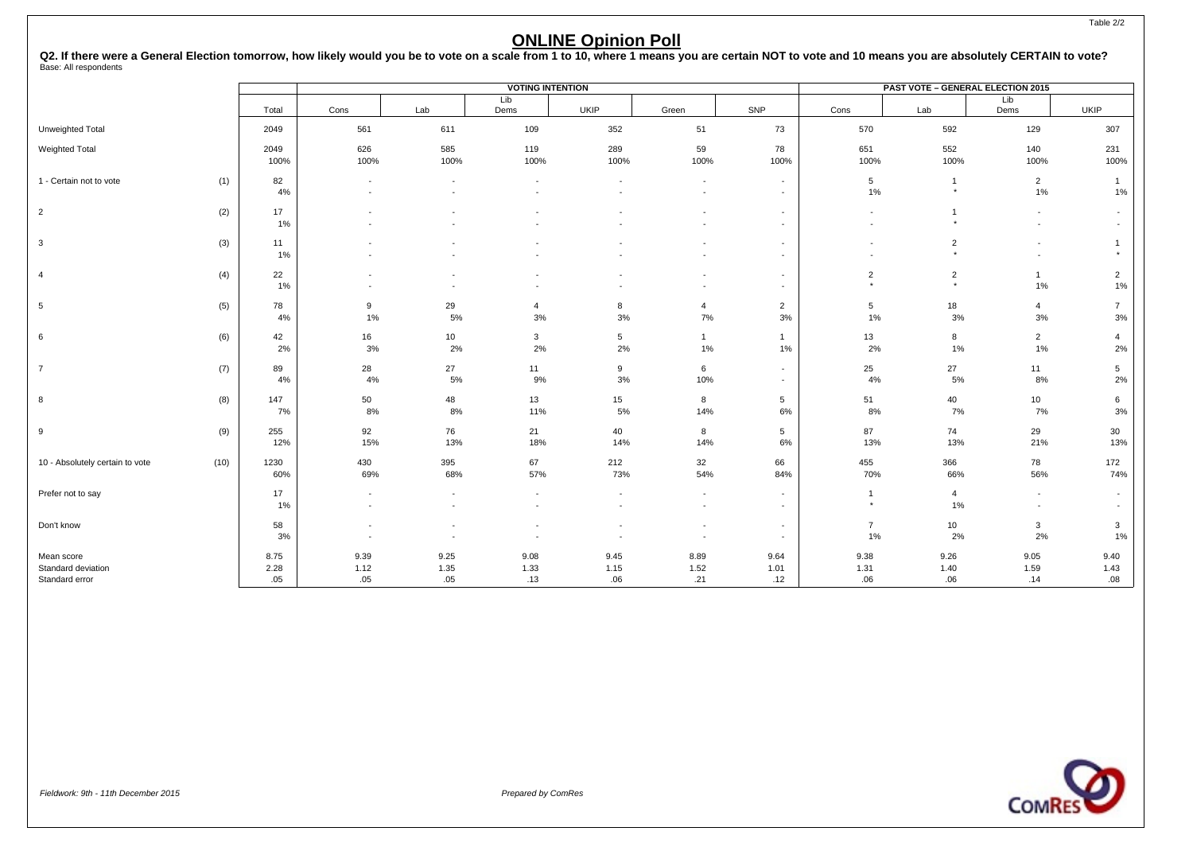## ONLINE Opinion Poll

**Q2. If there were a General Election tomorrow, how likely would you be to vote on a scale from 1 to 10, where 1 means you are certain NOT to vote and 10 means you are absolutely CERTAIN to vote?**
Base: All respondents

| | | | VOTING INTENTION | | | | | | PAST VOTE – GENERAL ELECTION 2015 | | | |
|---|---|---|---|---|---|---|---|---|---|---|---|---|
| | | Total | Cons | Lab | Lib Dems | UKIP | Green | SNP | Cons | Lab | Lib Dems | UKIP |
| Unweighted Total | | 2049 | 561 | 611 | 109 | 352 | 51 | 73 | 570 | 592 | 129 | 307 |
| Weighted Total | | 2049 | 626 | 585 | 119 | 289 | 59 | 78 | 651 | 552 | 140 | 231 |
| | | 100% | 100% | 100% | 100% | 100% | 100% | 100% | 100% | 100% | 100% | 100% |
| 1 - Certain not to vote | (1) | 82 | - | - | - | - | - | - | 5 | 1 | 2 | 1 |
| | | 4% | - | - | - | - | - | - | 1% | * | 1% | 1% |
| 2 | (2) | 17 | - | - | - | - | - | - | - | 1 | - | - |
| | | 1% | - | - | - | - | - | - | - | * | - | - |
| 3 | (3) | 11 | - | - | - | - | - | - | - | 2 | - | 1 |
| | | 1% | - | - | - | - | - | - | - | * | - | * |
| 4 | (4) | 22 | - | - | - | - | - | - | 2 | 2 | 1 | 2 |
| | | 1% | - | - | - | - | - | - | * | * | 1% | 1% |
| 5 | (5) | 78 | 9 | 29 | 4 | 8 | 4 | 2 | 5 | 18 | 4 | 7 |
| | | 4% | 1% | 5% | 3% | 3% | 7% | 3% | 1% | 3% | 3% | 3% |
| 6 | (6) | 42 | 16 | 10 | 3 | 5 | 1 | 1 | 13 | 8 | 2 | 4 |
| | | 2% | 3% | 2% | 2% | 2% | 1% | 1% | 2% | 1% | 1% | 2% |
| 7 | (7) | 89 | 28 | 27 | 11 | 9 | 6 | - | 25 | 27 | 11 | 5 |
| | | 4% | 4% | 5% | 9% | 3% | 10% | - | 4% | 5% | 8% | 2% |
| 8 | (8) | 147 | 50 | 48 | 13 | 15 | 8 | 5 | 51 | 40 | 10 | 6 |
| | | 7% | 8% | 8% | 11% | 5% | 14% | 6% | 8% | 7% | 7% | 3% |
| 9 | (9) | 255 | 92 | 76 | 21 | 40 | 8 | 5 | 87 | 74 | 29 | 30 |
| | | 12% | 15% | 13% | 18% | 14% | 14% | 6% | 13% | 13% | 21% | 13% |
| 10 - Absolutely certain to vote | (10) | 1230 | 430 | 395 | 67 | 212 | 32 | 66 | 455 | 366 | 78 | 172 |
| | | 60% | 69% | 68% | 57% | 73% | 54% | 84% | 70% | 66% | 56% | 74% |
| Prefer not to say | | 17 | - | - | - | - | - | - | 1 | 4 | - | - |
| | | 1% | - | - | - | - | - | - | * | 1% | - | - |
| Don't know | | 58 | - | - | - | - | - | - | 7 | 10 | 3 | 3 |
| | | 3% | - | - | - | - | - | - | 1% | 2% | 2% | 1% |
| Mean score | | 8.75 | 9.39 | 9.25 | 9.08 | 9.45 | 8.89 | 9.64 | 9.38 | 9.26 | 9.05 | 9.40 |
| Standard deviation | | 2.28 | 1.12 | 1.35 | 1.33 | 1.15 | 1.52 | 1.01 | 1.31 | 1.40 | 1.59 | 1.43 |
| Standard error | | .05 | .05 | .05 | .13 | .06 | .21 | .12 | .06 | .06 | .14 | .08 |

*Fieldwork: 9th - 11th December 2015*

*Prepared by ComRes*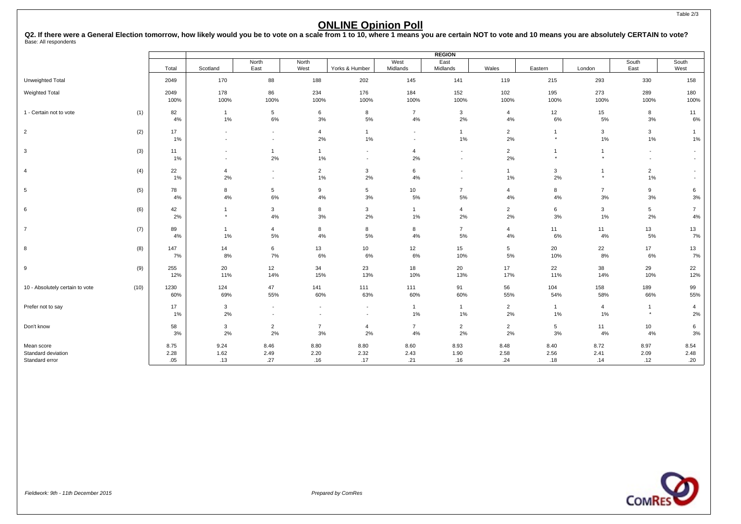# ONLINE Opinion Poll

**Q2. If there were a General Election tomorrow, how likely would you be to vote on a scale from 1 to 10, where 1 means you are certain NOT to vote and 10 means you are absolutely CERTAIN to vote?**
Base: All respondents

| | | Total | REGION | | | | | | | | | | |
|---|---|---|---|---|---|---|---|---|---|---|---|---|---|
| | | | Scotland | North East | North West | Yorks & Humber | West Midlands | East Midlands | Wales | Eastern | London | South East | South West |
| Unweighted Total | | 2049 | 170 | 88 | 188 | 202 | 145 | 141 | 119 | 215 | 293 | 330 | 158 |
| Weighted Total | | 2049 | 178 | 86 | 234 | 176 | 184 | 152 | 102 | 195 | 273 | 289 | 180 |
| | | 100% | 100% | 100% | 100% | 100% | 100% | 100% | 100% | 100% | 100% | 100% | 100% |
| 1 - Certain not to vote | (1) | 82 | 1 | 5 | 6 | 8 | 7 | 3 | 4 | 12 | 15 | 8 | 11 |
| | | 4% | 1% | 6% | 3% | 5% | 4% | 2% | 4% | 6% | 5% | 3% | 6% |
| 2 | (2) | 17 | - | - | 4 | 1 | - | 1 | 2 | 1 | 3 | 3 | 1 |
| | | 1% | - | - | 2% | 1% | - | 1% | 2% | * | 1% | 1% | 1% |
| 3 | (3) | 11 | - | 1 | 1 | - | 4 | - | 2 | 1 | 1 | - | - |
| | | 1% | - | 2% | 1% | - | 2% | - | 2% | * | * | - | - |
| 4 | (4) | 22 | 4 | - | 2 | 3 | 6 | - | 1 | 3 | 1 | 2 | - |
| | | 1% | 2% | - | 1% | 2% | 4% | - | 1% | 2% | * | 1% | - |
| 5 | (5) | 78 | 8 | 5 | 9 | 5 | 10 | 7 | 4 | 8 | 7 | 9 | 6 |
| | | 4% | 4% | 6% | 4% | 3% | 5% | 5% | 4% | 4% | 3% | 3% | 3% |
| 6 | (6) | 42 | 1 | 3 | 8 | 3 | 1 | 4 | 2 | 6 | 3 | 5 | 7 |
| | | 2% | * | 4% | 3% | 2% | 1% | 2% | 2% | 3% | 1% | 2% | 4% |
| 7 | (7) | 89 | 1 | 4 | 8 | 8 | 8 | 7 | 4 | 11 | 11 | 13 | 13 |
| | | 4% | 1% | 5% | 4% | 5% | 4% | 5% | 4% | 6% | 4% | 5% | 7% |
| 8 | (8) | 147 | 14 | 6 | 13 | 10 | 12 | 15 | 5 | 20 | 22 | 17 | 13 |
| | | 7% | 8% | 7% | 6% | 6% | 6% | 10% | 5% | 10% | 8% | 6% | 7% |
| 9 | (9) | 255 | 20 | 12 | 34 | 23 | 18 | 20 | 17 | 22 | 38 | 29 | 22 |
| | | 12% | 11% | 14% | 15% | 13% | 10% | 13% | 17% | 11% | 14% | 10% | 12% |
| 10 - Absolutely certain to vote | (10) | 1230 | 124 | 47 | 141 | 111 | 111 | 91 | 56 | 104 | 158 | 189 | 99 |
| | | 60% | 69% | 55% | 60% | 63% | 60% | 60% | 55% | 54% | 58% | 66% | 55% |
| Prefer not to say | | 17 | 3 | - | - | - | 1 | 1 | 2 | 1 | 4 | 1 | 4 |
| | | 1% | 2% | - | - | - | 1% | 1% | 2% | 1% | 1% | * | 2% |
| Don't know | | 58 | 3 | 2 | 7 | 4 | 7 | 2 | 2 | 5 | 11 | 10 | 6 |
| | | 3% | 2% | 2% | 3% | 2% | 4% | 2% | 2% | 3% | 4% | 4% | 3% |
| Mean score | | 8.75 | 9.24 | 8.46 | 8.80 | 8.80 | 8.60 | 8.93 | 8.48 | 8.40 | 8.72 | 8.97 | 8.54 |
| Standard deviation | | 2.28 | 1.62 | 2.49 | 2.20 | 2.32 | 2.43 | 1.90 | 2.58 | 2.56 | 2.41 | 2.09 | 2.48 |
| Standard error | | .05 | .13 | .27 | .16 | .17 | .21 | .16 | .24 | .18 | .14 | .12 | .20 |

*Fieldwork: 9th - 11th December 2015*

*Prepared by ComRes*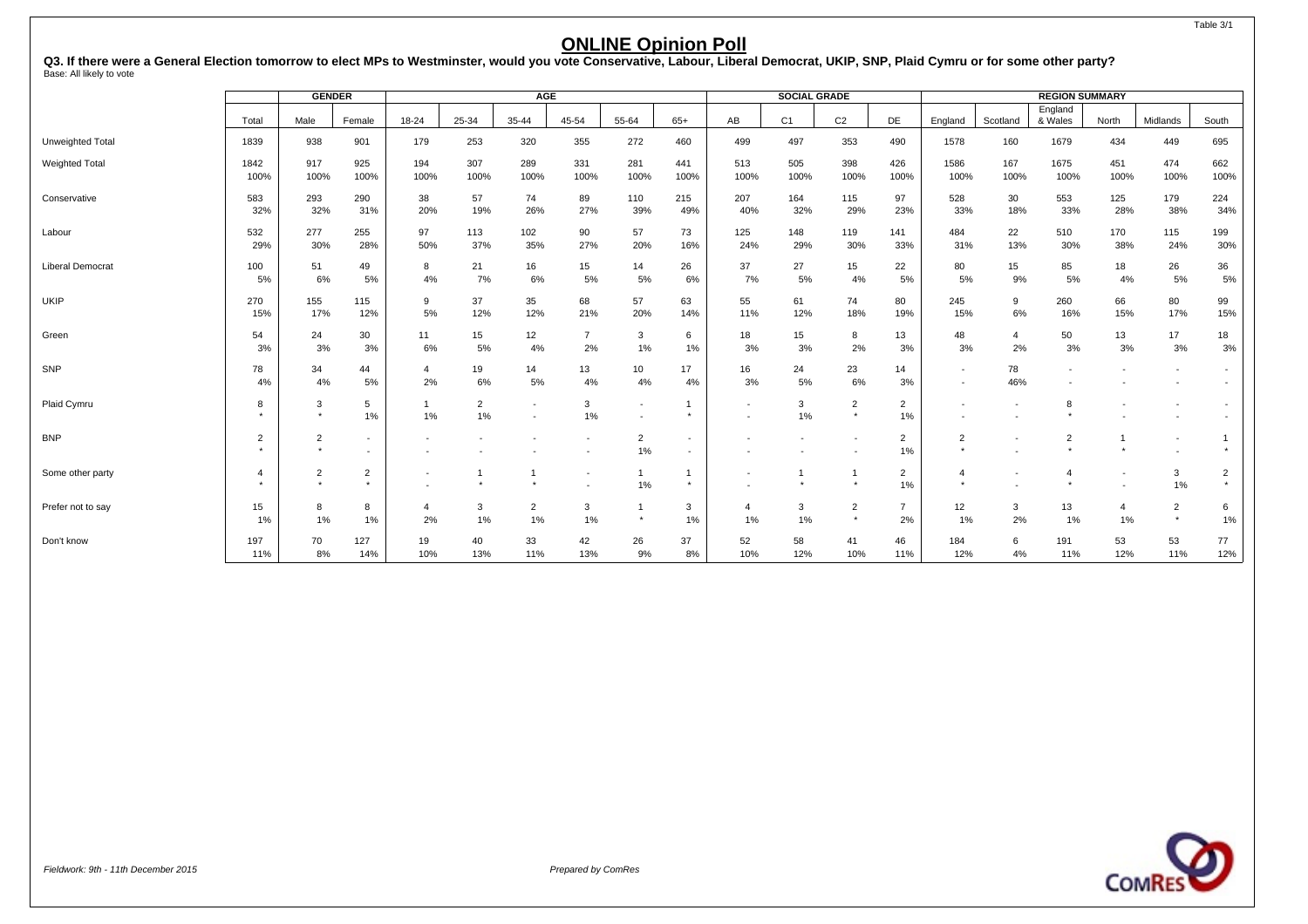Table 3/1

# ONLINE Opinion Poll

**Q3. If there were a General Election tomorrow to elect MPs to Westminster, would you vote Conservative, Labour, Liberal Democrat, UKIP, SNP, Plaid Cymru or for some other party?**
Base: All likely to vote

| | | GENDER | | AGE | | | | | | SOCIAL GRADE | | | | REGION SUMMARY | | | | | |
|---|---|---|---|---|---|---|---|---|---|---|---|---|---|---|---|---|---|---|---|
| | Total | Male | Female | 18-24 | 25-34 | 35-44 | 45-54 | 55-64 | 65+ | AB | C1 | C2 | DE | England | Scotland | England & Wales | North | Midlands | South |
| Unweighted Total | 1839 | 938 | 901 | 179 | 253 | 320 | 355 | 272 | 460 | 499 | 497 | 353 | 490 | 1578 | 160 | 1679 | 434 | 449 | 695 |
| Weighted Total | 1842 | 917 | 925 | 194 | 307 | 289 | 331 | 281 | 441 | 513 | 505 | 398 | 426 | 1586 | 167 | 1675 | 451 | 474 | 662 |
| | 100% | 100% | 100% | 100% | 100% | 100% | 100% | 100% | 100% | 100% | 100% | 100% | 100% | 100% | 100% | 100% | 100% | 100% | 100% |
| Conservative | 583 | 293 | 290 | 38 | 57 | 74 | 89 | 110 | 215 | 207 | 164 | 115 | 97 | 528 | 30 | 553 | 125 | 179 | 224 |
| | 32% | 32% | 31% | 20% | 19% | 26% | 27% | 39% | 49% | 40% | 32% | 29% | 23% | 33% | 18% | 33% | 28% | 38% | 34% |
| Labour | 532 | 277 | 255 | 97 | 113 | 102 | 90 | 57 | 73 | 125 | 148 | 119 | 141 | 484 | 22 | 510 | 170 | 115 | 199 |
| | 29% | 30% | 28% | 50% | 37% | 35% | 27% | 20% | 16% | 24% | 29% | 30% | 33% | 31% | 13% | 30% | 38% | 24% | 30% |
| Liberal Democrat | 100 | 51 | 49 | 8 | 21 | 16 | 15 | 14 | 26 | 37 | 27 | 15 | 22 | 80 | 15 | 85 | 18 | 26 | 36 |
| | 5% | 6% | 5% | 4% | 7% | 6% | 5% | 5% | 6% | 7% | 5% | 4% | 5% | 5% | 9% | 5% | 4% | 5% | 5% |
| UKIP | 270 | 155 | 115 | 9 | 37 | 35 | 68 | 57 | 63 | 55 | 61 | 74 | 80 | 245 | 9 | 260 | 66 | 80 | 99 |
| | 15% | 17% | 12% | 5% | 12% | 12% | 21% | 20% | 14% | 11% | 12% | 18% | 19% | 15% | 6% | 16% | 15% | 17% | 15% |
| Green | 54 | 24 | 30 | 11 | 15 | 12 | 7 | 3 | 6 | 18 | 15 | 8 | 13 | 48 | 4 | 50 | 13 | 17 | 18 |
| | 3% | 3% | 3% | 6% | 5% | 4% | 2% | 1% | 1% | 3% | 3% | 2% | 3% | 3% | 2% | 3% | 3% | 3% | 3% |
| SNP | 78 | 34 | 44 | 4 | 19 | 14 | 13 | 10 | 17 | 16 | 24 | 23 | 14 | - | 78 | - | - | - | - |
| | 4% | 4% | 5% | 2% | 6% | 5% | 4% | 4% | 4% | 3% | 5% | 6% | 3% | - | 46% | - | - | - | - |
| Plaid Cymru | 8 | 3 | 5 | 1 | 2 | - | 3 | - | 1 | - | 3 | 2 | 2 | - | - | 8 | - | - | - |
| | * | * | 1% | 1% | 1% | - | 1% | - | * | - | 1% | * | 1% | - | - | * | - | - | - |
| BNP | 2 | 2 | - | - | - | - | - | 2 | - | - | - | - | 2 | 2 | - | 2 | 1 | - | 1 |
| | * | * | - | - | - | - | - | 1% | - | - | - | - | 1% | * | - | * | * | - | * |
| Some other party | 4 | 2 | 2 | - | 1 | 1 | - | 1 | 1 | - | 1 | 1 | 2 | 4 | - | 4 | - | 3 | 2 |
| | * | * | * | - | * | * | - | 1% | * | - | * | * | 1% | * | - | * | - | 1% | * |
| Prefer not to say | 15 | 8 | 8 | 4 | 3 | 2 | 3 | 1 | 3 | 4 | 3 | 2 | 7 | 12 | 3 | 13 | 4 | 2 | 6 |
| | 1% | 1% | 1% | 2% | 1% | 1% | 1% | * | 1% | 1% | 1% | * | 2% | 1% | 2% | 1% | 1% | * | 1% |
| Don't know | 197 | 70 | 127 | 19 | 40 | 33 | 42 | 26 | 37 | 52 | 58 | 41 | 46 | 184 | 6 | 191 | 53 | 53 | 77 |
| | 11% | 8% | 14% | 10% | 13% | 11% | 13% | 9% | 8% | 10% | 12% | 10% | 11% | 12% | 4% | 11% | 12% | 11% | 12% |

*Fieldwork: 9th - 11th December 2015*

*Prepared by ComRes*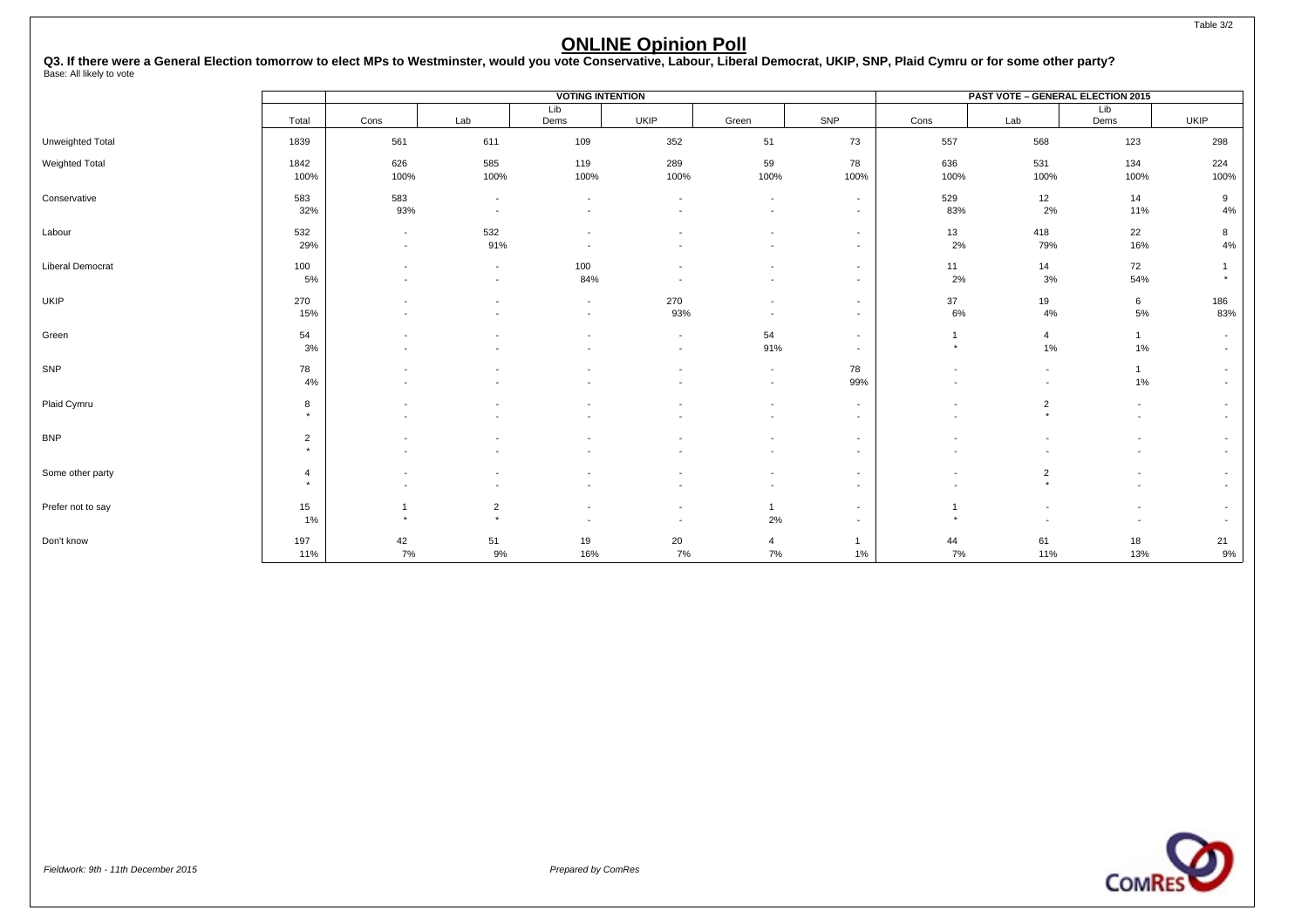Table 3/2

# ONLINE Opinion Poll

**Q3. If there were a General Election tomorrow to elect MPs to Westminster, would you vote Conservative, Labour, Liberal Democrat, UKIP, SNP, Plaid Cymru or for some other party?**
Base: All likely to vote

| | | VOTING INTENTION | | | | | | PAST VOTE – GENERAL ELECTION 2015 | | | |
|---|---|---|---|---|---|---|---|---|---|---|---|
| | Total | Cons | Lab | Lib Dems | UKIP | Green | SNP | Cons | Lab | Lib Dems | UKIP |
| Unweighted Total | 1839 | 561 | 611 | 109 | 352 | 51 | 73 | 557 | 568 | 123 | 298 |
| Weighted Total | 1842 | 626 | 585 | 119 | 289 | 59 | 78 | 636 | 531 | 134 | 224 |
| | 100% | 100% | 100% | 100% | 100% | 100% | 100% | 100% | 100% | 100% | 100% |
| Conservative | 583 | 583 | - | - | - | - | - | 529 | 12 | 14 | 9 |
| | 32% | 93% | - | - | - | - | - | 83% | 2% | 11% | 4% |
| Labour | 532 | - | 532 | - | - | - | - | 13 | 418 | 22 | 8 |
| | 29% | - | 91% | - | - | - | - | 2% | 79% | 16% | 4% |
| Liberal Democrat | 100 | - | - | 100 | - | - | - | 11 | 14 | 72 | 1 |
| | 5% | - | - | 84% | - | - | - | 2% | 3% | 54% | * |
| UKIP | 270 | - | - | - | 270 | - | - | 37 | 19 | 6 | 186 |
| | 15% | - | - | - | 93% | - | - | 6% | 4% | 5% | 83% |
| Green | 54 | - | - | - | - | 54 | - | 1 | 4 | 1 | - |
| | 3% | - | - | - | - | 91% | - | * | 1% | 1% | - |
| SNP | 78 | - | - | - | - | - | 78 | - | - | 1 | - |
| | 4% | - | - | - | - | - | 99% | - | - | 1% | - |
| Plaid Cymru | 8 | - | - | - | - | - | - | - | 2 | - | - |
| | * | - | - | - | - | - | - | - | * | - | - |
| BNP | 2 | - | - | - | - | - | - | - | - | - | - |
| | * | - | - | - | - | - | - | - | - | - | - |
| Some other party | 4 | - | - | - | - | - | - | - | 2 | - | - |
| | * | - | - | - | - | - | - | - | * | - | - |
| Prefer not to say | 15 | 1 | 2 | - | - | 1 | - | 1 | - | - | - |
| | 1% | * | * | - | - | 2% | - | * | - | - | - |
| Don't know | 197 | 42 | 51 | 19 | 20 | 4 | 1 | 44 | 61 | 18 | 21 |
| | 11% | 7% | 9% | 16% | 7% | 7% | 1% | 7% | 11% | 13% | 9% |

*Fieldwork: 9th - 11th December 2015*

*Prepared by ComRes*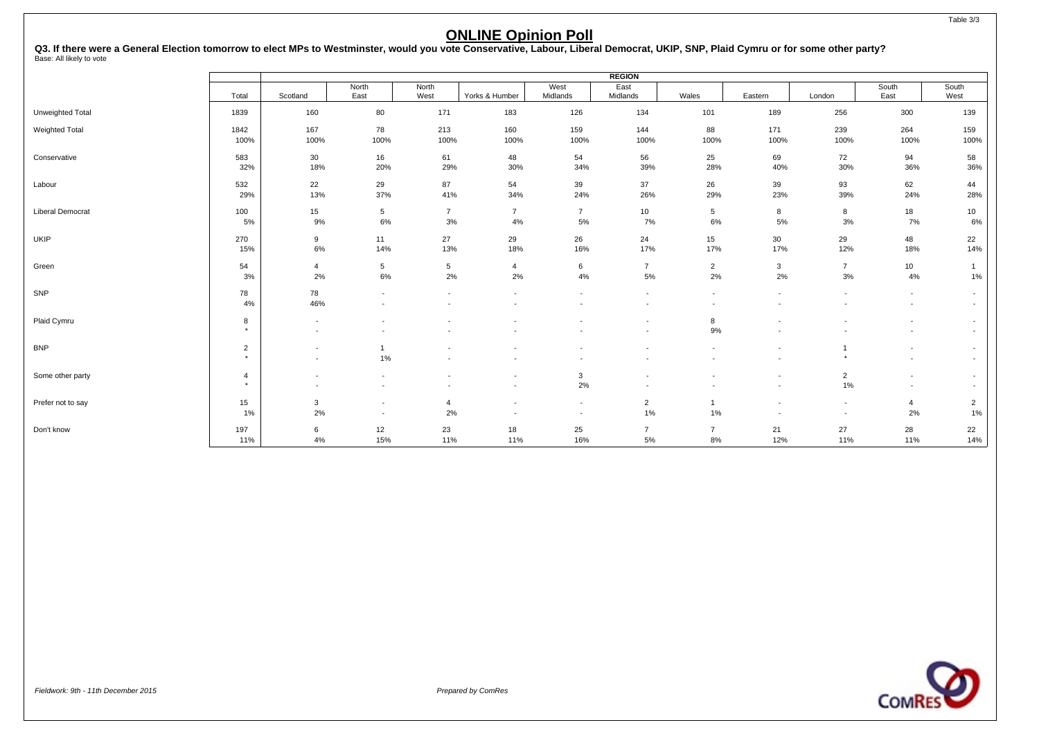# ONLINE Opinion Poll

**Q3. If there were a General Election tomorrow to elect MPs to Westminster, would you vote Conservative, Labour, Liberal Democrat, UKIP, SNP, Plaid Cymru or for some other party?**
Base: All likely to vote

| | | REGION | | | | | | | | | | |
|---|---|---|---|---|---|---|---|---|---|---|---|---|
| | Total | Scotland | North East | North West | Yorks & Humber | West Midlands | East Midlands | Wales | Eastern | London | South East | South West |
| Unweighted Total | 1839 | 160 | 80 | 171 | 183 | 126 | 134 | 101 | 189 | 256 | 300 | 139 |
| Weighted Total | 1842 | 167 | 78 | 213 | 160 | 159 | 144 | 88 | 171 | 239 | 264 | 159 |
| | 100% | 100% | 100% | 100% | 100% | 100% | 100% | 100% | 100% | 100% | 100% | 100% |
| Conservative | 583 | 30 | 16 | 61 | 48 | 54 | 56 | 25 | 69 | 72 | 94 | 58 |
| | 32% | 18% | 20% | 29% | 30% | 34% | 39% | 28% | 40% | 30% | 36% | 36% |
| Labour | 532 | 22 | 29 | 87 | 54 | 39 | 37 | 26 | 39 | 93 | 62 | 44 |
| | 29% | 13% | 37% | 41% | 34% | 24% | 26% | 29% | 23% | 39% | 24% | 28% |
| Liberal Democrat | 100 | 15 | 5 | 7 | 7 | 7 | 10 | 5 | 8 | 8 | 18 | 10 |
| | 5% | 9% | 6% | 3% | 4% | 5% | 7% | 6% | 5% | 3% | 7% | 6% |
| UKIP | 270 | 9 | 11 | 27 | 29 | 26 | 24 | 15 | 30 | 29 | 48 | 22 |
| | 15% | 6% | 14% | 13% | 18% | 16% | 17% | 17% | 17% | 12% | 18% | 14% |
| Green | 54 | 4 | 5 | 5 | 4 | 6 | 7 | 2 | 3 | 7 | 10 | 1 |
| | 3% | 2% | 6% | 2% | 2% | 4% | 5% | 2% | 2% | 3% | 4% | 1% |
| SNP | 78 | 78 | - | - | - | - | - | - | - | - | - | - |
| | 4% | 46% | - | - | - | - | - | - | - | - | - | - |
| Plaid Cymru | 8 | - | - | - | - | - | - | 8 | - | - | - | - |
| | * | - | - | - | - | - | - | 9% | - | - | - | - |
| BNP | 2 | - | 1 | - | - | - | - | - | - | 1 | - | - |
| | * | - | 1% | - | - | - | - | - | - | * | - | - |
| Some other party | 4 | - | - | - | - | 3 | - | - | - | 2 | - | - |
| | * | - | - | - | - | 2% | - | - | - | 1% | - | - |
| Prefer not to say | 15 | 3 | - | 4 | - | - | 2 | 1 | - | - | 4 | 2 |
| | 1% | 2% | - | 2% | - | - | 1% | 1% | - | - | 2% | 1% |
| Don't know | 197 | 6 | 12 | 23 | 18 | 25 | 7 | 7 | 21 | 27 | 28 | 22 |
| | 11% | 4% | 15% | 11% | 11% | 16% | 5% | 8% | 12% | 11% | 11% | 14% |

*Fieldwork: 9th - 11th December 2015*

*Prepared by ComRes*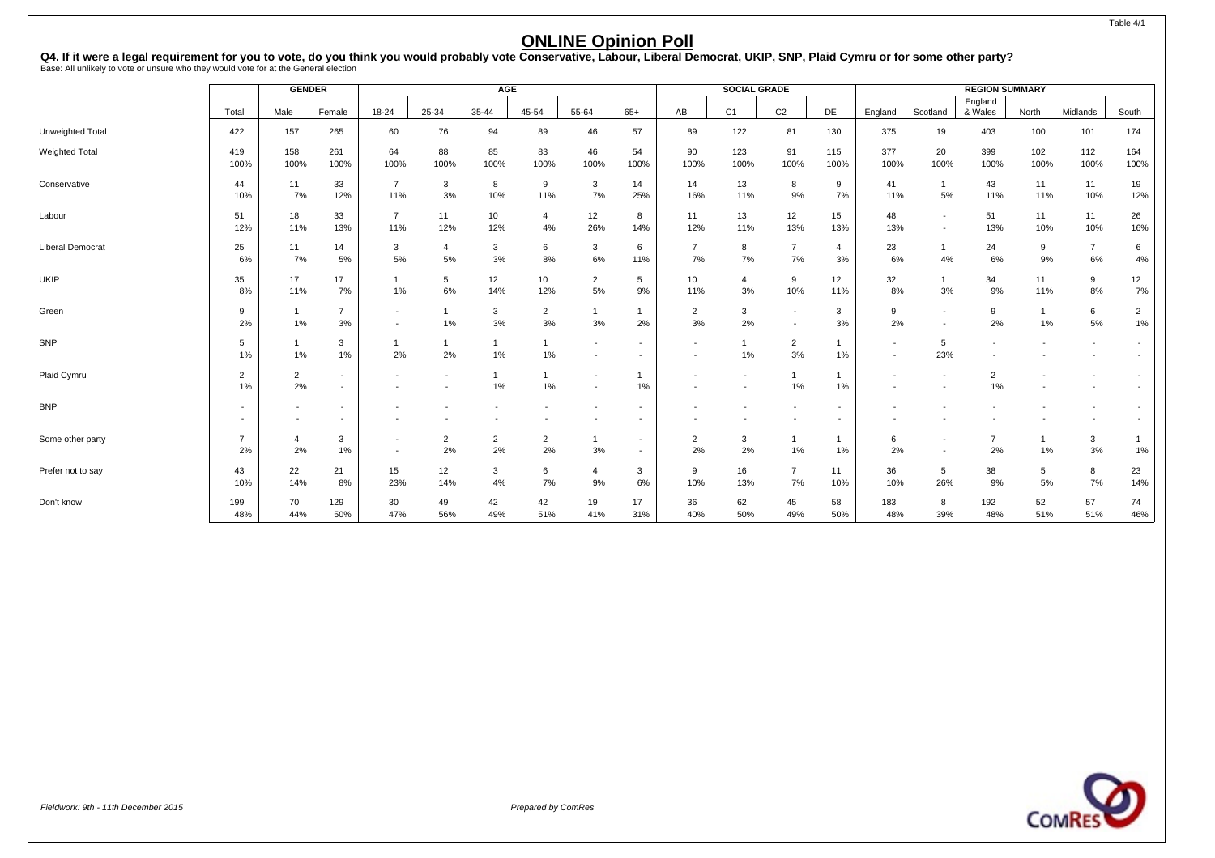Table 4/1

# ONLINE Opinion Poll

**Q4. If it were a legal requirement for you to vote, do you think you would probably vote Conservative, Labour, Liberal Democrat, UKIP, SNP, Plaid Cymru or for some other party?**
Base: All unlikely to vote or unsure who they would vote for at the General election

| | | GENDER | | AGE | | | | | | SOCIAL GRADE | | | | REGION SUMMARY | | | | | |
|---|---|---|---|---|---|---|---|---|---|---|---|---|---|---|---|---|---|---|---|
| | Total | Male | Female | 18-24 | 25-34 | 35-44 | 45-54 | 55-64 | 65+ | AB | C1 | C2 | DE | England | Scotland | England & Wales | North | Midlands | South |
| Unweighted Total | 422 | 157 | 265 | 60 | 76 | 94 | 89 | 46 | 57 | 89 | 122 | 81 | 130 | 375 | 19 | 403 | 100 | 101 | 174 |
| Weighted Total | 419 | 158 | 261 | 64 | 88 | 85 | 83 | 46 | 54 | 90 | 123 | 91 | 115 | 377 | 20 | 399 | 102 | 112 | 164 |
| | 100% | 100% | 100% | 100% | 100% | 100% | 100% | 100% | 100% | 100% | 100% | 100% | 100% | 100% | 100% | 100% | 100% | 100% | 100% |
| Conservative | 44 | 11 | 33 | 7 | 3 | 8 | 9 | 3 | 14 | 14 | 13 | 8 | 9 | 41 | 1 | 43 | 11 | 11 | 19 |
| | 10% | 7% | 12% | 11% | 3% | 10% | 11% | 7% | 25% | 16% | 11% | 9% | 7% | 11% | 5% | 11% | 11% | 10% | 12% |
| Labour | 51 | 18 | 33 | 7 | 11 | 10 | 4 | 12 | 8 | 11 | 13 | 12 | 15 | 48 | - | 51 | 11 | 11 | 26 |
| | 12% | 11% | 13% | 11% | 12% | 12% | 4% | 26% | 14% | 12% | 11% | 13% | 13% | 13% | - | 13% | 10% | 10% | 16% |
| Liberal Democrat | 25 | 11 | 14 | 3 | 4 | 3 | 6 | 3 | 6 | 7 | 8 | 7 | 4 | 23 | 1 | 24 | 9 | 7 | 6 |
| | 6% | 7% | 5% | 5% | 5% | 3% | 8% | 6% | 11% | 7% | 7% | 7% | 3% | 6% | 4% | 6% | 9% | 6% | 4% |
| UKIP | 35 | 17 | 17 | 1 | 5 | 12 | 10 | 2 | 5 | 10 | 4 | 9 | 12 | 32 | 1 | 34 | 11 | 9 | 12 |
| | 8% | 11% | 7% | 1% | 6% | 14% | 12% | 5% | 9% | 11% | 3% | 10% | 11% | 8% | 3% | 9% | 11% | 8% | 7% |
| Green | 9 | 1 | 7 | - | 1 | 3 | 2 | 1 | 1 | 2 | 3 | - | 3 | 9 | - | 9 | 1 | 6 | 2 |
| | 2% | 1% | 3% | - | 1% | 3% | 3% | 3% | 2% | 3% | 2% | - | 3% | 2% | - | 2% | 1% | 5% | 1% |
| SNP | 5 | 1 | 3 | 1 | 1 | 1 | 1 | - | - | - | 1 | 2 | 1 | - | 5 | - | - | - | - |
| | 1% | 1% | 1% | 2% | 2% | 1% | 1% | - | - | - | 1% | 3% | 1% | - | 23% | - | - | - | - |
| Plaid Cymru | 2 | 2 | - | - | - | 1 | 1 | - | 1 | - | - | 1 | 1 | - | - | 2 | - | - | - |
| | 1% | 2% | - | - | - | 1% | 1% | - | 1% | - | - | 1% | 1% | - | - | 1% | - | - | - |
| BNP | - | - | - | - | - | - | - | - | - | - | - | - | - | - | - | - | - | - | - |
| | - | - | - | - | - | - | - | - | - | - | - | - | - | - | - | - | - | - | - |
| Some other party | 7 | 4 | 3 | - | 2 | 2 | 2 | 1 | - | 2 | 3 | 1 | 1 | 6 | - | 7 | 1 | 3 | 1 |
| | 2% | 2% | 1% | - | 2% | 2% | 2% | 3% | - | 2% | 2% | 1% | 1% | 2% | - | 2% | 1% | 3% | 1% |
| Prefer not to say | 43 | 22 | 21 | 15 | 12 | 3 | 6 | 4 | 3 | 9 | 16 | 7 | 11 | 36 | 5 | 38 | 5 | 8 | 23 |
| | 10% | 14% | 8% | 23% | 14% | 4% | 7% | 9% | 6% | 10% | 13% | 7% | 10% | 10% | 26% | 9% | 5% | 7% | 14% |
| Don't know | 199 | 70 | 129 | 30 | 49 | 42 | 42 | 19 | 17 | 36 | 62 | 45 | 58 | 183 | 8 | 192 | 52 | 57 | 74 |
| | 48% | 44% | 50% | 47% | 56% | 49% | 51% | 41% | 31% | 40% | 50% | 49% | 50% | 48% | 39% | 48% | 51% | 51% | 46% |

*Fieldwork: 9th - 11th December 2015*

*Prepared by ComRes*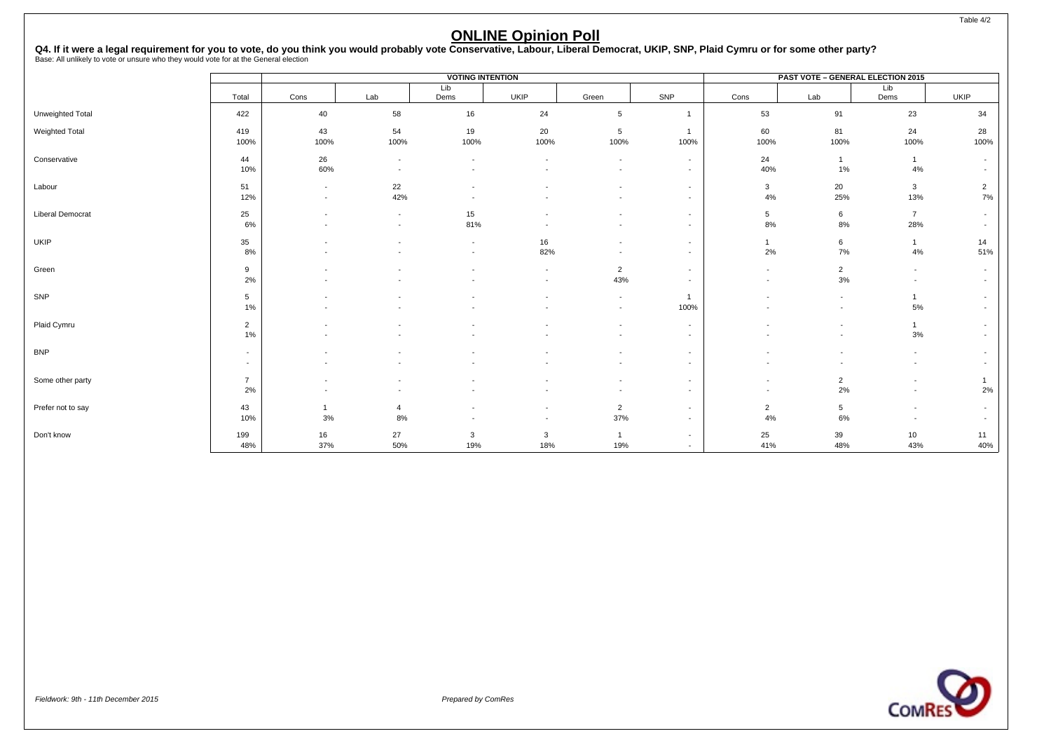Table 4/2

# ONLINE Opinion Poll

**Q4. If it were a legal requirement for you to vote, do you think you would probably vote Conservative, Labour, Liberal Democrat, UKIP, SNP, Plaid Cymru or for some other party?**
Base: All unlikely to vote or unsure who they would vote for at the General election

| | | VOTING INTENTION | | | | | | PAST VOTE – GENERAL ELECTION 2015 | | | |
|---|---|---|---|---|---|---|---|---|---|---|---|
| | Total | Cons | Lab | Lib Dems | UKIP | Green | SNP | Cons | Lab | Lib Dems | UKIP |
| Unweighted Total | 422 | 40 | 58 | 16 | 24 | 5 | 1 | 53 | 91 | 23 | 34 |
| Weighted Total | 419 | 43 | 54 | 19 | 20 | 5 | 1 | 60 | 81 | 24 | 28 |
| | 100% | 100% | 100% | 100% | 100% | 100% | 100% | 100% | 100% | 100% | 100% |
| Conservative | 44 | 26 | - | - | - | - | - | 24 | 1 | 1 | - |
| | 10% | 60% | - | - | - | - | - | 40% | 1% | 4% | - |
| Labour | 51 | - | 22 | - | - | - | - | 3 | 20 | 3 | 2 |
| | 12% | - | 42% | - | - | - | - | 4% | 25% | 13% | 7% |
| Liberal Democrat | 25 | - | - | 15 | - | - | - | 5 | 6 | 7 | - |
| | 6% | - | - | 81% | - | - | - | 8% | 8% | 28% | - |
| UKIP | 35 | - | - | - | 16 | - | - | 1 | 6 | 1 | 14 |
| | 8% | - | - | - | 82% | - | - | 2% | 7% | 4% | 51% |
| Green | 9 | - | - | - | - | 2 | - | - | 2 | - | - |
| | 2% | - | - | - | - | 43% | - | - | 3% | - | - |
| SNP | 5 | - | - | - | - | - | 1 | - | - | 1 | - |
| | 1% | - | - | - | - | - | 100% | - | - | 5% | - |
| Plaid Cymru | 2 | - | - | - | - | - | - | - | - | 1 | - |
| | 1% | - | - | - | - | - | - | - | - | 3% | - |
| BNP | - | - | - | - | - | - | - | - | - | - | - |
| | - | - | - | - | - | - | - | - | - | - | - |
| Some other party | 7 | - | - | - | - | - | - | - | 2 | - | 1 |
| | 2% | - | - | - | - | - | - | - | 2% | - | 2% |
| Prefer not to say | 43 | 1 | 4 | - | - | 2 | - | 2 | 5 | - | - |
| | 10% | 3% | 8% | - | - | 37% | - | 4% | 6% | - | - |
| Don't know | 199 | 16 | 27 | 3 | 3 | 1 | - | 25 | 39 | 10 | 11 |
| | 48% | 37% | 50% | 19% | 18% | 19% | - | 41% | 48% | 43% | 40% |

*Fieldwork: 9th - 11th December 2015*

*Prepared by ComRes*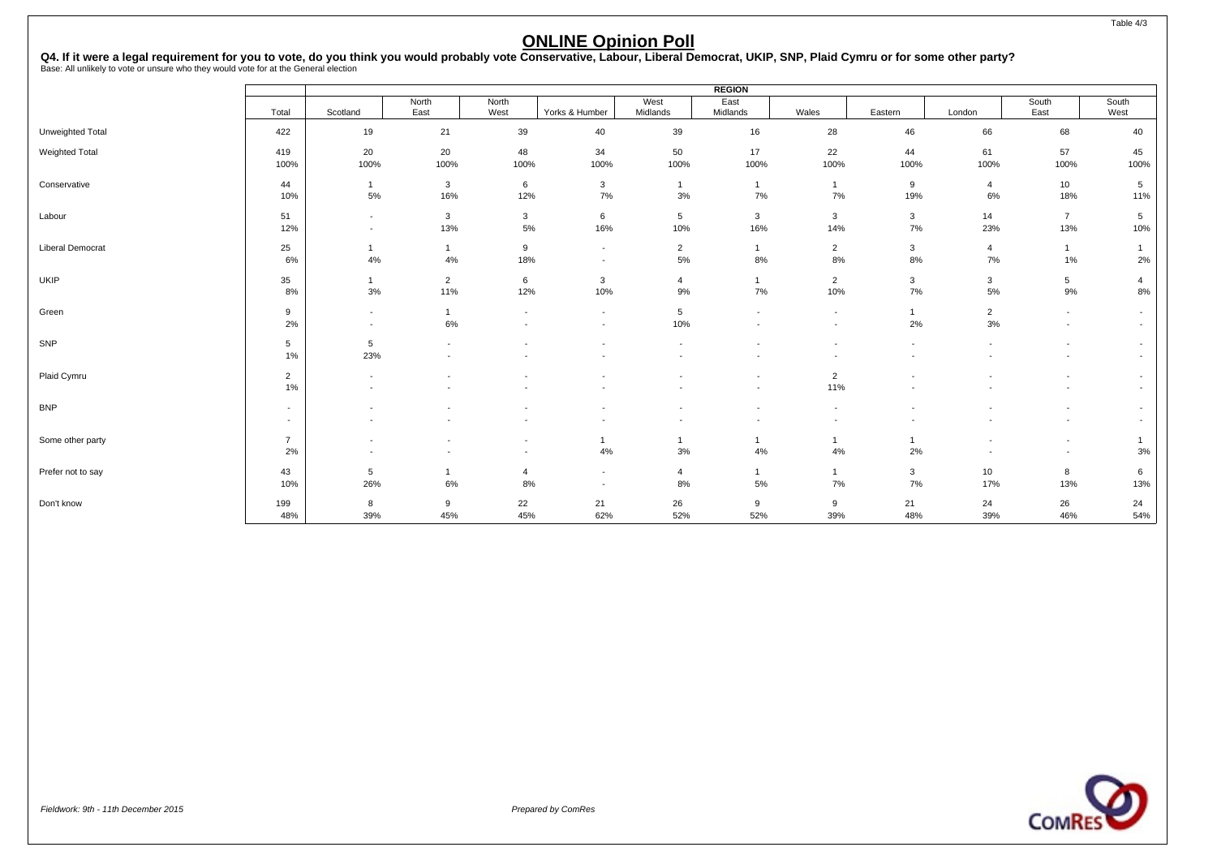# ONLINE Opinion Poll

**Q4. If it were a legal requirement for you to vote, do you think you would probably vote Conservative, Labour, Liberal Democrat, UKIP, SNP, Plaid Cymru or for some other party?**

Base: All unlikely to vote or unsure who they would vote for at the General election

| | | REGION | | | | | | | | | | |
|---|---|---|---|---|---|---|---|---|---|---|---|---|
| | Total | Scotland | North East | North West | Yorks & Humber | West Midlands | East Midlands | Wales | Eastern | London | South East | South West |
| Unweighted Total | 422 | 19 | 21 | 39 | 40 | 39 | 16 | 28 | 46 | 66 | 68 | 40 |
| Weighted Total | 419 | 20 | 20 | 48 | 34 | 50 | 17 | 22 | 44 | 61 | 57 | 45 |
| | 100% | 100% | 100% | 100% | 100% | 100% | 100% | 100% | 100% | 100% | 100% | 100% |
| Conservative | 44 | 1 | 3 | 6 | 3 | 1 | 1 | 1 | 9 | 4 | 10 | 5 |
| | 10% | 5% | 16% | 12% | 7% | 3% | 7% | 7% | 19% | 6% | 18% | 11% |
| Labour | 51 | - | 3 | 3 | 6 | 5 | 3 | 3 | 3 | 14 | 7 | 5 |
| | 12% | - | 13% | 5% | 16% | 10% | 16% | 14% | 7% | 23% | 13% | 10% |
| Liberal Democrat | 25 | 1 | 1 | 9 | - | 2 | 1 | 2 | 3 | 4 | 1 | 1 |
| | 6% | 4% | 4% | 18% | - | 5% | 8% | 8% | 8% | 7% | 1% | 2% |
| UKIP | 35 | 1 | 2 | 6 | 3 | 4 | 1 | 2 | 3 | 3 | 5 | 4 |
| | 8% | 3% | 11% | 12% | 10% | 9% | 7% | 10% | 7% | 5% | 9% | 8% |
| Green | 9 | - | 1 | - | - | 5 | - | - | 1 | 2 | - | - |
| | 2% | - | 6% | - | - | 10% | - | - | 2% | 3% | - | - |
| SNP | 5 | 5 | - | - | - | - | - | - | - | - | - | - |
| | 1% | 23% | - | - | - | - | - | - | - | - | - | - |
| Plaid Cymru | 2 | - | - | - | - | - | - | 2 | - | - | - | - |
| | 1% | - | - | - | - | - | - | 11% | - | - | - | - |
| BNP | - | - | - | - | - | - | - | - | - | - | - | - |
| | - | - | - | - | - | - | - | - | - | - | - | - |
| Some other party | 7 | - | - | - | 1 | 1 | 1 | 1 | 1 | - | - | 1 |
| | 2% | - | - | - | 4% | 3% | 4% | 4% | 2% | - | - | 3% |
| Prefer not to say | 43 | 5 | 1 | 4 | - | 4 | 1 | 1 | 3 | 10 | 8 | 6 |
| | 10% | 26% | 6% | 8% | - | 8% | 5% | 7% | 7% | 17% | 13% | 13% |
| Don't know | 199 | 8 | 9 | 22 | 21 | 26 | 9 | 9 | 21 | 24 | 26 | 24 |
| | 48% | 39% | 45% | 45% | 62% | 52% | 52% | 39% | 48% | 39% | 46% | 54% |

*Fieldwork: 9th - 11th December 2015*

*Prepared by ComRes*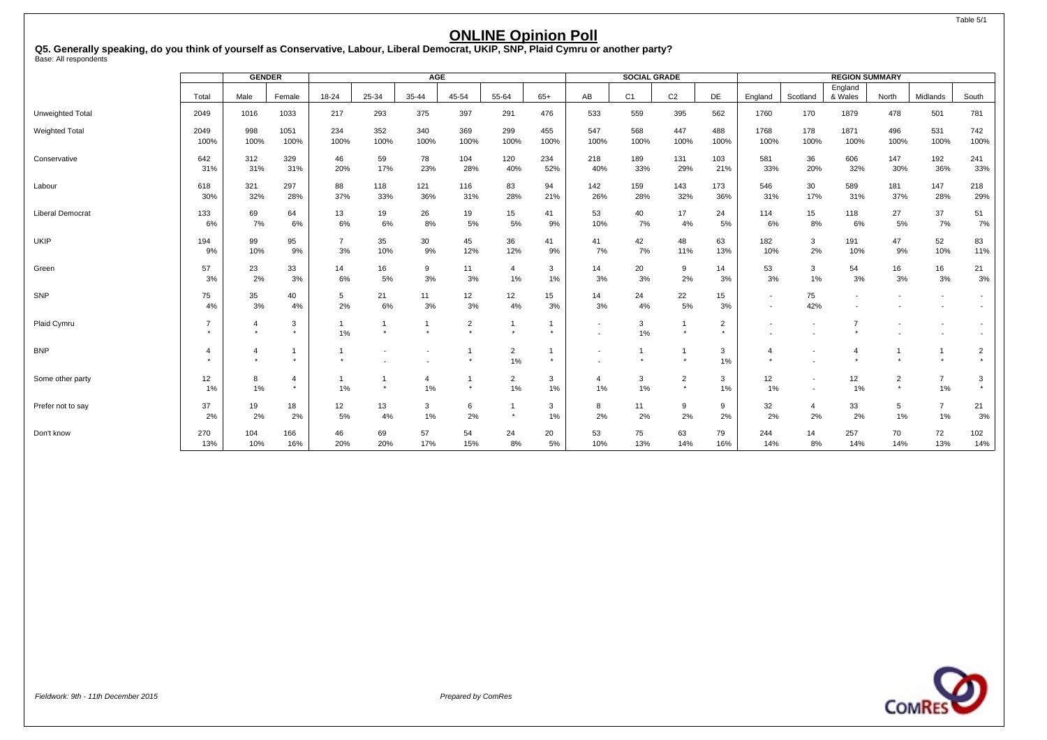Table 5/1

# ONLINE Opinion Poll

**Q5. Generally speaking, do you think of yourself as Conservative, Labour, Liberal Democrat, UKIP, SNP, Plaid Cymru or another party?**
Base: All respondents

| | | GENDER | | AGE | | | | | | SOCIAL GRADE | | | | REGION SUMMARY | | | | | |
|---|---|---|---|---|---|---|---|---|---|---|---|---|---|---|---|---|---|---|---|
| | Total | Male | Female | 18-24 | 25-34 | 35-44 | 45-54 | 55-64 | 65+ | AB | C1 | C2 | DE | England | Scotland | England & Wales | North | Midlands | South |
| Unweighted Total | 2049 | 1016 | 1033 | 217 | 293 | 375 | 397 | 291 | 476 | 533 | 559 | 395 | 562 | 1760 | 170 | 1879 | 478 | 501 | 781 |
| Weighted Total | 2049 | 998 | 1051 | 234 | 352 | 340 | 369 | 299 | 455 | 547 | 568 | 447 | 488 | 1768 | 178 | 1871 | 496 | 531 | 742 |
| | 100% | 100% | 100% | 100% | 100% | 100% | 100% | 100% | 100% | 100% | 100% | 100% | 100% | 100% | 100% | 100% | 100% | 100% | 100% |
| Conservative | 642 | 312 | 329 | 46 | 59 | 78 | 104 | 120 | 234 | 218 | 189 | 131 | 103 | 581 | 36 | 606 | 147 | 192 | 241 |
| | 31% | 31% | 31% | 20% | 17% | 23% | 28% | 40% | 52% | 40% | 33% | 29% | 21% | 33% | 20% | 32% | 30% | 36% | 33% |
| Labour | 618 | 321 | 297 | 88 | 118 | 121 | 116 | 83 | 94 | 142 | 159 | 143 | 173 | 546 | 30 | 589 | 181 | 147 | 218 |
| | 30% | 32% | 28% | 37% | 33% | 36% | 31% | 28% | 21% | 26% | 28% | 32% | 36% | 31% | 17% | 31% | 37% | 28% | 29% |
| Liberal Democrat | 133 | 69 | 64 | 13 | 19 | 26 | 19 | 15 | 41 | 53 | 40 | 17 | 24 | 114 | 15 | 118 | 27 | 37 | 51 |
| | 6% | 7% | 6% | 6% | 6% | 8% | 5% | 5% | 9% | 10% | 7% | 4% | 5% | 6% | 8% | 6% | 5% | 7% | 7% |
| UKIP | 194 | 99 | 95 | 7 | 35 | 30 | 45 | 36 | 41 | 41 | 42 | 48 | 63 | 182 | 3 | 191 | 47 | 52 | 83 |
| | 9% | 10% | 9% | 3% | 10% | 9% | 12% | 12% | 9% | 7% | 7% | 11% | 13% | 10% | 2% | 10% | 9% | 10% | 11% |
| Green | 57 | 23 | 33 | 14 | 16 | 9 | 11 | 4 | 3 | 14 | 20 | 9 | 14 | 53 | 3 | 54 | 16 | 16 | 21 |
| | 3% | 2% | 3% | 6% | 5% | 3% | 3% | 1% | 1% | 3% | 3% | 2% | 3% | 3% | 1% | 3% | 3% | 3% | 3% |
| SNP | 75 | 35 | 40 | 5 | 21 | 11 | 12 | 12 | 15 | 14 | 24 | 22 | 15 | - | 75 | - | - | - | - |
| | 4% | 3% | 4% | 2% | 6% | 3% | 3% | 4% | 3% | 3% | 4% | 5% | 3% | - | 42% | - | - | - | - |
| Plaid Cymru | 7 | 4 | 3 | 1 | 1 | 1 | 2 | 1 | 1 | - | 3 | 1 | 2 | - | - | 7 | - | - | - |
| | * | * | * | 1% | * | * | * | * | * | - | 1% | * | * | - | - | * | - | - | - |
| BNP | 4 | 4 | 1 | 1 | - | - | 1 | 2 | 1 | - | 1 | 1 | 3 | 4 | - | 4 | 1 | 1 | 2 |
| | * | * | * | * | - | - | * | 1% | * | - | * | * | 1% | * | - | * | * | * | * |
| Some other party | 12 | 8 | 4 | 1 | 1 | 4 | 1 | 2 | 3 | 4 | 3 | 2 | 3 | 12 | - | 12 | 2 | 7 | 3 |
| | 1% | 1% | * | 1% | * | 1% | * | 1% | 1% | 1% | 1% | * | 1% | 1% | - | 1% | * | 1% | * |
| Prefer not to say | 37 | 19 | 18 | 12 | 13 | 3 | 6 | 1 | 3 | 8 | 11 | 9 | 9 | 32 | 4 | 33 | 5 | 7 | 21 |
| | 2% | 2% | 2% | 5% | 4% | 1% | 2% | * | 1% | 2% | 2% | 2% | 2% | 2% | 2% | 2% | 1% | 1% | 3% |
| Don't know | 270 | 104 | 166 | 46 | 69 | 57 | 54 | 24 | 20 | 53 | 75 | 63 | 79 | 244 | 14 | 257 | 70 | 72 | 102 |
| | 13% | 10% | 16% | 20% | 20% | 17% | 15% | 8% | 5% | 10% | 13% | 14% | 16% | 14% | 8% | 14% | 14% | 13% | 14% |

*Fieldwork: 9th - 11th December 2015*

*Prepared by ComRes*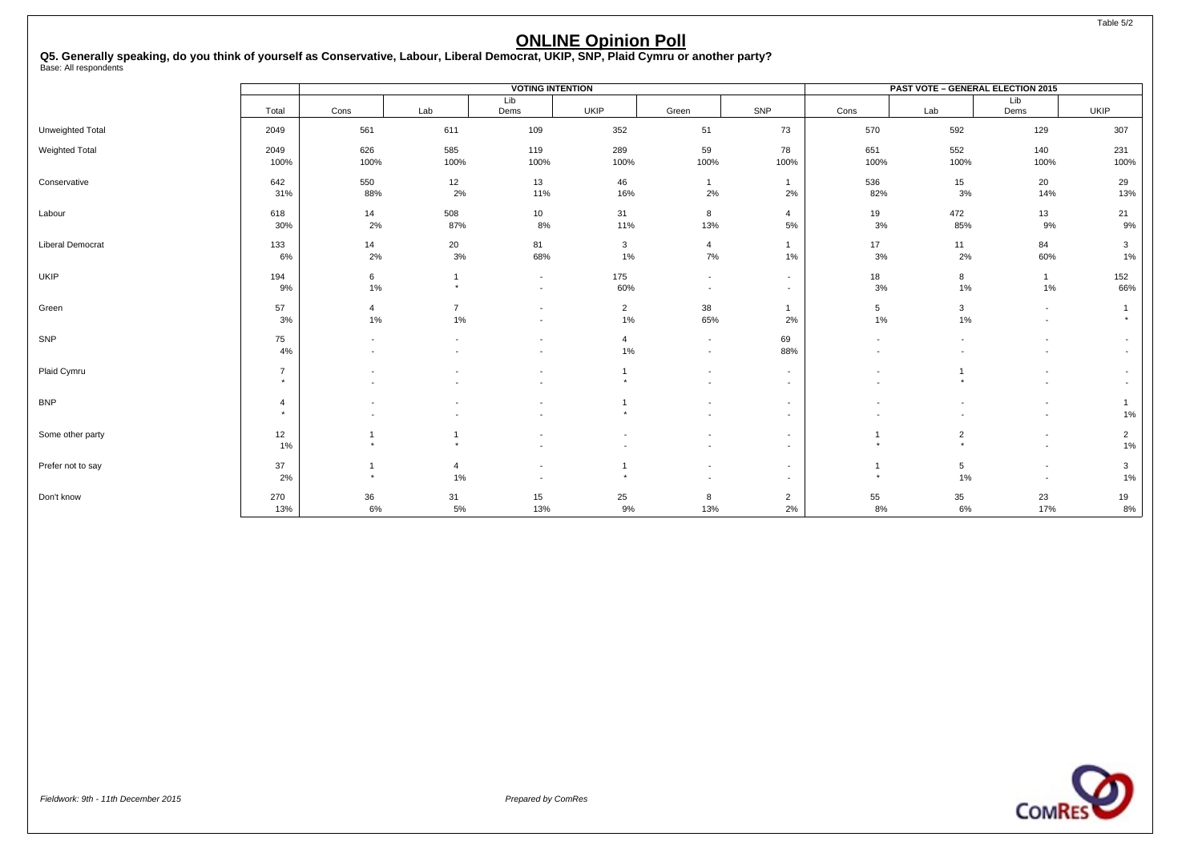Table 5/2

# ONLINE Opinion Poll

**Q5. Generally speaking, do you think of yourself as Conservative, Labour, Liberal Democrat, UKIP, SNP, Plaid Cymru or another party?**
Base: All respondents

| | | VOTING INTENTION | | | | | | PAST VOTE – GENERAL ELECTION 2015 | | | |
|---|---|---|---|---|---|---|---|---|---|---|---|
| | Total | Cons | Lab | Lib Dems | UKIP | Green | SNP | Cons | Lab | Lib Dems | UKIP |
| Unweighted Total | 2049 | 561 | 611 | 109 | 352 | 51 | 73 | 570 | 592 | 129 | 307 |
| Weighted Total | 2049 | 626 | 585 | 119 | 289 | 59 | 78 | 651 | 552 | 140 | 231 |
| | 100% | 100% | 100% | 100% | 100% | 100% | 100% | 100% | 100% | 100% | 100% |
| Conservative | 642 | 550 | 12 | 13 | 46 | 1 | 1 | 536 | 15 | 20 | 29 |
| | 31% | 88% | 2% | 11% | 16% | 2% | 2% | 82% | 3% | 14% | 13% |
| Labour | 618 | 14 | 508 | 10 | 31 | 8 | 4 | 19 | 472 | 13 | 21 |
| | 30% | 2% | 87% | 8% | 11% | 13% | 5% | 3% | 85% | 9% | 9% |
| Liberal Democrat | 133 | 14 | 20 | 81 | 3 | 4 | 1 | 17 | 11 | 84 | 3 |
| | 6% | 2% | 3% | 68% | 1% | 7% | 1% | 3% | 2% | 60% | 1% |
| UKIP | 194 | 6 | 1 | - | 175 | - | - | 18 | 8 | 1 | 152 |
| | 9% | 1% | * | - | 60% | - | - | 3% | 1% | 1% | 66% |
| Green | 57 | 4 | 7 | - | 2 | 38 | 1 | 5 | 3 | - | 1 |
| | 3% | 1% | 1% | - | 1% | 65% | 2% | 1% | 1% | - | * |
| SNP | 75 | - | - | - | 4 | - | 69 | - | - | - | - |
| | 4% | - | - | - | 1% | - | 88% | - | - | - | - |
| Plaid Cymru | 7 | - | - | - | 1 | - | - | - | 1 | - | - |
| | * | - | - | - | * | - | - | - | * | - | - |
| BNP | 4 | - | - | - | 1 | - | - | - | - | - | 1 |
| | * | - | - | - | * | - | - | - | - | - | 1% |
| Some other party | 12 | 1 | 1 | - | - | - | - | 1 | 2 | - | 2 |
| | 1% | * | * | - | - | - | - | * | * | - | 1% |
| Prefer not to say | 37 | 1 | 4 | - | 1 | - | - | 1 | 5 | - | 3 |
| | 2% | * | 1% | - | * | - | - | * | 1% | - | 1% |
| Don't know | 270 | 36 | 31 | 15 | 25 | 8 | 2 | 55 | 35 | 23 | 19 |
| | 13% | 6% | 5% | 13% | 9% | 13% | 2% | 8% | 6% | 17% | 8% |

*Fieldwork: 9th - 11th December 2015*

*Prepared by ComRes*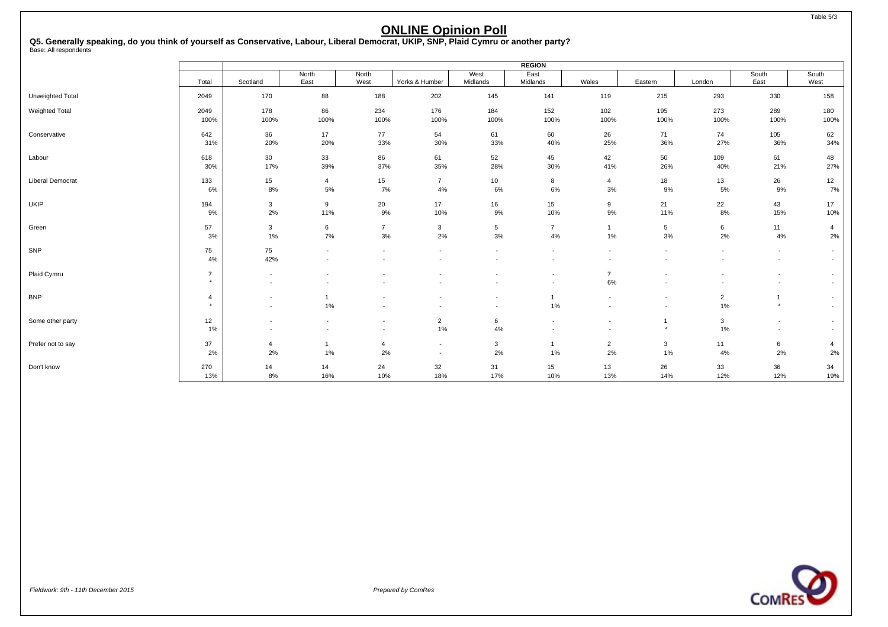# ONLINE Opinion Poll

**Q5. Generally speaking, do you think of yourself as Conservative, Labour, Liberal Democrat, UKIP, SNP, Plaid Cymru or another party?**
Base: All respondents

| | | REGION | | | | | | | | | | |
|---|---|---|---|---|---|---|---|---|---|---|---|---|
| | Total | Scotland | North East | North West | Yorks & Humber | West Midlands | East Midlands | Wales | Eastern | London | South East | South West |
| Unweighted Total | 2049 | 170 | 88 | 188 | 202 | 145 | 141 | 119 | 215 | 293 | 330 | 158 |
| Weighted Total | 2049 | 178 | 86 | 234 | 176 | 184 | 152 | 102 | 195 | 273 | 289 | 180 |
| | 100% | 100% | 100% | 100% | 100% | 100% | 100% | 100% | 100% | 100% | 100% | 100% |
| Conservative | 642 | 36 | 17 | 77 | 54 | 61 | 60 | 26 | 71 | 74 | 105 | 62 |
| | 31% | 20% | 20% | 33% | 30% | 33% | 40% | 25% | 36% | 27% | 36% | 34% |
| Labour | 618 | 30 | 33 | 86 | 61 | 52 | 45 | 42 | 50 | 109 | 61 | 48 |
| | 30% | 17% | 39% | 37% | 35% | 28% | 30% | 41% | 26% | 40% | 21% | 27% |
| Liberal Democrat | 133 | 15 | 4 | 15 | 7 | 10 | 8 | 4 | 18 | 13 | 26 | 12 |
| | 6% | 8% | 5% | 7% | 4% | 6% | 6% | 3% | 9% | 5% | 9% | 7% |
| UKIP | 194 | 3 | 9 | 20 | 17 | 16 | 15 | 9 | 21 | 22 | 43 | 17 |
| | 9% | 2% | 11% | 9% | 10% | 9% | 10% | 9% | 11% | 8% | 15% | 10% |
| Green | 57 | 3 | 6 | 7 | 3 | 5 | 7 | 1 | 5 | 6 | 11 | 4 |
| | 3% | 1% | 7% | 3% | 2% | 3% | 4% | 1% | 3% | 2% | 4% | 2% |
| SNP | 75 | 75 | - | - | - | - | - | - | - | - | - | - |
| | 4% | 42% | - | - | - | - | - | - | - | - | - | - |
| Plaid Cymru | 7 | - | - | - | - | - | - | 7 | - | - | - | - |
| | * | - | - | - | - | - | - | 6% | - | - | - | - |
| BNP | 4 | - | 1 | - | - | - | 1 | - | - | 2 | 1 | - |
| | * | - | 1% | - | - | - | 1% | - | - | 1% | * | - |
| Some other party | 12 | - | - | - | 2 | 6 | - | - | 1 | 3 | - | - |
| | 1% | - | - | - | 1% | 4% | - | - | * | 1% | - | - |
| Prefer not to say | 37 | 4 | 1 | 4 | - | 3 | 1 | 2 | 3 | 11 | 6 | 4 |
| | 2% | 2% | 1% | 2% | - | 2% | 1% | 2% | 1% | 4% | 2% | 2% |
| Don't know | 270 | 14 | 14 | 24 | 32 | 31 | 15 | 13 | 26 | 33 | 36 | 34 |
| | 13% | 8% | 16% | 10% | 18% | 17% | 10% | 13% | 14% | 12% | 12% | 19% |

*Fieldwork: 9th - 11th December 2015*

*Prepared by ComRes*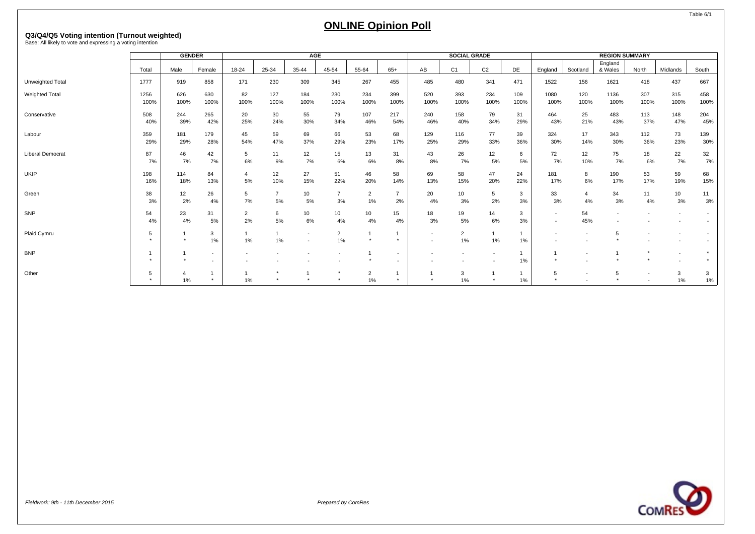Table 6/1

# ONLINE Opinion Poll

**Q3/Q4/Q5 Voting intention (Turnout weighted)**
Base: All likely to vote and expressing a voting intention

| | | GENDER | | AGE | | | | | | SOCIAL GRADE | | | | REGION SUMMARY | | | | | |
|---|---|---|---|---|---|---|---|---|---|---|---|---|---|---|---|---|---|---|---|
| | Total | Male | Female | 18-24 | 25-34 | 35-44 | 45-54 | 55-64 | 65+ | AB | C1 | C2 | DE | England | Scotland | England & Wales | North | Midlands | South |
| Unweighted Total | 1777 | 919 | 858 | 171 | 230 | 309 | 345 | 267 | 455 | 485 | 480 | 341 | 471 | 1522 | 156 | 1621 | 418 | 437 | 667 |
| Weighted Total | 1256 | 626 | 630 | 82 | 127 | 184 | 230 | 234 | 399 | 520 | 393 | 234 | 109 | 1080 | 120 | 1136 | 307 | 315 | 458 |
| | 100% | 100% | 100% | 100% | 100% | 100% | 100% | 100% | 100% | 100% | 100% | 100% | 100% | 100% | 100% | 100% | 100% | 100% | 100% |
| Conservative | 508 | 244 | 265 | 20 | 30 | 55 | 79 | 107 | 217 | 240 | 158 | 79 | 31 | 464 | 25 | 483 | 113 | 148 | 204 |
| | 40% | 39% | 42% | 25% | 24% | 30% | 34% | 46% | 54% | 46% | 40% | 34% | 29% | 43% | 21% | 43% | 37% | 47% | 45% |
| Labour | 359 | 181 | 179 | 45 | 59 | 69 | 66 | 53 | 68 | 129 | 116 | 77 | 39 | 324 | 17 | 343 | 112 | 73 | 139 |
| | 29% | 29% | 28% | 54% | 47% | 37% | 29% | 23% | 17% | 25% | 29% | 33% | 36% | 30% | 14% | 30% | 36% | 23% | 30% |
| Liberal Democrat | 87 | 46 | 42 | 5 | 11 | 12 | 15 | 13 | 31 | 43 | 26 | 12 | 6 | 72 | 12 | 75 | 18 | 22 | 32 |
| | 7% | 7% | 7% | 6% | 9% | 7% | 6% | 6% | 8% | 8% | 7% | 5% | 5% | 7% | 10% | 7% | 6% | 7% | 7% |
| UKIP | 198 | 114 | 84 | 4 | 12 | 27 | 51 | 46 | 58 | 69 | 58 | 47 | 24 | 181 | 8 | 190 | 53 | 59 | 68 |
| | 16% | 18% | 13% | 5% | 10% | 15% | 22% | 20% | 14% | 13% | 15% | 20% | 22% | 17% | 6% | 17% | 17% | 19% | 15% |
| Green | 38 | 12 | 26 | 5 | 7 | 10 | 7 | 2 | 7 | 20 | 10 | 5 | 3 | 33 | 4 | 34 | 11 | 10 | 11 |
| | 3% | 2% | 4% | 7% | 5% | 5% | 3% | 1% | 2% | 4% | 3% | 2% | 3% | 3% | 4% | 3% | 4% | 3% | 3% |
| SNP | 54 | 23 | 31 | 2 | 6 | 10 | 10 | 10 | 15 | 18 | 19 | 14 | 3 | - | 54 | - | - | - | - |
| | 4% | 4% | 5% | 2% | 5% | 6% | 4% | 4% | 4% | 3% | 5% | 6% | 3% | - | 45% | - | - | - | - |
| Plaid Cymru | 5 | 1 | 3 | 1 | 1 | - | 2 | 1 | 1 | - | 2 | 1 | 1 | - | - | 5 | - | - | - |
| | * | * | 1% | 1% | 1% | - | 1% | * | * | - | 1% | 1% | 1% | - | - | * | - | - | - |
| BNP | 1 | 1 | - | - | - | - | - | 1 | - | - | - | - | 1 | 1 | - | 1 | * | - | * |
| | * | * | - | - | - | - | - | * | - | - | - | - | 1% | * | - | * | * | - | * |
| Other | 5 | 4 | 1 | 1 | * | 1 | * | 2 | 1 | 1 | 3 | 1 | 1 | 5 | - | 5 | - | 3 | 3 |
| | * | 1% | * | 1% | * | * | * | 1% | * | * | 1% | * | 1% | * | - | * | - | 1% | 1% |

*Fieldwork: 9th - 11th December 2015*

*Prepared by ComRes*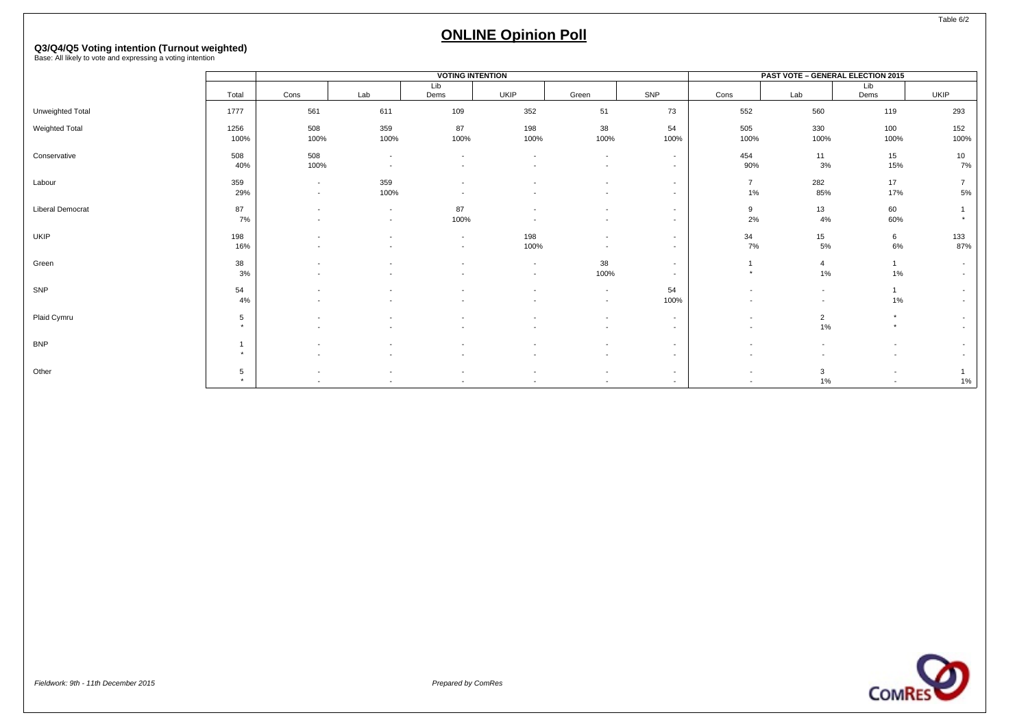# ONLINE Opinion Poll

**Q3/Q4/Q5 Voting intention (Turnout weighted)**
Base: All likely to vote and expressing a voting intention

| | | VOTING INTENTION | | | | | | PAST VOTE – GENERAL ELECTION 2015 | | | |
|---|---|---|---|---|---|---|---|---|---|---|---|
| | Total | Cons | Lab | Lib Dems | UKIP | Green | SNP | Cons | Lab | Lib Dems | UKIP |
| Unweighted Total | 1777 | 561 | 611 | 109 | 352 | 51 | 73 | 552 | 560 | 119 | 293 |
| Weighted Total | 1256 | 508 | 359 | 87 | 198 | 38 | 54 | 505 | 330 | 100 | 152 |
| | 100% | 100% | 100% | 100% | 100% | 100% | 100% | 100% | 100% | 100% | 100% |
| Conservative | 508 | 508 | - | - | - | - | - | 454 | 11 | 15 | 10 |
| | 40% | 100% | - | - | - | - | - | 90% | 3% | 15% | 7% |
| Labour | 359 | - | 359 | - | - | - | - | 7 | 282 | 17 | 7 |
| | 29% | - | 100% | - | - | - | - | 1% | 85% | 17% | 5% |
| Liberal Democrat | 87 | - | - | 87 | - | - | - | 9 | 13 | 60 | 1 |
| | 7% | - | - | 100% | - | - | - | 2% | 4% | 60% | * |
| UKIP | 198 | - | - | - | 198 | - | - | 34 | 15 | 6 | 133 |
| | 16% | - | - | - | 100% | - | - | 7% | 5% | 6% | 87% |
| Green | 38 | - | - | - | - | 38 | - | 1 | 4 | 1 | - |
| | 3% | - | - | - | - | 100% | - | * | 1% | 1% | - |
| SNP | 54 | - | - | - | - | - | 54 | - | - | 1 | - |
| | 4% | - | - | - | - | - | 100% | - | - | 1% | - |
| Plaid Cymru | 5 | - | - | - | - | - | - | - | 2 | * | - |
| | * | - | - | - | - | - | - | - | 1% | * | - |
| BNP | 1 | - | - | - | - | - | - | - | - | - | - |
| | * | - | - | - | - | - | - | - | - | - | - |
| Other | 5 | - | - | - | - | - | - | - | 3 | - | 1 |
| | * | - | - | - | - | - | - | - | 1% | - | 1% |

*Fieldwork: 9th - 11th December 2015*

*Prepared by ComRes*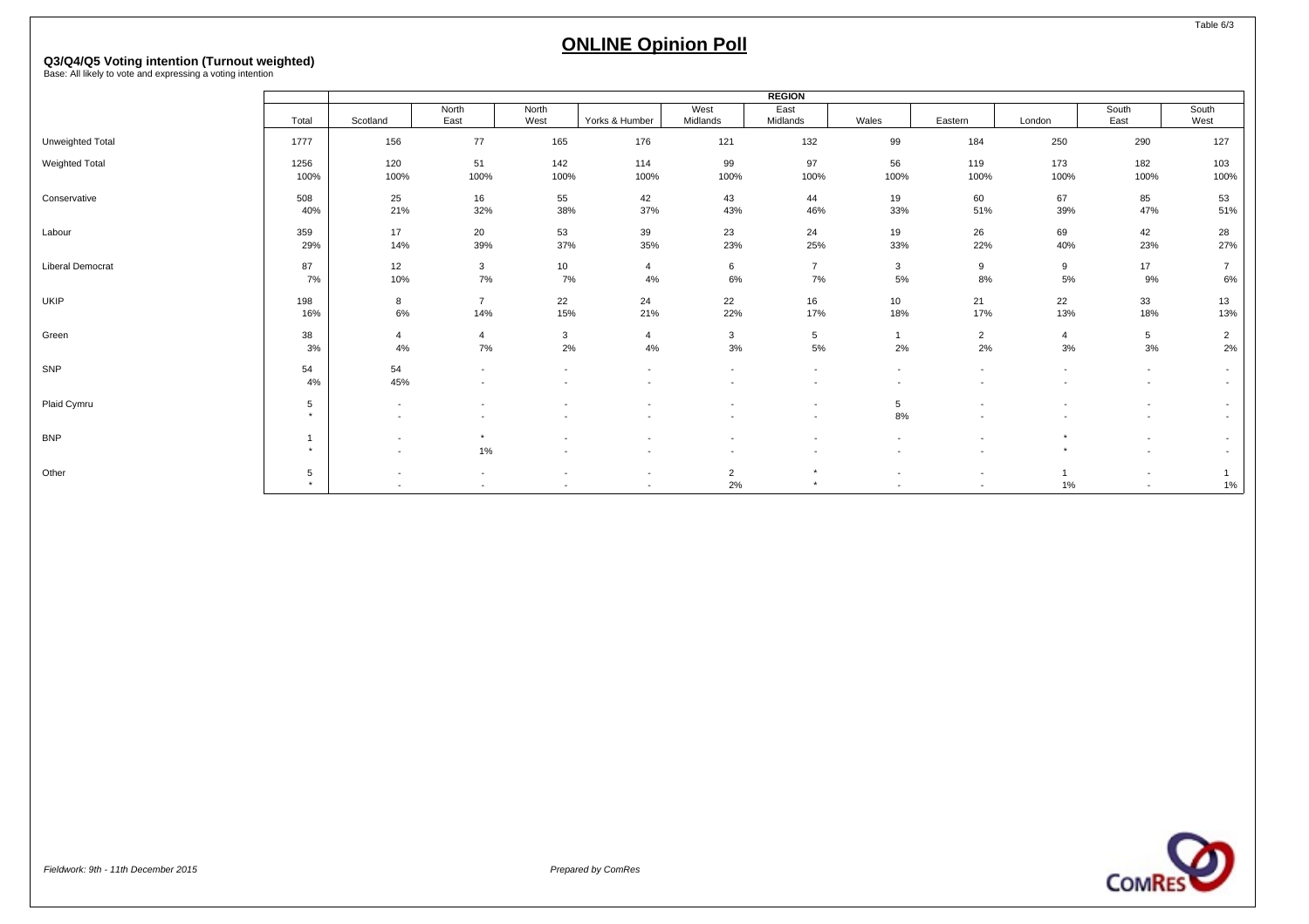Table 6/3

# ONLINE Opinion Poll

**Q3/Q4/Q5 Voting intention (Turnout weighted)**
Base: All likely to vote and expressing a voting intention

| | | REGION | | | | | | | | | | |
|---|---|---|---|---|---|---|---|---|---|---|---|---|
| | Total | Scotland | North East | North West | Yorks & Humber | West Midlands | East Midlands | Wales | Eastern | London | South East | South West |
| Unweighted Total | 1777 | 156 | 77 | 165 | 176 | 121 | 132 | 99 | 184 | 250 | 290 | 127 |
| Weighted Total | 1256 | 120 | 51 | 142 | 114 | 99 | 97 | 56 | 119 | 173 | 182 | 103 |
| | 100% | 100% | 100% | 100% | 100% | 100% | 100% | 100% | 100% | 100% | 100% | 100% |
| Conservative | 508 | 25 | 16 | 55 | 42 | 43 | 44 | 19 | 60 | 67 | 85 | 53 |
| | 40% | 21% | 32% | 38% | 37% | 43% | 46% | 33% | 51% | 39% | 47% | 51% |
| Labour | 359 | 17 | 20 | 53 | 39 | 23 | 24 | 19 | 26 | 69 | 42 | 28 |
| | 29% | 14% | 39% | 37% | 35% | 23% | 25% | 33% | 22% | 40% | 23% | 27% |
| Liberal Democrat | 87 | 12 | 3 | 10 | 4 | 6 | 7 | 3 | 9 | 9 | 17 | 7 |
| | 7% | 10% | 7% | 7% | 4% | 6% | 7% | 5% | 8% | 5% | 9% | 6% |
| UKIP | 198 | 8 | 7 | 22 | 24 | 22 | 16 | 10 | 21 | 22 | 33 | 13 |
| | 16% | 6% | 14% | 15% | 21% | 22% | 17% | 18% | 17% | 13% | 18% | 13% |
| Green | 38 | 4 | 4 | 3 | 4 | 3 | 5 | 1 | 2 | 4 | 5 | 2 |
| | 3% | 4% | 7% | 2% | 4% | 3% | 5% | 2% | 2% | 3% | 3% | 2% |
| SNP | 54 | 54 | - | - | - | - | - | - | - | - | - | - |
| | 4% | 45% | - | - | - | - | - | - | - | - | - | - |
| Plaid Cymru | 5 | - | - | - | - | - | - | 5 | - | - | - | - |
| | * | - | - | - | - | - | - | 8% | - | - | - | - |
| BNP | 1 | - | * | - | - | - | - | - | - | * | - | - |
| | * | - | 1% | - | - | - | - | - | - | * | - | - |
| Other | 5 | - | - | - | - | 2 | * | - | - | 1 | - | 1 |
| | * | - | - | - | - | 2% | * | - | - | 1% | - | 1% |

*Fieldwork: 9th - 11th December 2015*

*Prepared by ComRes*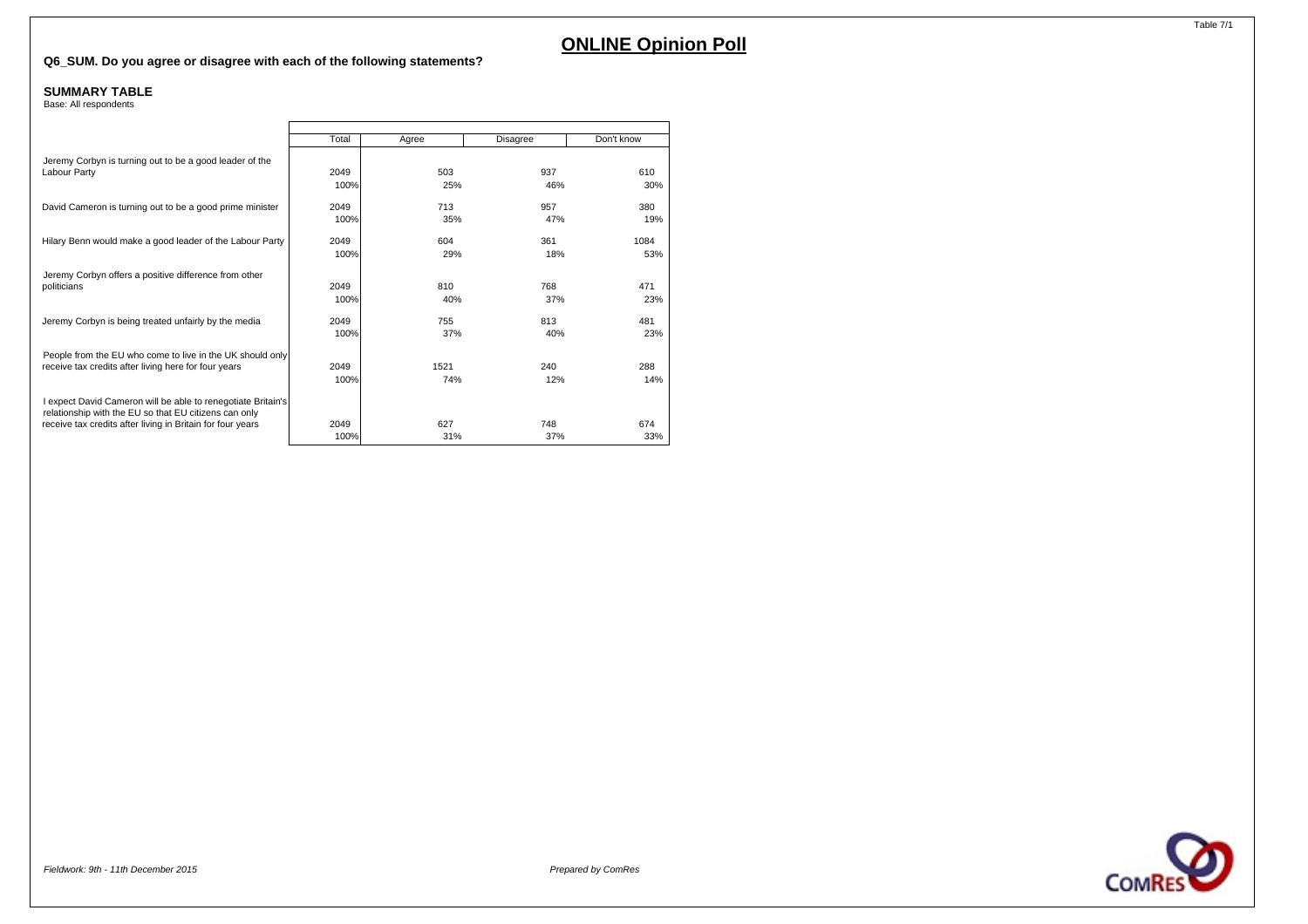# ONLINE Opinion Poll

**Q6_SUM. Do you agree or disagree with each of the following statements?**

**SUMMARY TABLE**
Base: All respondents

| | Total | Agree | Disagree | Don't know |
|---|---|---|---|---|
| Jeremy Corbyn is turning out to be a good leader of the Labour Party | 2049 | 503 | 937 | 610 |
| | 100% | 25% | 46% | 30% |
| David Cameron is turning out to be a good prime minister | 2049 | 713 | 957 | 380 |
| | 100% | 35% | 47% | 19% |
| Hilary Benn would make a good leader of the Labour Party | 2049 | 604 | 361 | 1084 |
| | 100% | 29% | 18% | 53% |
| Jeremy Corbyn offers a positive difference from other politicians | 2049 | 810 | 768 | 471 |
| | 100% | 40% | 37% | 23% |
| Jeremy Corbyn is being treated unfairly by the media | 2049 | 755 | 813 | 481 |
| | 100% | 37% | 40% | 23% |
| People from the EU who come to live in the UK should only receive tax credits after living here for four years | 2049 | 1521 | 240 | 288 |
| | 100% | 74% | 12% | 14% |
| I expect David Cameron will be able to renegotiate Britain's relationship with the EU so that EU citizens can only receive tax credits after living in Britain for four years | 2049 | 627 | 748 | 674 |
| | 100% | 31% | 37% | 33% |

*Fieldwork: 9th - 11th December 2015*

*Prepared by ComRes*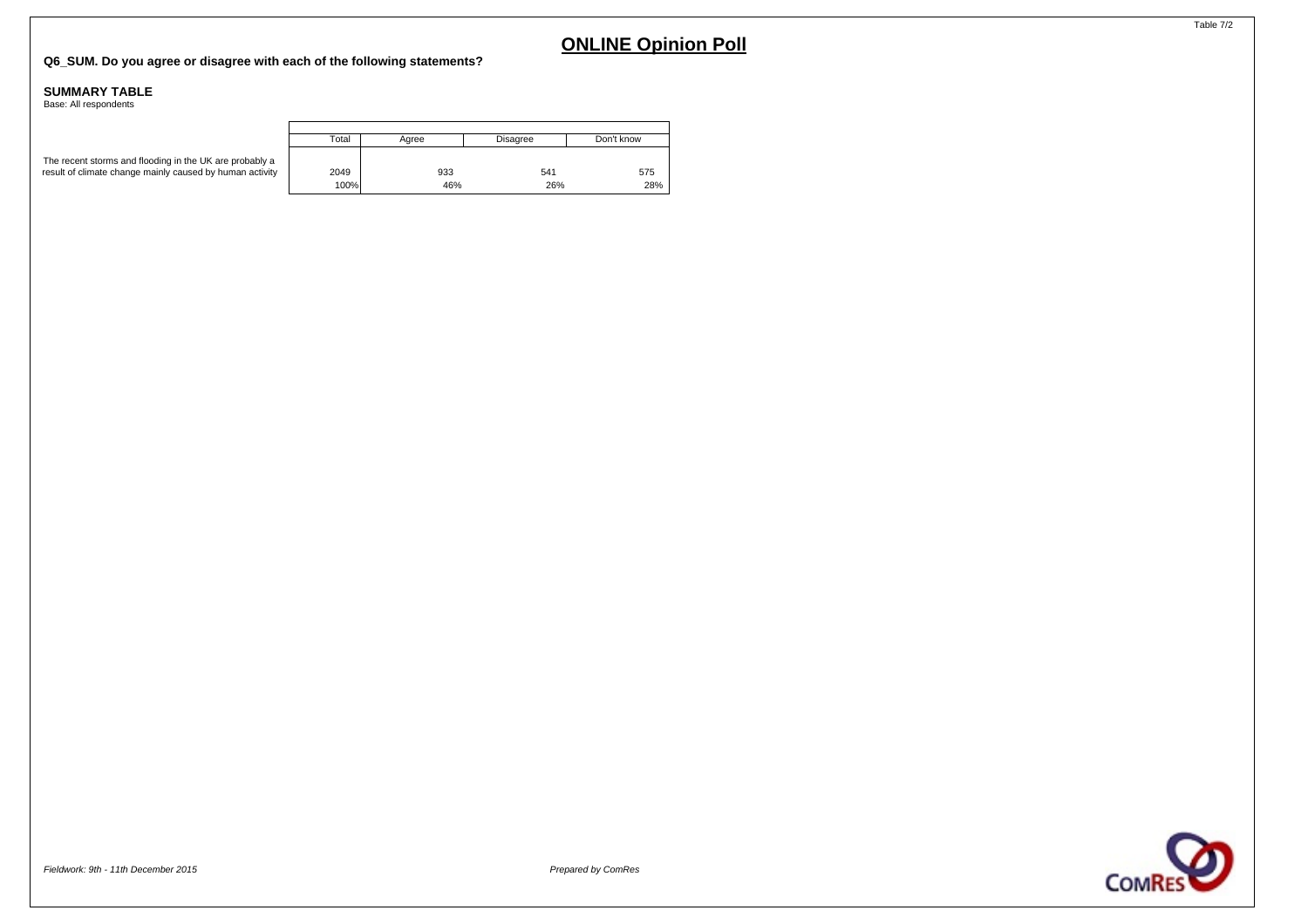# ONLINE Opinion Poll

**Q6_SUM. Do you agree or disagree with each of the following statements?**

**SUMMARY TABLE**
Base: All respondents

| | Total | Agree | Disagree | Don't know |
|---|---|---|---|---|
| The recent storms and flooding in the UK are probably a result of climate change mainly caused by human activity | 2049 | 933 | 541 | 575 |
| | 100% | 46% | 26% | 28% |

*Fieldwork: 9th - 11th December 2015*

*Prepared by ComRes*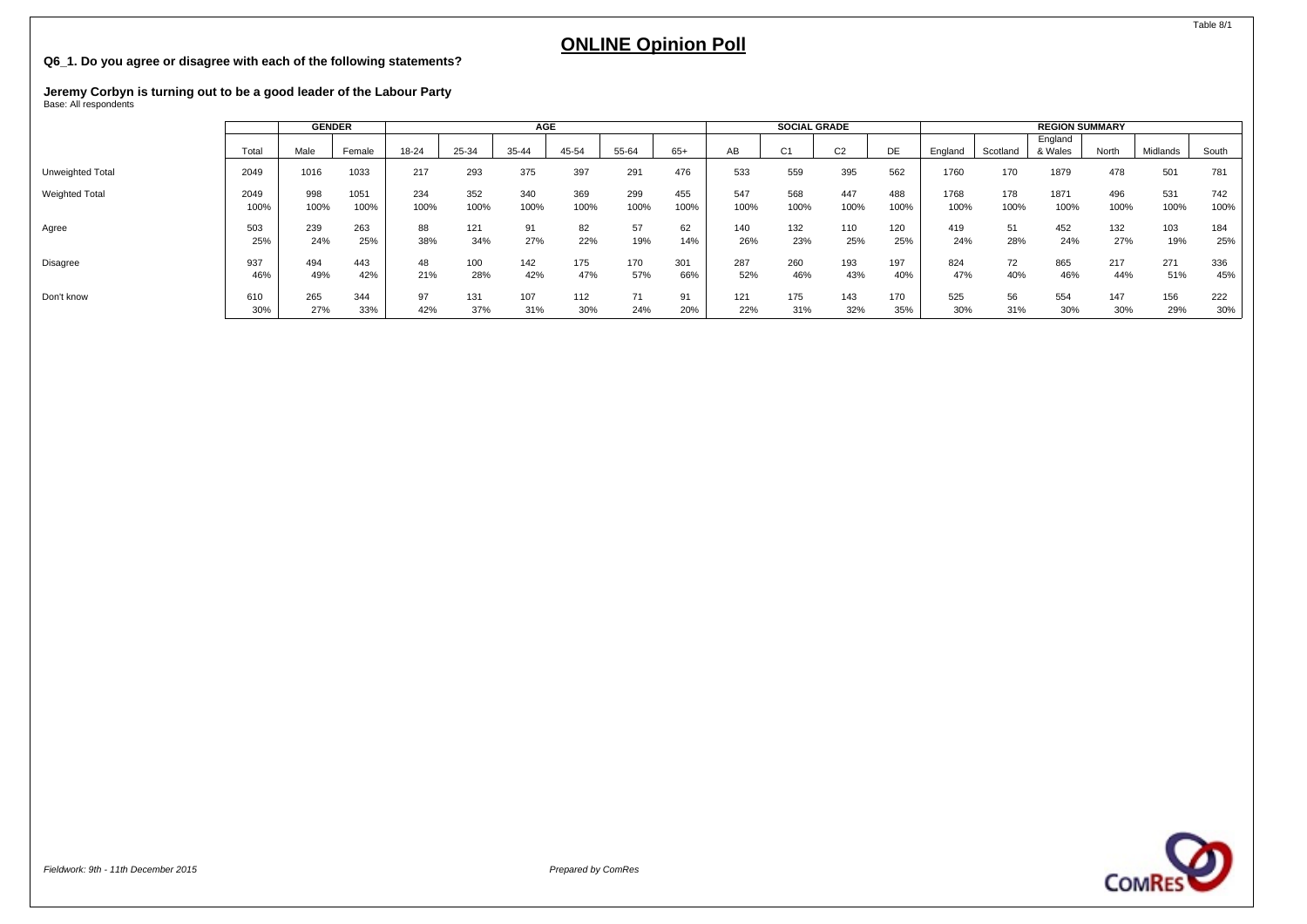Table 8/1

# ONLINE Opinion Poll

**Q6_1. Do you agree or disagree with each of the following statements?**

**Jeremy Corbyn is turning out to be a good leader of the Labour Party**
Base: All respondents

| | | GENDER | | AGE | | | | | | SOCIAL GRADE | | | | REGION SUMMARY | | | | | |
|---|---|---|---|---|---|---|---|---|---|---|---|---|---|---|---|---|---|---|---|
| | Total | Male | Female | 18-24 | 25-34 | 35-44 | 45-54 | 55-64 | 65+ | AB | C1 | C2 | DE | England | Scotland | England & Wales | North | Midlands | South |
| Unweighted Total | 2049 | 1016 | 1033 | 217 | 293 | 375 | 397 | 291 | 476 | 533 | 559 | 395 | 562 | 1760 | 170 | 1879 | 478 | 501 | 781 |
| Weighted Total | 2049 | 998 | 1051 | 234 | 352 | 340 | 369 | 299 | 455 | 547 | 568 | 447 | 488 | 1768 | 178 | 1871 | 496 | 531 | 742 |
| | 100% | 100% | 100% | 100% | 100% | 100% | 100% | 100% | 100% | 100% | 100% | 100% | 100% | 100% | 100% | 100% | 100% | 100% | 100% |
| Agree | 503 | 239 | 263 | 88 | 121 | 91 | 82 | 57 | 62 | 140 | 132 | 110 | 120 | 419 | 51 | 452 | 132 | 103 | 184 |
| | 25% | 24% | 25% | 38% | 34% | 27% | 22% | 19% | 14% | 26% | 23% | 25% | 25% | 24% | 28% | 24% | 27% | 19% | 25% |
| Disagree | 937 | 494 | 443 | 48 | 100 | 142 | 175 | 170 | 301 | 287 | 260 | 193 | 197 | 824 | 72 | 865 | 217 | 271 | 336 |
| | 46% | 49% | 42% | 21% | 28% | 42% | 47% | 57% | 66% | 52% | 46% | 43% | 40% | 47% | 40% | 46% | 44% | 51% | 45% |
| Don't know | 610 | 265 | 344 | 97 | 131 | 107 | 112 | 71 | 91 | 121 | 175 | 143 | 170 | 525 | 56 | 554 | 147 | 156 | 222 |
| | 30% | 27% | 33% | 42% | 37% | 31% | 30% | 24% | 20% | 22% | 31% | 32% | 35% | 30% | 31% | 30% | 30% | 29% | 30% |

*Fieldwork: 9th - 11th December 2015*

*Prepared by ComRes*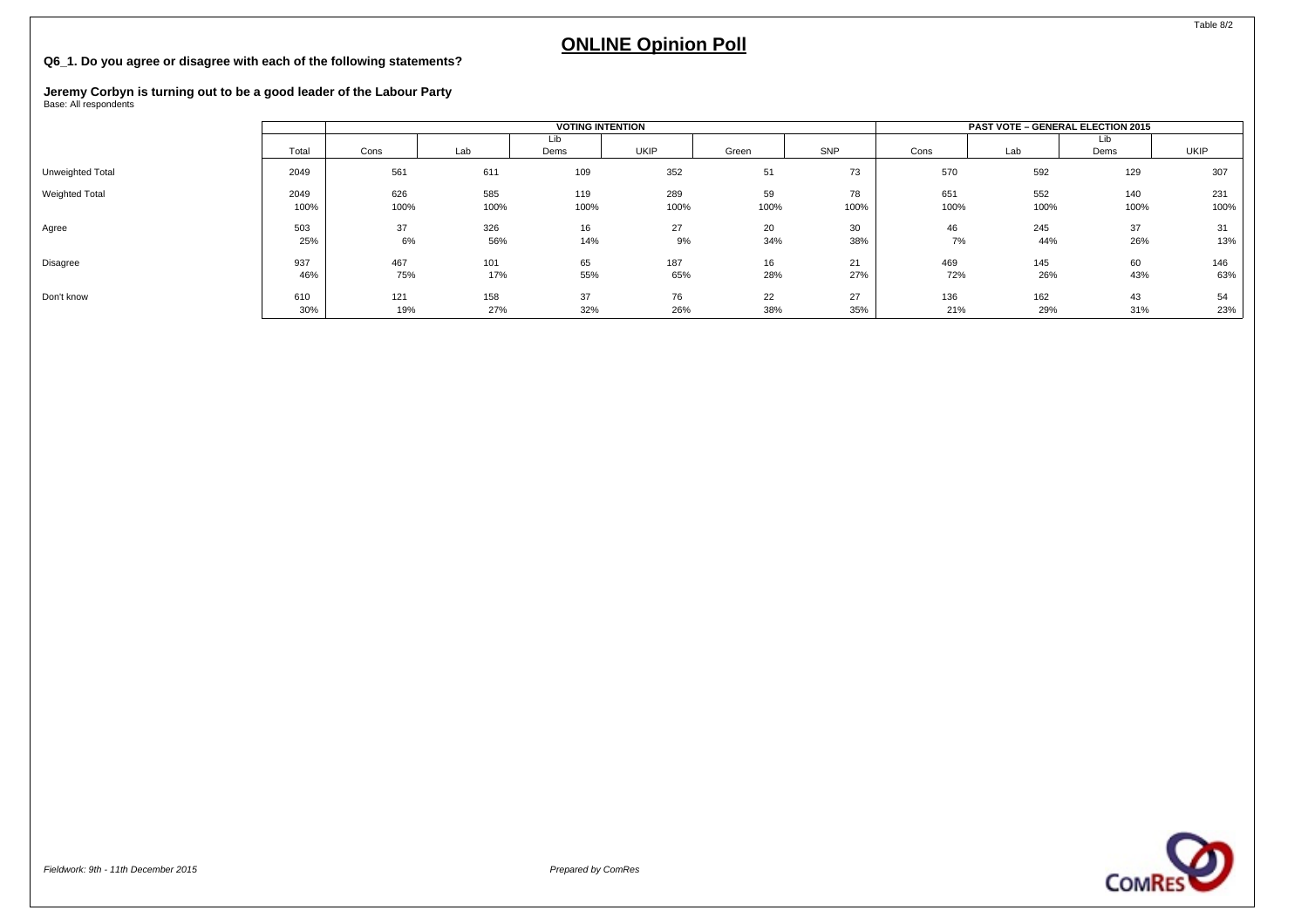# ONLINE Opinion Poll

**Q6_1. Do you agree or disagree with each of the following statements?**

**Jeremy Corbyn is turning out to be a good leader of the Labour Party**
Base: All respondents

| | | VOTING INTENTION | | | | | | PAST VOTE – GENERAL ELECTION 2015 | | | |
|---|---|---|---|---|---|---|---|---|---|---|---|
| | Total | Cons | Lab | Lib Dems | UKIP | Green | SNP | Cons | Lab | Lib Dems | UKIP |
| Unweighted Total | 2049 | 561 | 611 | 109 | 352 | 51 | 73 | 570 | 592 | 129 | 307 |
| Weighted Total | 2049 | 626 | 585 | 119 | 289 | 59 | 78 | 651 | 552 | 140 | 231 |
| | 100% | 100% | 100% | 100% | 100% | 100% | 100% | 100% | 100% | 100% | 100% |
| Agree | 503 | 37 | 326 | 16 | 27 | 20 | 30 | 46 | 245 | 37 | 31 |
| | 25% | 6% | 56% | 14% | 9% | 34% | 38% | 7% | 44% | 26% | 13% |
| Disagree | 937 | 467 | 101 | 65 | 187 | 16 | 21 | 469 | 145 | 60 | 146 |
| | 46% | 75% | 17% | 55% | 65% | 28% | 27% | 72% | 26% | 43% | 63% |
| Don't know | 610 | 121 | 158 | 37 | 76 | 22 | 27 | 136 | 162 | 43 | 54 |
| | 30% | 19% | 27% | 32% | 26% | 38% | 35% | 21% | 29% | 31% | 23% |

*Fieldwork: 9th - 11th December 2015*

*Prepared by ComRes*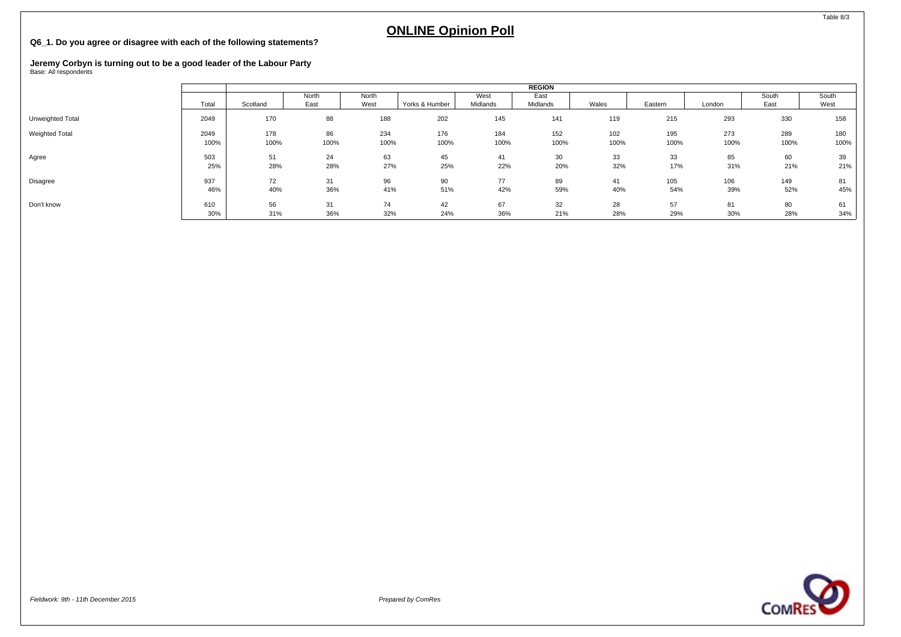# ONLINE Opinion Poll

**Q6_1. Do you agree or disagree with each of the following statements?**

**Jeremy Corbyn is turning out to be a good leader of the Labour Party**
Base: All respondents

| | Total | REGION | | | | | | | | | | |
|---|---|---|---|---|---|---|---|---|---|---|---|---|
| | | Scotland | North East | North West | Yorks & Humber | West Midlands | East Midlands | Wales | Eastern | London | South East | South West |
| Unweighted Total | 2049 | 170 | 88 | 188 | 202 | 145 | 141 | 119 | 215 | 293 | 330 | 158 |
| Weighted Total | 2049 | 178 | 86 | 234 | 176 | 184 | 152 | 102 | 195 | 273 | 289 | 180 |
| | 100% | 100% | 100% | 100% | 100% | 100% | 100% | 100% | 100% | 100% | 100% | 100% |
| Agree | 503 | 51 | 24 | 63 | 45 | 41 | 30 | 33 | 33 | 85 | 60 | 39 |
| | 25% | 28% | 28% | 27% | 25% | 22% | 20% | 32% | 17% | 31% | 21% | 21% |
| Disagree | 937 | 72 | 31 | 96 | 90 | 77 | 89 | 41 | 105 | 106 | 149 | 81 |
| | 46% | 40% | 36% | 41% | 51% | 42% | 59% | 40% | 54% | 39% | 52% | 45% |
| Don't know | 610 | 56 | 31 | 74 | 42 | 67 | 32 | 28 | 57 | 81 | 80 | 61 |
| | 30% | 31% | 36% | 32% | 24% | 36% | 21% | 28% | 29% | 30% | 28% | 34% |

*Fieldwork: 9th - 11th December 2015*

*Prepared by ComRes*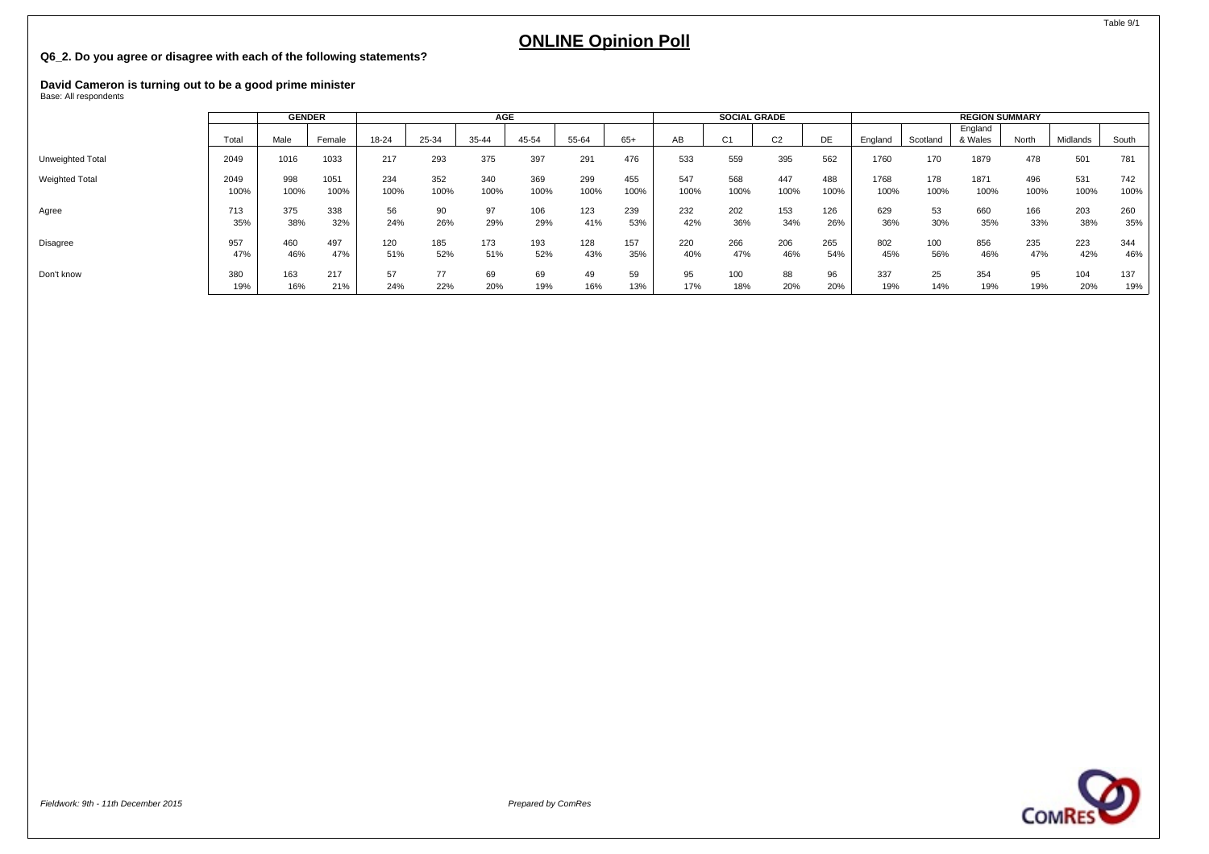Table 9/1

# ONLINE Opinion Poll

**Q6_2. Do you agree or disagree with each of the following statements?**

**David Cameron is turning out to be a good prime minister**
Base: All respondents

| | | GENDER | | AGE | | | | | | SOCIAL GRADE | | | | REGION SUMMARY | | | | | |
|---|---|---|---|---|---|---|---|---|---|---|---|---|---|---|---|---|---|---|---|
| | Total | Male | Female | 18-24 | 25-34 | 35-44 | 45-54 | 55-64 | 65+ | AB | C1 | C2 | DE | England | Scotland | England & Wales | North | Midlands | South |
| Unweighted Total | 2049 | 1016 | 1033 | 217 | 293 | 375 | 397 | 291 | 476 | 533 | 559 | 395 | 562 | 1760 | 170 | 1879 | 478 | 501 | 781 |
| Weighted Total | 2049 | 998 | 1051 | 234 | 352 | 340 | 369 | 299 | 455 | 547 | 568 | 447 | 488 | 1768 | 178 | 1871 | 496 | 531 | 742 |
| | 100% | 100% | 100% | 100% | 100% | 100% | 100% | 100% | 100% | 100% | 100% | 100% | 100% | 100% | 100% | 100% | 100% | 100% | 100% |
| Agree | 713 | 375 | 338 | 56 | 90 | 97 | 106 | 123 | 239 | 232 | 202 | 153 | 126 | 629 | 53 | 660 | 166 | 203 | 260 |
| | 35% | 38% | 32% | 24% | 26% | 29% | 29% | 41% | 53% | 42% | 36% | 34% | 26% | 36% | 30% | 35% | 33% | 38% | 35% |
| Disagree | 957 | 460 | 497 | 120 | 185 | 173 | 193 | 128 | 157 | 220 | 266 | 206 | 265 | 802 | 100 | 856 | 235 | 223 | 344 |
| | 47% | 46% | 47% | 51% | 52% | 51% | 52% | 43% | 35% | 40% | 47% | 46% | 54% | 45% | 56% | 46% | 47% | 42% | 46% |
| Don't know | 380 | 163 | 217 | 57 | 77 | 69 | 69 | 49 | 59 | 95 | 100 | 88 | 96 | 337 | 25 | 354 | 95 | 104 | 137 |
| | 19% | 16% | 21% | 24% | 22% | 20% | 19% | 16% | 13% | 17% | 18% | 20% | 20% | 19% | 14% | 19% | 19% | 20% | 19% |

*Fieldwork: 9th - 11th December 2015*

*Prepared by ComRes*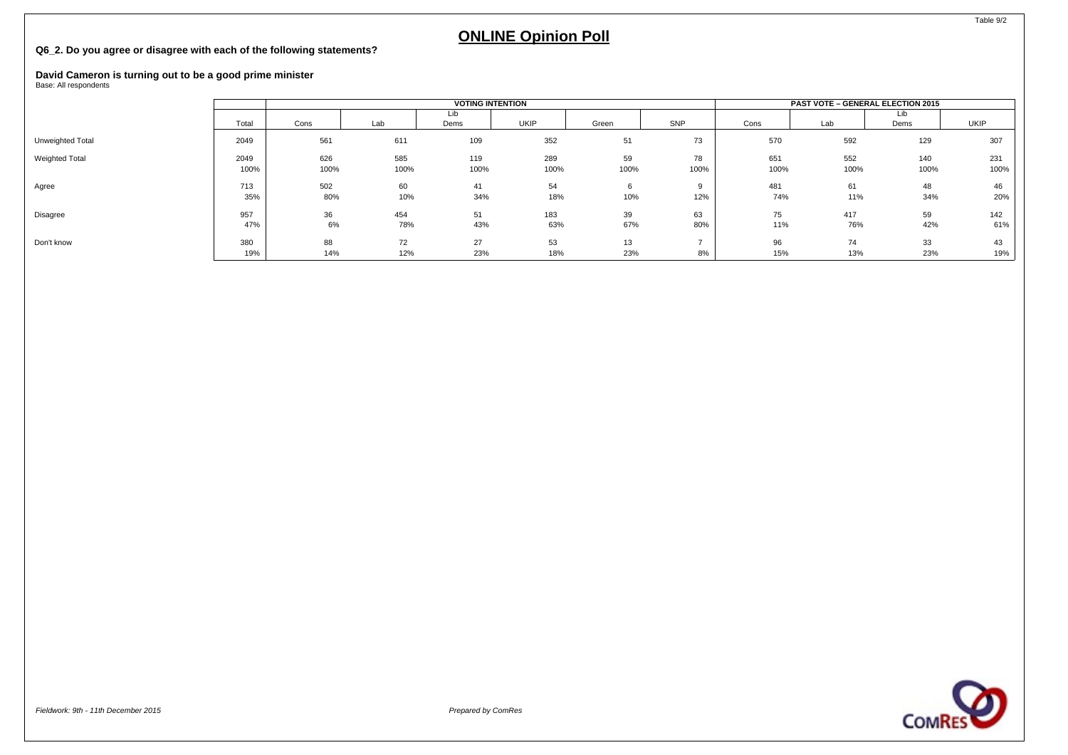# ONLINE Opinion Poll

**Q6_2. Do you agree or disagree with each of the following statements?**

**David Cameron is turning out to be a good prime minister**
Base: All respondents

| | | VOTING INTENTION | | | | | | PAST VOTE – GENERAL ELECTION 2015 | | | |
|---|---|---|---|---|---|---|---|---|---|---|---|
| | Total | Cons | Lab | Lib Dems | UKIP | Green | SNP | Cons | Lab | Lib Dems | UKIP |
| Unweighted Total | 2049 | 561 | 611 | 109 | 352 | 51 | 73 | 570 | 592 | 129 | 307 |
| Weighted Total | 2049 | 626 | 585 | 119 | 289 | 59 | 78 | 651 | 552 | 140 | 231 |
| | 100% | 100% | 100% | 100% | 100% | 100% | 100% | 100% | 100% | 100% | 100% |
| Agree | 713 | 502 | 60 | 41 | 54 | 6 | 9 | 481 | 61 | 48 | 46 |
| | 35% | 80% | 10% | 34% | 18% | 10% | 12% | 74% | 11% | 34% | 20% |
| Disagree | 957 | 36 | 454 | 51 | 183 | 39 | 63 | 75 | 417 | 59 | 142 |
| | 47% | 6% | 78% | 43% | 63% | 67% | 80% | 11% | 76% | 42% | 61% |
| Don't know | 380 | 88 | 72 | 27 | 53 | 13 | 7 | 96 | 74 | 33 | 43 |
| | 19% | 14% | 12% | 23% | 18% | 23% | 8% | 15% | 13% | 23% | 19% |

*Fieldwork: 9th - 11th December 2015*

*Prepared by ComRes*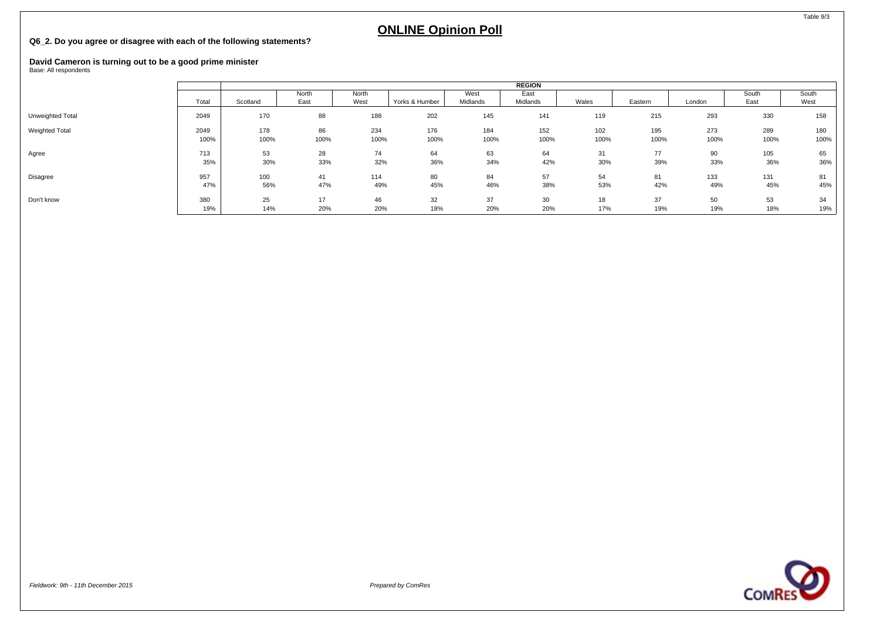# ONLINE Opinion Poll

**Q6_2. Do you agree or disagree with each of the following statements?**

**David Cameron is turning out to be a good prime minister**
Base: All respondents

| | | REGION | | | | | | | | | | |
|---|---|---|---|---|---|---|---|---|---|---|---|---|
| | Total | Scotland | North East | North West | Yorks & Humber | West Midlands | East Midlands | Wales | Eastern | London | South East | South West |
| Unweighted Total | 2049 | 170 | 88 | 188 | 202 | 145 | 141 | 119 | 215 | 293 | 330 | 158 |
| Weighted Total | 2049 | 178 | 86 | 234 | 176 | 184 | 152 | 102 | 195 | 273 | 289 | 180 |
| | 100% | 100% | 100% | 100% | 100% | 100% | 100% | 100% | 100% | 100% | 100% | 100% |
| Agree | 713 | 53 | 28 | 74 | 64 | 63 | 64 | 31 | 77 | 90 | 105 | 65 |
| | 35% | 30% | 33% | 32% | 36% | 34% | 42% | 30% | 39% | 33% | 36% | 36% |
| Disagree | 957 | 100 | 41 | 114 | 80 | 84 | 57 | 54 | 81 | 133 | 131 | 81 |
| | 47% | 56% | 47% | 49% | 45% | 46% | 38% | 53% | 42% | 49% | 45% | 45% |
| Don't know | 380 | 25 | 17 | 46 | 32 | 37 | 30 | 18 | 37 | 50 | 53 | 34 |
| | 19% | 14% | 20% | 20% | 18% | 20% | 20% | 17% | 19% | 19% | 18% | 19% |

*Fieldwork: 9th - 11th December 2015*

*Prepared by ComRes*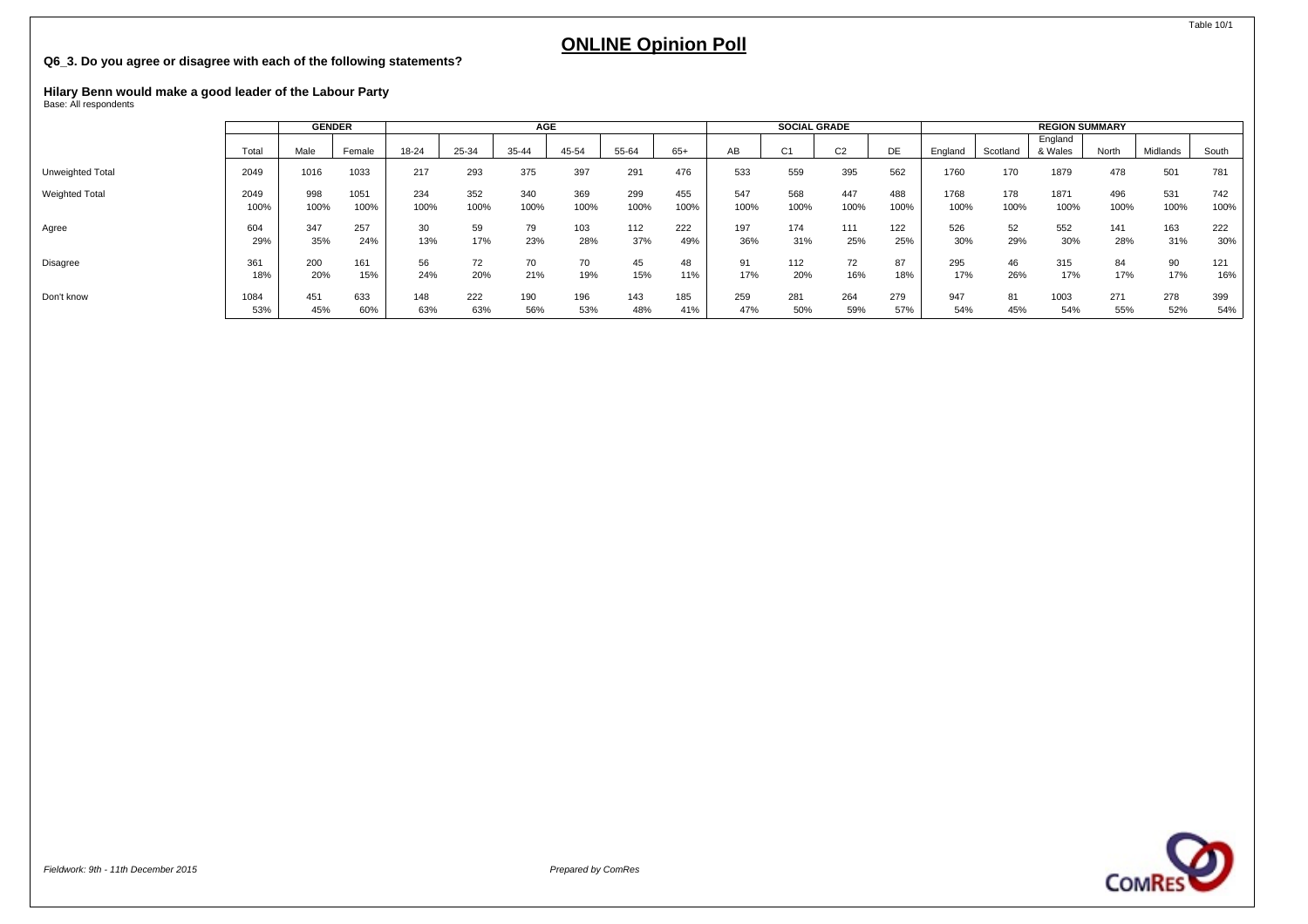Table 10/1

# ONLINE Opinion Poll

**Q6_3. Do you agree or disagree with each of the following statements?**

**Hilary Benn would make a good leader of the Labour Party**
Base: All respondents

| | | GENDER | | AGE | | | | | | SOCIAL GRADE | | | | REGION SUMMARY | | | | | |
|---|---|---|---|---|---|---|---|---|---|---|---|---|---|---|---|---|---|---|---|
| | Total | Male | Female | 18-24 | 25-34 | 35-44 | 45-54 | 55-64 | 65+ | AB | C1 | C2 | DE | England | Scotland | England & Wales | North | Midlands | South |
| Unweighted Total | 2049 | 1016 | 1033 | 217 | 293 | 375 | 397 | 291 | 476 | 533 | 559 | 395 | 562 | 1760 | 170 | 1879 | 478 | 501 | 781 |
| Weighted Total | 2049 | 998 | 1051 | 234 | 352 | 340 | 369 | 299 | 455 | 547 | 568 | 447 | 488 | 1768 | 178 | 1871 | 496 | 531 | 742 |
| | 100% | 100% | 100% | 100% | 100% | 100% | 100% | 100% | 100% | 100% | 100% | 100% | 100% | 100% | 100% | 100% | 100% | 100% | 100% |
| Agree | 604 | 347 | 257 | 30 | 59 | 79 | 103 | 112 | 222 | 197 | 174 | 111 | 122 | 526 | 52 | 552 | 141 | 163 | 222 |
| | 29% | 35% | 24% | 13% | 17% | 23% | 28% | 37% | 49% | 36% | 31% | 25% | 25% | 30% | 29% | 30% | 28% | 31% | 30% |
| Disagree | 361 | 200 | 161 | 56 | 72 | 70 | 70 | 45 | 48 | 91 | 112 | 72 | 87 | 295 | 46 | 315 | 84 | 90 | 121 |
| | 18% | 20% | 15% | 24% | 20% | 21% | 19% | 15% | 11% | 17% | 20% | 16% | 18% | 17% | 26% | 17% | 17% | 17% | 16% |
| Don't know | 1084 | 451 | 633 | 148 | 222 | 190 | 196 | 143 | 185 | 259 | 281 | 264 | 279 | 947 | 81 | 1003 | 271 | 278 | 399 |
| | 53% | 45% | 60% | 63% | 63% | 56% | 53% | 48% | 41% | 47% | 50% | 59% | 57% | 54% | 45% | 54% | 55% | 52% | 54% |

*Fieldwork: 9th - 11th December 2015*

*Prepared by ComRes*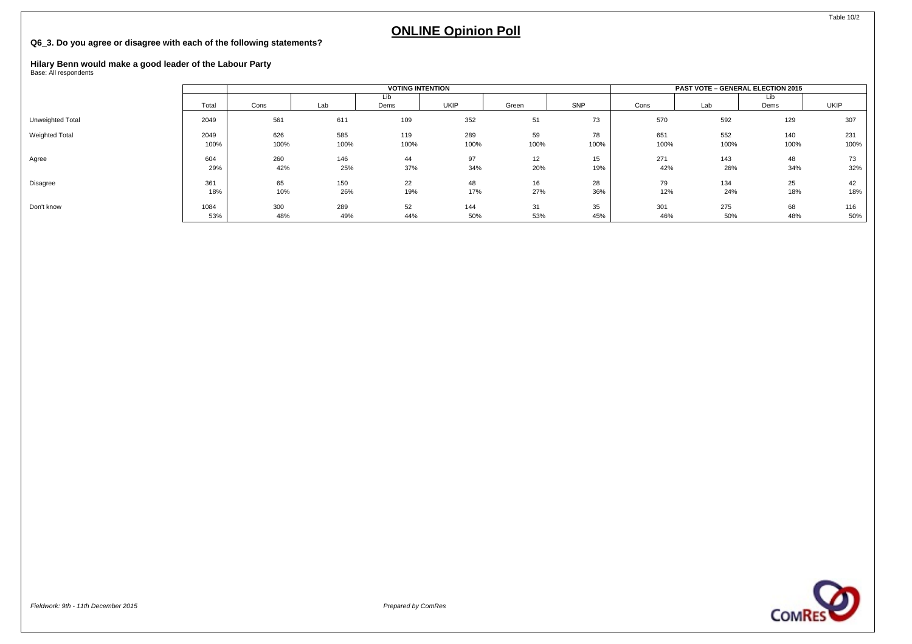Table 10/2

# ONLINE Opinion Poll

**Q6_3. Do you agree or disagree with each of the following statements?**

**Hilary Benn would make a good leader of the Labour Party**
Base: All respondents

| | | VOTING INTENTION | | | | | | PAST VOTE – GENERAL ELECTION 2015 | | | |
|---|---|---|---|---|---|---|---|---|---|---|---|
| | Total | Cons | Lab | Lib Dems | UKIP | Green | SNP | Cons | Lab | Lib Dems | UKIP |
| Unweighted Total | 2049 | 561 | 611 | 109 | 352 | 51 | 73 | 570 | 592 | 129 | 307 |
| Weighted Total | 2049 | 626 | 585 | 119 | 289 | 59 | 78 | 651 | 552 | 140 | 231 |
| | 100% | 100% | 100% | 100% | 100% | 100% | 100% | 100% | 100% | 100% | 100% |
| Agree | 604 | 260 | 146 | 44 | 97 | 12 | 15 | 271 | 143 | 48 | 73 |
| | 29% | 42% | 25% | 37% | 34% | 20% | 19% | 42% | 26% | 34% | 32% |
| Disagree | 361 | 65 | 150 | 22 | 48 | 16 | 28 | 79 | 134 | 25 | 42 |
| | 18% | 10% | 26% | 19% | 17% | 27% | 36% | 12% | 24% | 18% | 18% |
| Don't know | 1084 | 300 | 289 | 52 | 144 | 31 | 35 | 301 | 275 | 68 | 116 |
| | 53% | 48% | 49% | 44% | 50% | 53% | 45% | 46% | 50% | 48% | 50% |

*Fieldwork: 9th - 11th December 2015*

*Prepared by ComRes*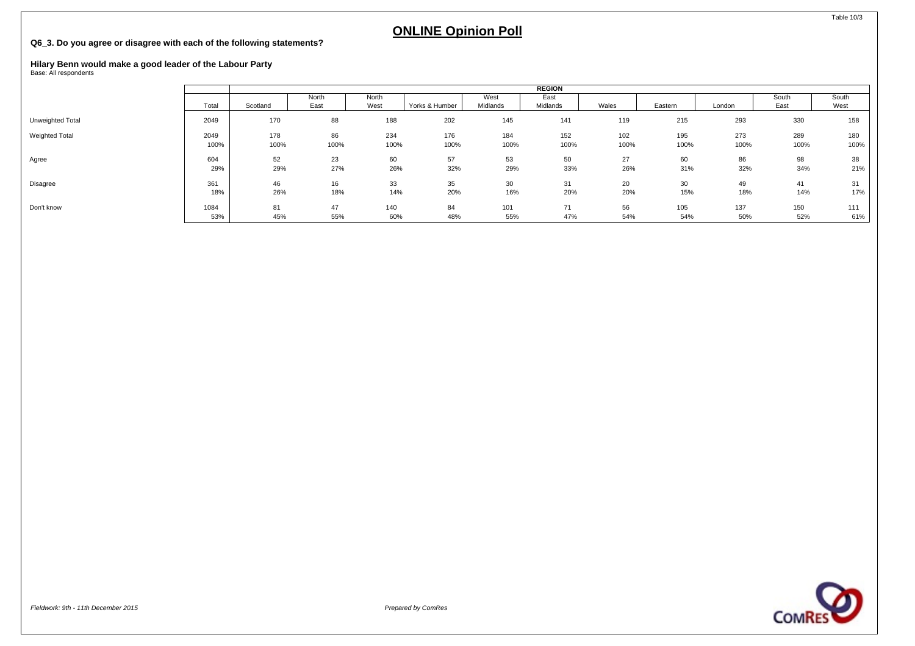# ONLINE Opinion Poll

**Q6_3. Do you agree or disagree with each of the following statements?**

**Hilary Benn would make a good leader of the Labour Party**
Base: All respondents

| | | REGION | | | | | | | | | | |
|---|---|---|---|---|---|---|---|---|---|---|---|---|
| | Total | Scotland | North East | North West | Yorks & Humber | West Midlands | East Midlands | Wales | Eastern | London | South East | South West |
| Unweighted Total | 2049 | 170 | 88 | 188 | 202 | 145 | 141 | 119 | 215 | 293 | 330 | 158 |
| Weighted Total | 2049 | 178 | 86 | 234 | 176 | 184 | 152 | 102 | 195 | 273 | 289 | 180 |
| | 100% | 100% | 100% | 100% | 100% | 100% | 100% | 100% | 100% | 100% | 100% | 100% |
| Agree | 604 | 52 | 23 | 60 | 57 | 53 | 50 | 27 | 60 | 86 | 98 | 38 |
| | 29% | 29% | 27% | 26% | 32% | 29% | 33% | 26% | 31% | 32% | 34% | 21% |
| Disagree | 361 | 46 | 16 | 33 | 35 | 30 | 31 | 20 | 30 | 49 | 41 | 31 |
| | 18% | 26% | 18% | 14% | 20% | 16% | 20% | 20% | 15% | 18% | 14% | 17% |
| Don't know | 1084 | 81 | 47 | 140 | 84 | 101 | 71 | 56 | 105 | 137 | 150 | 111 |
| | 53% | 45% | 55% | 60% | 48% | 55% | 47% | 54% | 54% | 50% | 52% | 61% |

*Fieldwork: 9th - 11th December 2015*

*Prepared by ComRes*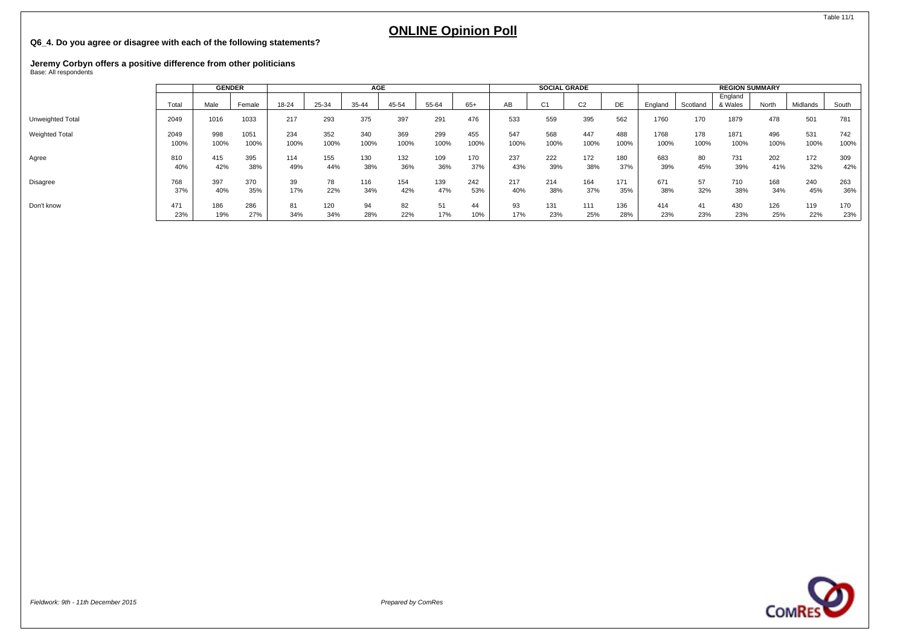# ONLINE Opinion Poll

**Q6_4. Do you agree or disagree with each of the following statements?**

**Jeremy Corbyn offers a positive difference from other politicians**
Base: All respondents

| | | GENDER | | AGE | | | | | | SOCIAL GRADE | | | | REGION SUMMARY | | | | | |
|---|---|---|---|---|---|---|---|---|---|---|---|---|---|---|---|---|---|---|---|
| | Total | Male | Female | 18-24 | 25-34 | 35-44 | 45-54 | 55-64 | 65+ | AB | C1 | C2 | DE | England | Scotland | England & Wales | North | Midlands | South |
| Unweighted Total | 2049 | 1016 | 1033 | 217 | 293 | 375 | 397 | 291 | 476 | 533 | 559 | 395 | 562 | 1760 | 170 | 1879 | 478 | 501 | 781 |
| Weighted Total | 2049 | 998 | 1051 | 234 | 352 | 340 | 369 | 299 | 455 | 547 | 568 | 447 | 488 | 1768 | 178 | 1871 | 496 | 531 | 742 |
| | 100% | 100% | 100% | 100% | 100% | 100% | 100% | 100% | 100% | 100% | 100% | 100% | 100% | 100% | 100% | 100% | 100% | 100% | 100% |
| Agree | 810 | 415 | 395 | 114 | 155 | 130 | 132 | 109 | 170 | 237 | 222 | 172 | 180 | 683 | 80 | 731 | 202 | 172 | 309 |
| | 40% | 42% | 38% | 49% | 44% | 38% | 36% | 36% | 37% | 43% | 39% | 38% | 37% | 39% | 45% | 39% | 41% | 32% | 42% |
| Disagree | 768 | 397 | 370 | 39 | 78 | 116 | 154 | 139 | 242 | 217 | 214 | 164 | 171 | 671 | 57 | 710 | 168 | 240 | 263 |
| | 37% | 40% | 35% | 17% | 22% | 34% | 42% | 47% | 53% | 40% | 38% | 37% | 35% | 38% | 32% | 38% | 34% | 45% | 36% |
| Don't know | 471 | 186 | 286 | 81 | 120 | 94 | 82 | 51 | 44 | 93 | 131 | 111 | 136 | 414 | 41 | 430 | 126 | 119 | 170 |
| | 23% | 19% | 27% | 34% | 34% | 28% | 22% | 17% | 10% | 17% | 23% | 25% | 28% | 23% | 23% | 23% | 25% | 22% | 23% |

*Fieldwork: 9th - 11th December 2015*

*Prepared by ComRes*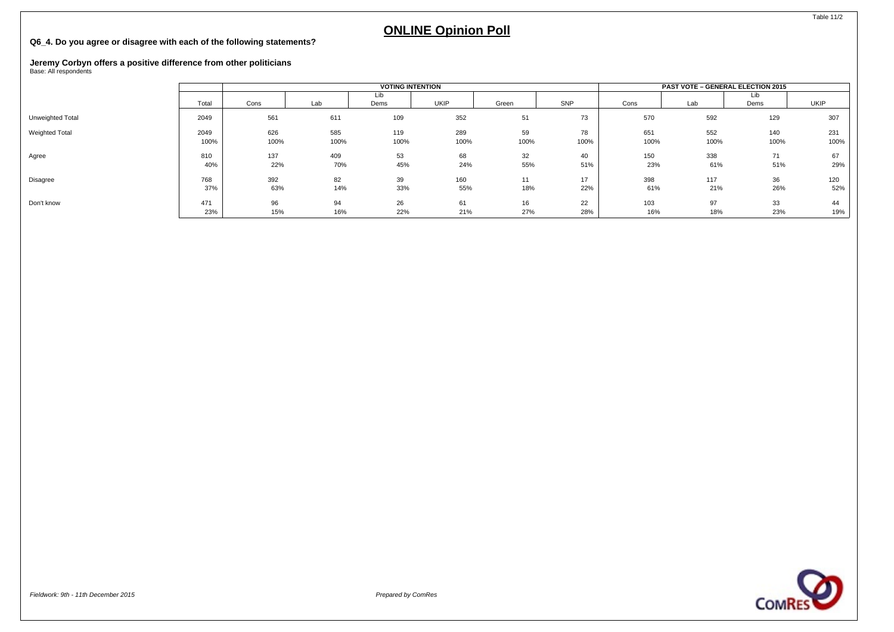Table 11/2

# ONLINE Opinion Poll

**Q6_4. Do you agree or disagree with each of the following statements?**

**Jeremy Corbyn offers a positive difference from other politicians**
Base: All respondents

| | | VOTING INTENTION | | | | | | PAST VOTE – GENERAL ELECTION 2015 | | | |
|---|---|---|---|---|---|---|---|---|---|---|---|
| | Total | Cons | Lab | Lib Dems | UKIP | Green | SNP | Cons | Lab | Lib Dems | UKIP |
| Unweighted Total | 2049 | 561 | 611 | 109 | 352 | 51 | 73 | 570 | 592 | 129 | 307 |
| Weighted Total | 2049 | 626 | 585 | 119 | 289 | 59 | 78 | 651 | 552 | 140 | 231 |
| | 100% | 100% | 100% | 100% | 100% | 100% | 100% | 100% | 100% | 100% | 100% |
| Agree | 810 | 137 | 409 | 53 | 68 | 32 | 40 | 150 | 338 | 71 | 67 |
| | 40% | 22% | 70% | 45% | 24% | 55% | 51% | 23% | 61% | 51% | 29% |
| Disagree | 768 | 392 | 82 | 39 | 160 | 11 | 17 | 398 | 117 | 36 | 120 |
| | 37% | 63% | 14% | 33% | 55% | 18% | 22% | 61% | 21% | 26% | 52% |
| Don't know | 471 | 96 | 94 | 26 | 61 | 16 | 22 | 103 | 97 | 33 | 44 |
| | 23% | 15% | 16% | 22% | 21% | 27% | 28% | 16% | 18% | 23% | 19% |

*Fieldwork: 9th - 11th December 2015*

*Prepared by ComRes*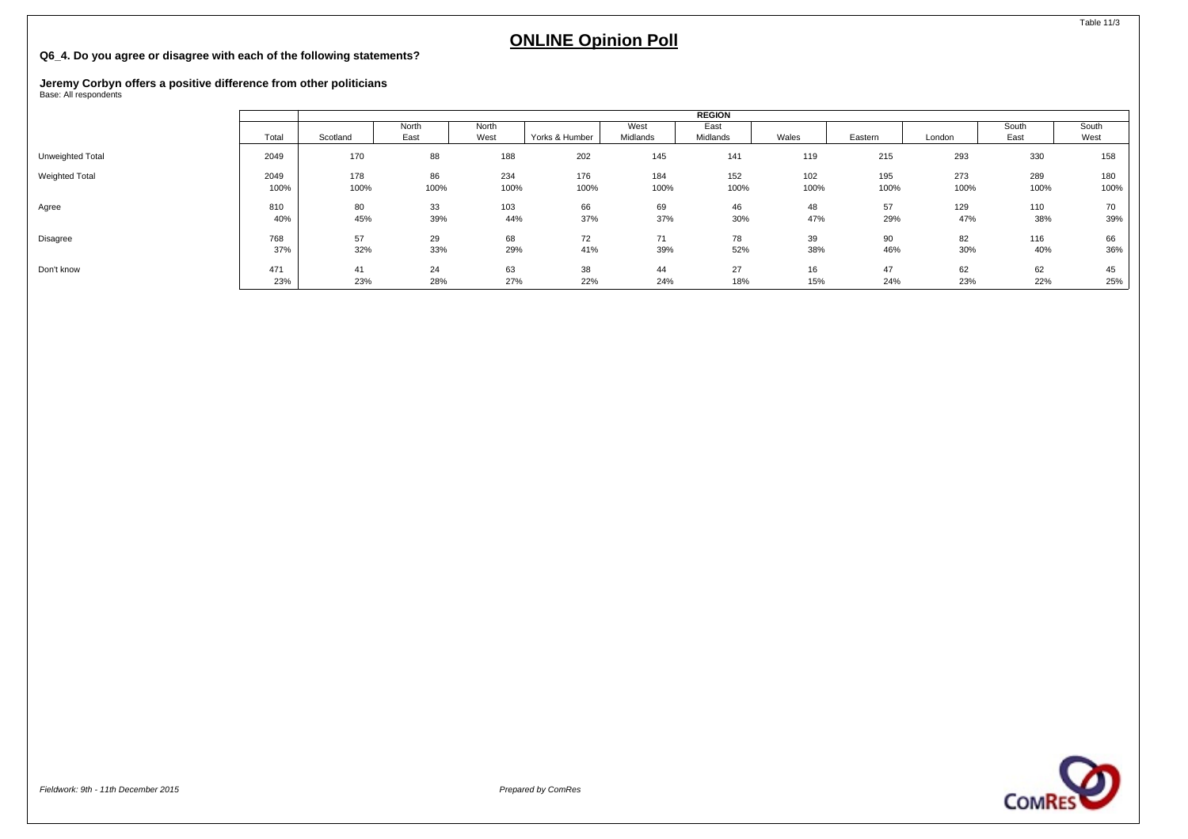# ONLINE Opinion Poll

**Q6_4. Do you agree or disagree with each of the following statements?**

**Jeremy Corbyn offers a positive difference from other politicians**
Base: All respondents

| | | REGION | | | | | | | | | | |
|---|---|---|---|---|---|---|---|---|---|---|---|---|
| | Total | Scotland | North East | North West | Yorks & Humber | West Midlands | East Midlands | Wales | Eastern | London | South East | South West |
| Unweighted Total | 2049 | 170 | 88 | 188 | 202 | 145 | 141 | 119 | 215 | 293 | 330 | 158 |
| Weighted Total | 2049 | 178 | 86 | 234 | 176 | 184 | 152 | 102 | 195 | 273 | 289 | 180 |
| | 100% | 100% | 100% | 100% | 100% | 100% | 100% | 100% | 100% | 100% | 100% | 100% |
| Agree | 810 | 80 | 33 | 103 | 66 | 69 | 46 | 48 | 57 | 129 | 110 | 70 |
| | 40% | 45% | 39% | 44% | 37% | 37% | 30% | 47% | 29% | 47% | 38% | 39% |
| Disagree | 768 | 57 | 29 | 68 | 72 | 71 | 78 | 39 | 90 | 82 | 116 | 66 |
| | 37% | 32% | 33% | 29% | 41% | 39% | 52% | 38% | 46% | 30% | 40% | 36% |
| Don't know | 471 | 41 | 24 | 63 | 38 | 44 | 27 | 16 | 47 | 62 | 62 | 45 |
| | 23% | 23% | 28% | 27% | 22% | 24% | 18% | 15% | 24% | 23% | 22% | 25% |

*Fieldwork: 9th - 11th December 2015*

*Prepared by ComRes*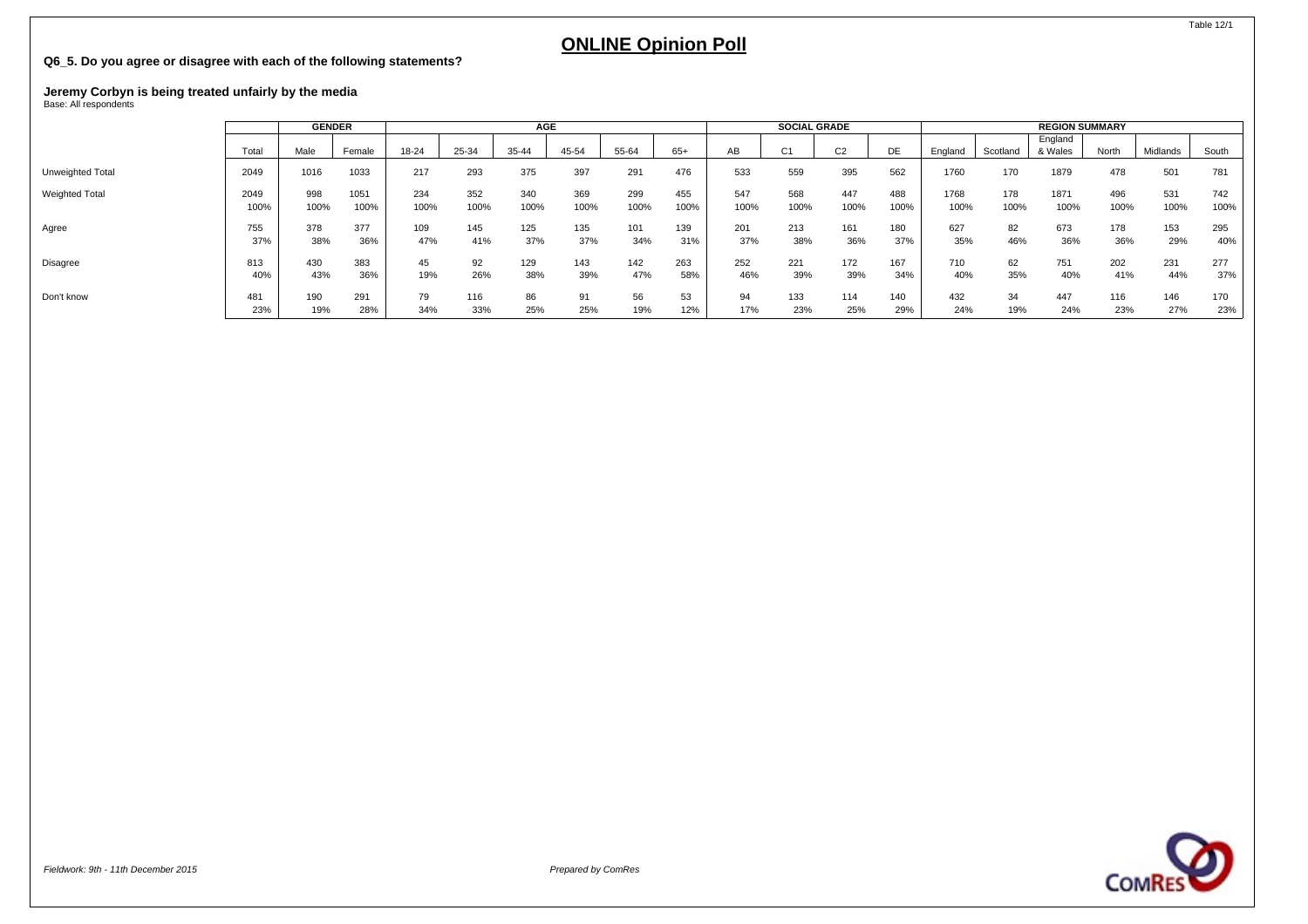# ONLINE Opinion Poll

**Q6_5. Do you agree or disagree with each of the following statements?**

**Jeremy Corbyn is being treated unfairly by the media**
Base: All respondents

| | | GENDER | | AGE | | | | | | SOCIAL GRADE | | | | REGION SUMMARY | | | | | |
|---|---|---|---|---|---|---|---|---|---|---|---|---|---|---|---|---|---|---|---|
| | Total | Male | Female | 18-24 | 25-34 | 35-44 | 45-54 | 55-64 | 65+ | AB | C1 | C2 | DE | England | Scotland | England & Wales | North | Midlands | South |
| Unweighted Total | 2049 | 1016 | 1033 | 217 | 293 | 375 | 397 | 291 | 476 | 533 | 559 | 395 | 562 | 1760 | 170 | 1879 | 478 | 501 | 781 |
| Weighted Total | 2049 | 998 | 1051 | 234 | 352 | 340 | 369 | 299 | 455 | 547 | 568 | 447 | 488 | 1768 | 178 | 1871 | 496 | 531 | 742 |
| | 100% | 100% | 100% | 100% | 100% | 100% | 100% | 100% | 100% | 100% | 100% | 100% | 100% | 100% | 100% | 100% | 100% | 100% | 100% |
| Agree | 755 | 378 | 377 | 109 | 145 | 125 | 135 | 101 | 139 | 201 | 213 | 161 | 180 | 627 | 82 | 673 | 178 | 153 | 295 |
| | 37% | 38% | 36% | 47% | 41% | 37% | 37% | 34% | 31% | 37% | 38% | 36% | 37% | 35% | 46% | 36% | 36% | 29% | 40% |
| Disagree | 813 | 430 | 383 | 45 | 92 | 129 | 143 | 142 | 263 | 252 | 221 | 172 | 167 | 710 | 62 | 751 | 202 | 231 | 277 |
| | 40% | 43% | 36% | 19% | 26% | 38% | 39% | 47% | 58% | 46% | 39% | 39% | 34% | 40% | 35% | 40% | 41% | 44% | 37% |
| Don't know | 481 | 190 | 291 | 79 | 116 | 86 | 91 | 56 | 53 | 94 | 133 | 114 | 140 | 432 | 34 | 447 | 116 | 146 | 170 |
| | 23% | 19% | 28% | 34% | 33% | 25% | 25% | 19% | 12% | 17% | 23% | 25% | 29% | 24% | 19% | 24% | 23% | 27% | 23% |

*Fieldwork: 9th - 11th December 2015*

*Prepared by ComRes*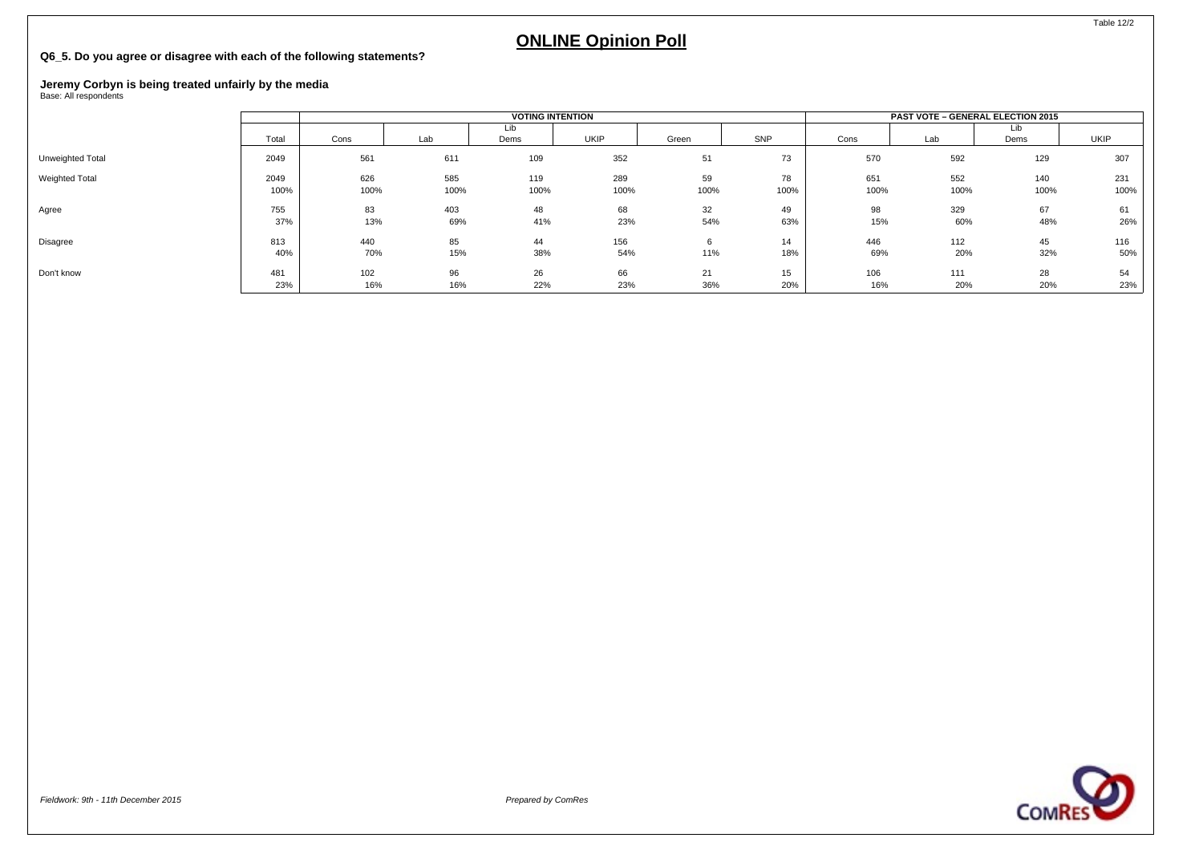# ONLINE Opinion Poll

**Q6_5. Do you agree or disagree with each of the following statements?**

**Jeremy Corbyn is being treated unfairly by the media**
Base: All respondents

| | | VOTING INTENTION | | | | | | PAST VOTE – GENERAL ELECTION 2015 | | | |
|---|---|---|---|---|---|---|---|---|---|---|---|
| | Total | Cons | Lab | Lib Dems | UKIP | Green | SNP | Cons | Lab | Lib Dems | UKIP |
| Unweighted Total | 2049 | 561 | 611 | 109 | 352 | 51 | 73 | 570 | 592 | 129 | 307 |
| Weighted Total | 2049 | 626 | 585 | 119 | 289 | 59 | 78 | 651 | 552 | 140 | 231 |
| | 100% | 100% | 100% | 100% | 100% | 100% | 100% | 100% | 100% | 100% | 100% |
| Agree | 755 | 83 | 403 | 48 | 68 | 32 | 49 | 98 | 329 | 67 | 61 |
| | 37% | 13% | 69% | 41% | 23% | 54% | 63% | 15% | 60% | 48% | 26% |
| Disagree | 813 | 440 | 85 | 44 | 156 | 6 | 14 | 446 | 112 | 45 | 116 |
| | 40% | 70% | 15% | 38% | 54% | 11% | 18% | 69% | 20% | 32% | 50% |
| Don't know | 481 | 102 | 96 | 26 | 66 | 21 | 15 | 106 | 111 | 28 | 54 |
| | 23% | 16% | 16% | 22% | 23% | 36% | 20% | 16% | 20% | 20% | 23% |

*Fieldwork: 9th - 11th December 2015*

*Prepared by ComRes*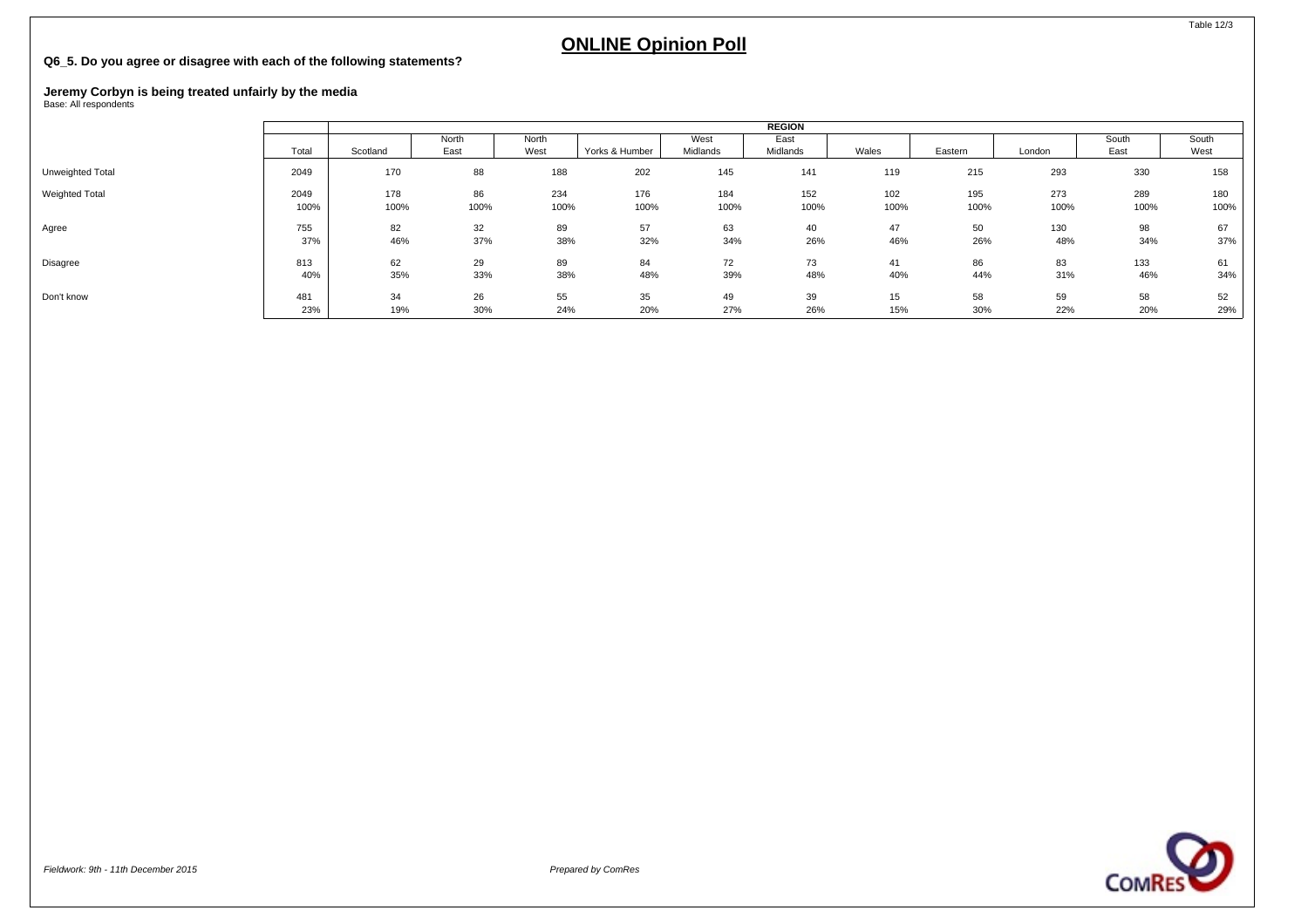Table 12/3

# ONLINE Opinion Poll

**Q6_5. Do you agree or disagree with each of the following statements?**

**Jeremy Corbyn is being treated unfairly by the media**
Base: All respondents

| | | REGION | | | | | | | | | | |
|---|---|---|---|---|---|---|---|---|---|---|---|---|
| | Total | Scotland | North East | North West | Yorks & Humber | West Midlands | East Midlands | Wales | Eastern | London | South East | South West |
| Unweighted Total | 2049 | 170 | 88 | 188 | 202 | 145 | 141 | 119 | 215 | 293 | 330 | 158 |
| Weighted Total | 2049 | 178 | 86 | 234 | 176 | 184 | 152 | 102 | 195 | 273 | 289 | 180 |
| | 100% | 100% | 100% | 100% | 100% | 100% | 100% | 100% | 100% | 100% | 100% | 100% |
| Agree | 755 | 82 | 32 | 89 | 57 | 63 | 40 | 47 | 50 | 130 | 98 | 67 |
| | 37% | 46% | 37% | 38% | 32% | 34% | 26% | 46% | 26% | 48% | 34% | 37% |
| Disagree | 813 | 62 | 29 | 89 | 84 | 72 | 73 | 41 | 86 | 83 | 133 | 61 |
| | 40% | 35% | 33% | 38% | 48% | 39% | 48% | 40% | 44% | 31% | 46% | 34% |
| Don't know | 481 | 34 | 26 | 55 | 35 | 49 | 39 | 15 | 58 | 59 | 58 | 52 |
| | 23% | 19% | 30% | 24% | 20% | 27% | 26% | 15% | 30% | 22% | 20% | 29% |

*Fieldwork: 9th - 11th December 2015*

*Prepared by ComRes*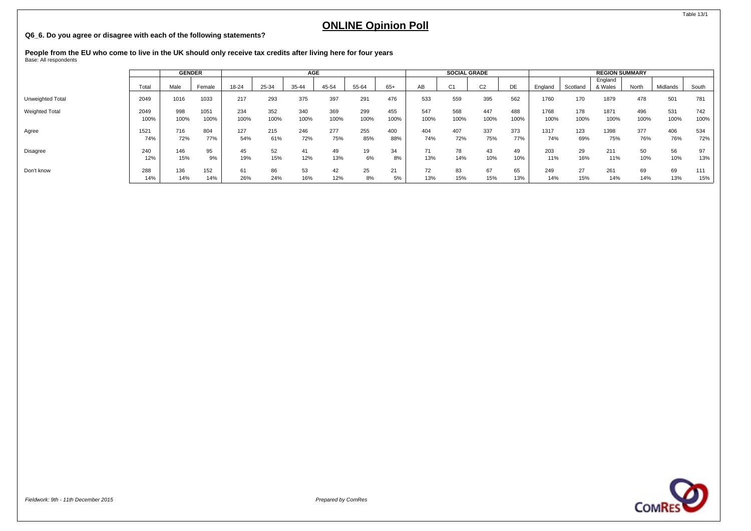Table 13/1

# ONLINE Opinion Poll

**Q6_6. Do you agree or disagree with each of the following statements?**

**People from the EU who come to live in the UK should only receive tax credits after living here for four years**
Base: All respondents

| | | GENDER | | AGE | | | | | | SOCIAL GRADE | | | | REGION SUMMARY | | | | | |
|---|---|---|---|---|---|---|---|---|---|---|---|---|---|---|---|---|---|---|---|
| | Total | Male | Female | 18-24 | 25-34 | 35-44 | 45-54 | 55-64 | 65+ | AB | C1 | C2 | DE | England | Scotland | England & Wales | North | Midlands | South |
| Unweighted Total | 2049 | 1016 | 1033 | 217 | 293 | 375 | 397 | 291 | 476 | 533 | 559 | 395 | 562 | 1760 | 170 | 1879 | 478 | 501 | 781 |
| Weighted Total | 2049 | 998 | 1051 | 234 | 352 | 340 | 369 | 299 | 455 | 547 | 568 | 447 | 488 | 1768 | 178 | 1871 | 496 | 531 | 742 |
| | 100% | 100% | 100% | 100% | 100% | 100% | 100% | 100% | 100% | 100% | 100% | 100% | 100% | 100% | 100% | 100% | 100% | 100% | 100% |
| Agree | 1521 | 716 | 804 | 127 | 215 | 246 | 277 | 255 | 400 | 404 | 407 | 337 | 373 | 1317 | 123 | 1398 | 377 | 406 | 534 |
| | 74% | 72% | 77% | 54% | 61% | 72% | 75% | 85% | 88% | 74% | 72% | 75% | 77% | 74% | 69% | 75% | 76% | 76% | 72% |
| Disagree | 240 | 146 | 95 | 45 | 52 | 41 | 49 | 19 | 34 | 71 | 78 | 43 | 49 | 203 | 29 | 211 | 50 | 56 | 97 |
| | 12% | 15% | 9% | 19% | 15% | 12% | 13% | 6% | 8% | 13% | 14% | 10% | 10% | 11% | 16% | 11% | 10% | 10% | 13% |
| Don't know | 288 | 136 | 152 | 61 | 86 | 53 | 42 | 25 | 21 | 72 | 83 | 67 | 65 | 249 | 27 | 261 | 69 | 69 | 111 |
| | 14% | 14% | 14% | 26% | 24% | 16% | 12% | 8% | 5% | 13% | 15% | 15% | 13% | 14% | 15% | 14% | 14% | 13% | 15% |

*Fieldwork: 9th - 11th December 2015*

*Prepared by ComRes*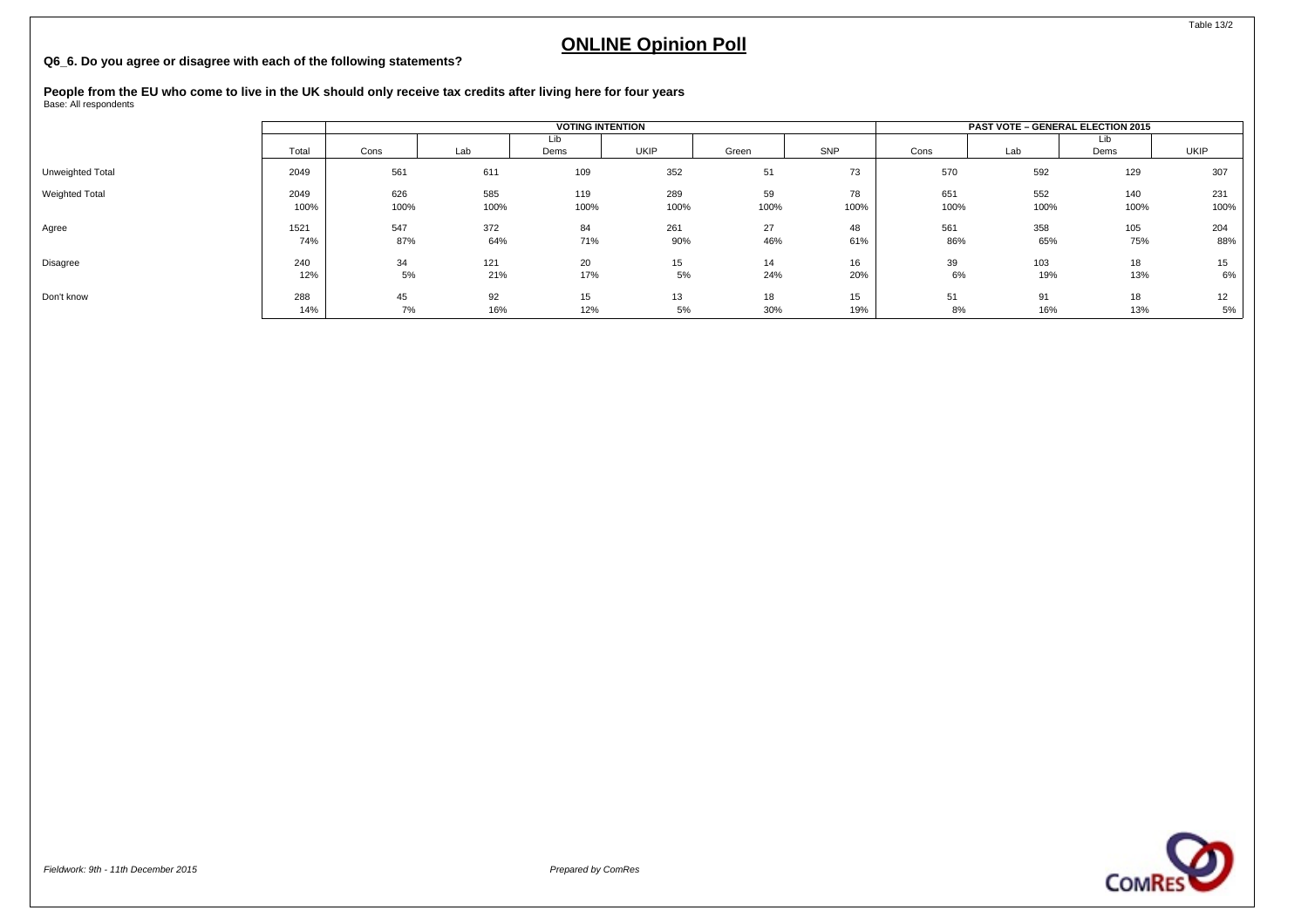Table 13/2

# ONLINE Opinion Poll

**Q6_6. Do you agree or disagree with each of the following statements?**

**People from the EU who come to live in the UK should only receive tax credits after living here for four years**
Base: All respondents

| | | VOTING INTENTION | | | | | | PAST VOTE – GENERAL ELECTION 2015 | | | |
|---|---|---|---|---|---|---|---|---|---|---|---|
| | Total | Cons | Lab | Lib Dems | UKIP | Green | SNP | Cons | Lab | Lib Dems | UKIP |
| Unweighted Total | 2049 | 561 | 611 | 109 | 352 | 51 | 73 | 570 | 592 | 129 | 307 |
| Weighted Total | 2049 | 626 | 585 | 119 | 289 | 59 | 78 | 651 | 552 | 140 | 231 |
| | 100% | 100% | 100% | 100% | 100% | 100% | 100% | 100% | 100% | 100% | 100% |
| Agree | 1521 | 547 | 372 | 84 | 261 | 27 | 48 | 561 | 358 | 105 | 204 |
| | 74% | 87% | 64% | 71% | 90% | 46% | 61% | 86% | 65% | 75% | 88% |
| Disagree | 240 | 34 | 121 | 20 | 15 | 14 | 16 | 39 | 103 | 18 | 15 |
| | 12% | 5% | 21% | 17% | 5% | 24% | 20% | 6% | 19% | 13% | 6% |
| Don't know | 288 | 45 | 92 | 15 | 13 | 18 | 15 | 51 | 91 | 18 | 12 |
| | 14% | 7% | 16% | 12% | 5% | 30% | 19% | 8% | 16% | 13% | 5% |

*Fieldwork: 9th - 11th December 2015*

*Prepared by ComRes*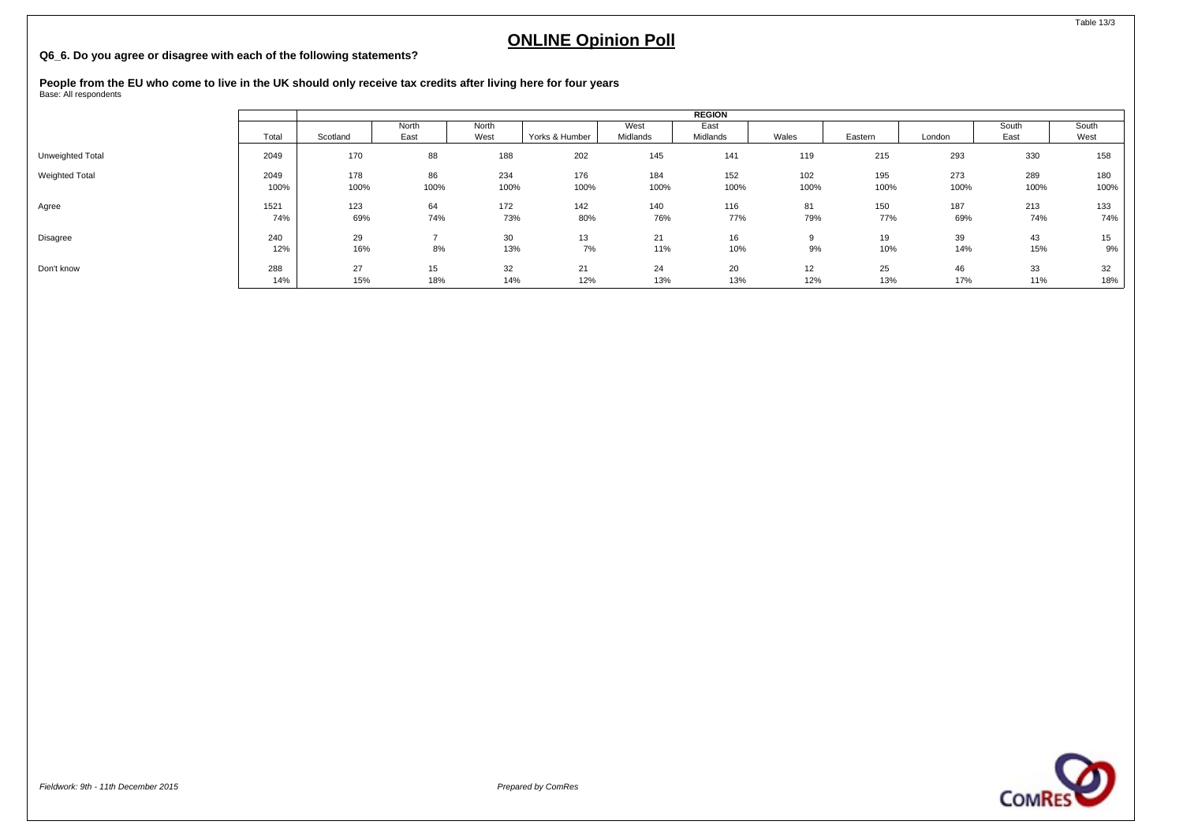# ONLINE Opinion Poll

**Q6_6. Do you agree or disagree with each of the following statements?**

**People from the EU who come to live in the UK should only receive tax credits after living here for four years**
Base: All respondents

| | Total | REGION | | | | | | | | | | |
|---|---|---|---|---|---|---|---|---|---|---|---|---|
| | | Scotland | North East | North West | Yorks & Humber | West Midlands | East Midlands | Wales | Eastern | London | South East | South West |
| Unweighted Total | 2049 | 170 | 88 | 188 | 202 | 145 | 141 | 119 | 215 | 293 | 330 | 158 |
| Weighted Total | 2049 | 178 | 86 | 234 | 176 | 184 | 152 | 102 | 195 | 273 | 289 | 180 |
| | 100% | 100% | 100% | 100% | 100% | 100% | 100% | 100% | 100% | 100% | 100% | 100% |
| Agree | 1521 | 123 | 64 | 172 | 142 | 140 | 116 | 81 | 150 | 187 | 213 | 133 |
| | 74% | 69% | 74% | 73% | 80% | 76% | 77% | 79% | 77% | 69% | 74% | 74% |
| Disagree | 240 | 29 | 7 | 30 | 13 | 21 | 16 | 9 | 19 | 39 | 43 | 15 |
| | 12% | 16% | 8% | 13% | 7% | 11% | 10% | 9% | 10% | 14% | 15% | 9% |
| Don't know | 288 | 27 | 15 | 32 | 21 | 24 | 20 | 12 | 25 | 46 | 33 | 32 |
| | 14% | 15% | 18% | 14% | 12% | 13% | 13% | 12% | 13% | 17% | 11% | 18% |

*Fieldwork: 9th - 11th December 2015*

*Prepared by ComRes*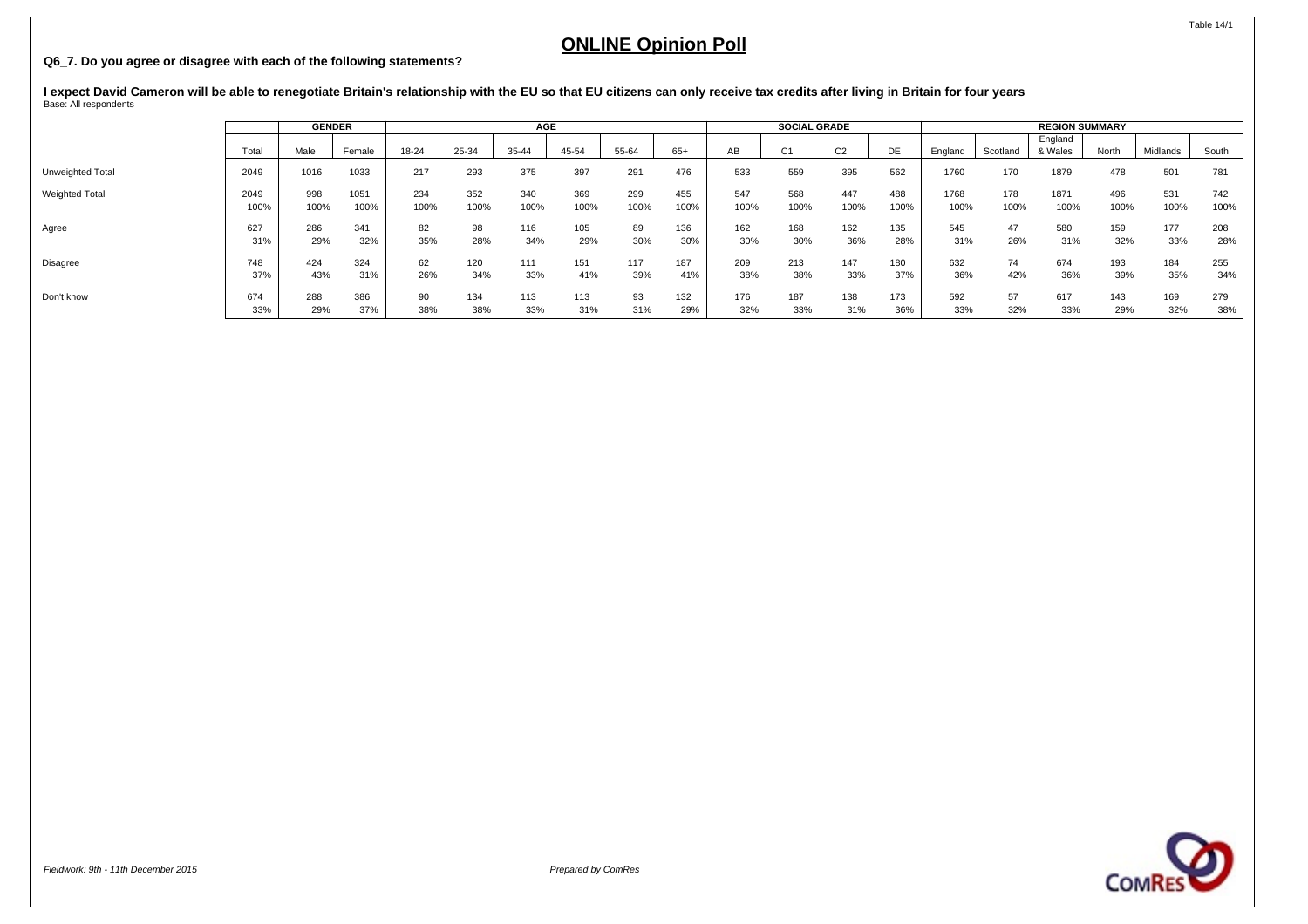# ONLINE Opinion Poll

**Q6_7. Do you agree or disagree with each of the following statements?**

**I expect David Cameron will be able to renegotiate Britain's relationship with the EU so that EU citizens can only receive tax credits after living in Britain for four years**
Base: All respondents

| | | GENDER | | AGE | | | | | | SOCIAL GRADE | | | | REGION SUMMARY | | | | | |
|---|---|---|---|---|---|---|---|---|---|---|---|---|---|---|---|---|---|---|---|
| | Total | Male | Female | 18-24 | 25-34 | 35-44 | 45-54 | 55-64 | 65+ | AB | C1 | C2 | DE | England | Scotland | England & Wales | North | Midlands | South |
| Unweighted Total | 2049 | 1016 | 1033 | 217 | 293 | 375 | 397 | 291 | 476 | 533 | 559 | 395 | 562 | 1760 | 170 | 1879 | 478 | 501 | 781 |
| Weighted Total | 2049 | 998 | 1051 | 234 | 352 | 340 | 369 | 299 | 455 | 547 | 568 | 447 | 488 | 1768 | 178 | 1871 | 496 | 531 | 742 |
| | 100% | 100% | 100% | 100% | 100% | 100% | 100% | 100% | 100% | 100% | 100% | 100% | 100% | 100% | 100% | 100% | 100% | 100% | 100% |
| Agree | 627 | 286 | 341 | 82 | 98 | 116 | 105 | 89 | 136 | 162 | 168 | 162 | 135 | 545 | 47 | 580 | 159 | 177 | 208 |
| | 31% | 29% | 32% | 35% | 28% | 34% | 29% | 30% | 30% | 30% | 30% | 36% | 28% | 31% | 26% | 31% | 32% | 33% | 28% |
| Disagree | 748 | 424 | 324 | 62 | 120 | 111 | 151 | 117 | 187 | 209 | 213 | 147 | 180 | 632 | 74 | 674 | 193 | 184 | 255 |
| | 37% | 43% | 31% | 26% | 34% | 33% | 41% | 39% | 41% | 38% | 38% | 33% | 37% | 36% | 42% | 36% | 39% | 35% | 34% |
| Don't know | 674 | 288 | 386 | 90 | 134 | 113 | 113 | 93 | 132 | 176 | 187 | 138 | 173 | 592 | 57 | 617 | 143 | 169 | 279 |
| | 33% | 29% | 37% | 38% | 38% | 33% | 31% | 31% | 29% | 32% | 33% | 31% | 36% | 33% | 32% | 33% | 29% | 32% | 38% |

*Fieldwork: 9th - 11th December 2015*

*Prepared by ComRes*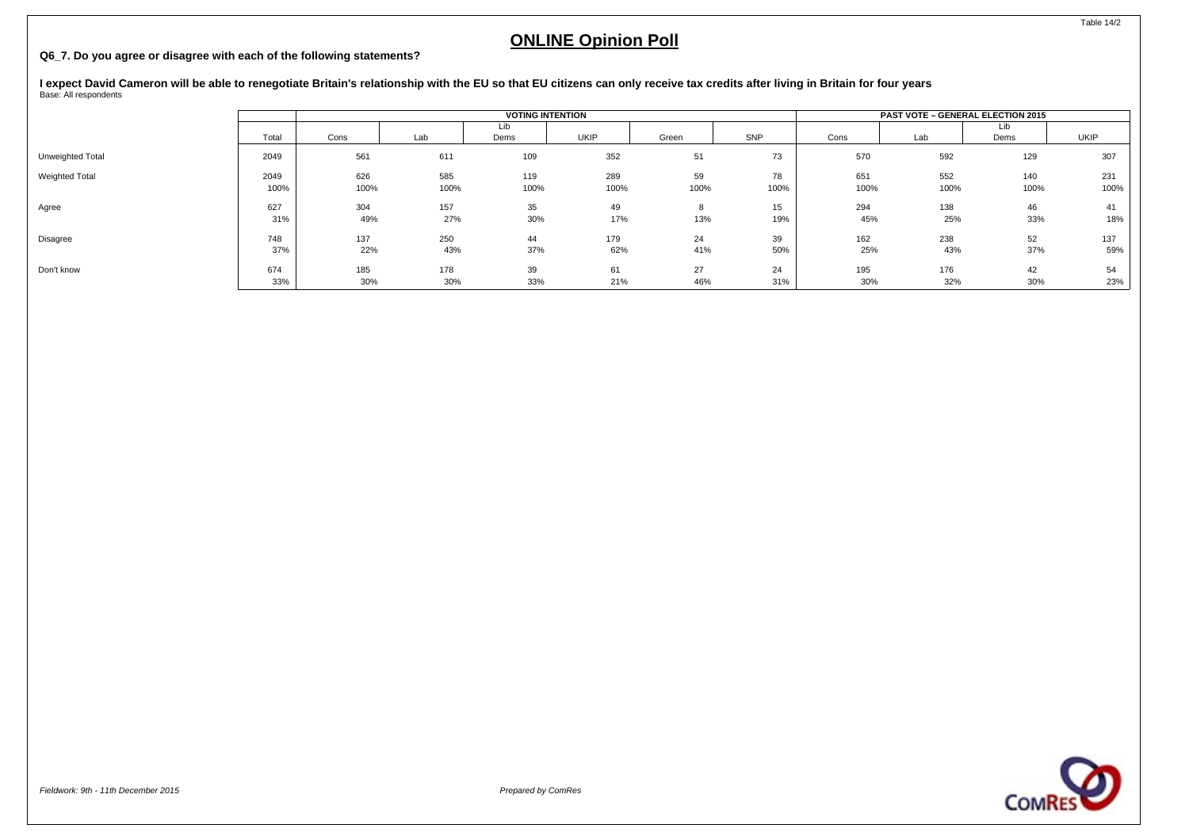Table 14/2

# ONLINE Opinion Poll

**Q6_7. Do you agree or disagree with each of the following statements?**

**I expect David Cameron will be able to renegotiate Britain's relationship with the EU so that EU citizens can only receive tax credits after living in Britain for four years**

Base: All respondents

| | | VOTING INTENTION | | | | | | PAST VOTE – GENERAL ELECTION 2015 | | | |
|---|---|---|---|---|---|---|---|---|---|---|---|
| | Total | Cons | Lab | Lib Dems | UKIP | Green | SNP | Cons | Lab | Lib Dems | UKIP |
| Unweighted Total | 2049 | 561 | 611 | 109 | 352 | 51 | 73 | 570 | 592 | 129 | 307 |
| Weighted Total | 2049 | 626 | 585 | 119 | 289 | 59 | 78 | 651 | 552 | 140 | 231 |
| | 100% | 100% | 100% | 100% | 100% | 100% | 100% | 100% | 100% | 100% | 100% |
| Agree | 627 | 304 | 157 | 35 | 49 | 8 | 15 | 294 | 138 | 46 | 41 |
| | 31% | 49% | 27% | 30% | 17% | 13% | 19% | 45% | 25% | 33% | 18% |
| Disagree | 748 | 137 | 250 | 44 | 179 | 24 | 39 | 162 | 238 | 52 | 137 |
| | 37% | 22% | 43% | 37% | 62% | 41% | 50% | 25% | 43% | 37% | 59% |
| Don't know | 674 | 185 | 178 | 39 | 61 | 27 | 24 | 195 | 176 | 42 | 54 |
| | 33% | 30% | 30% | 33% | 21% | 46% | 31% | 30% | 32% | 30% | 23% |

*Fieldwork: 9th - 11th December 2015*

*Prepared by ComRes*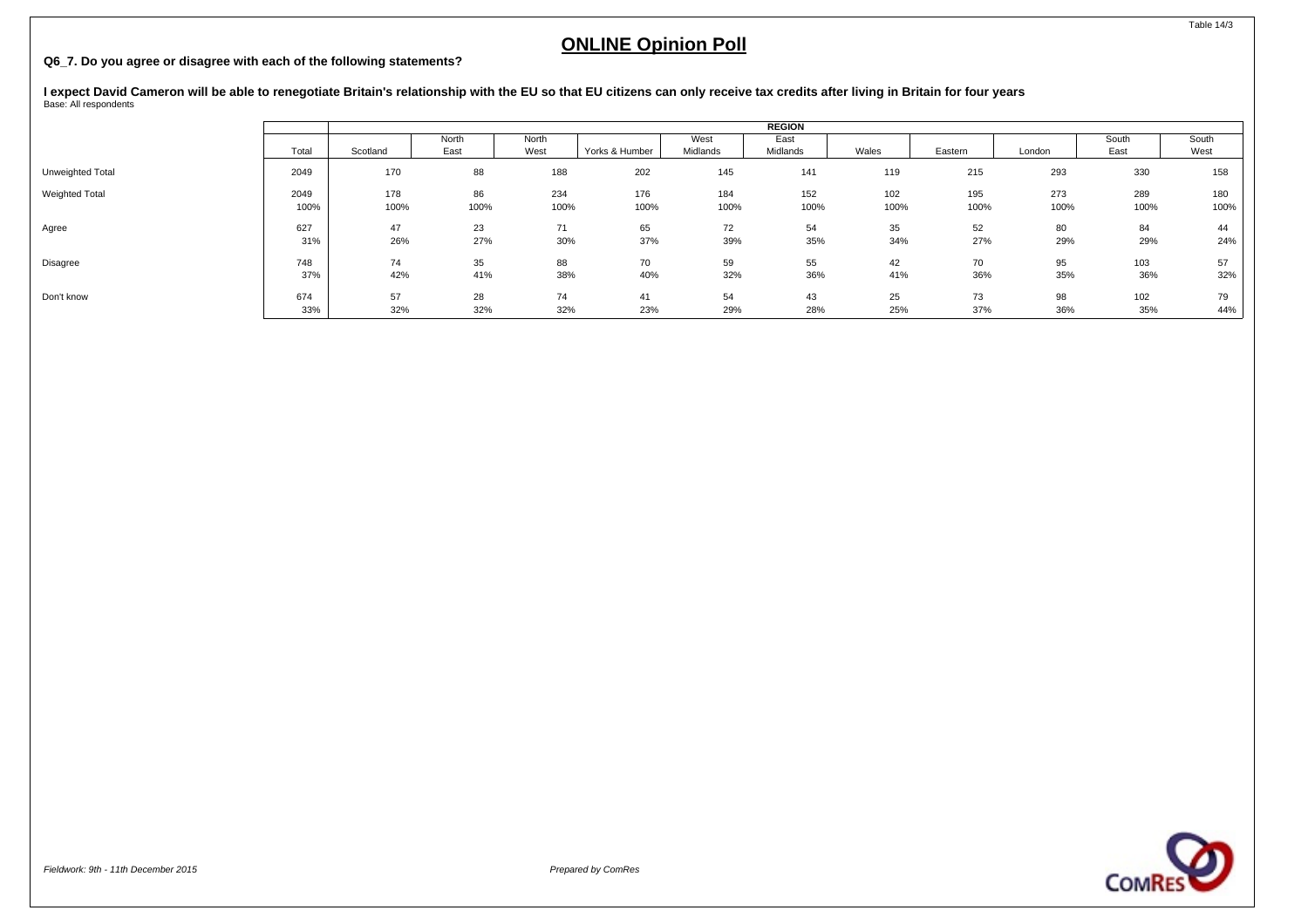# ONLINE Opinion Poll

**Q6_7. Do you agree or disagree with each of the following statements?**

**I expect David Cameron will be able to renegotiate Britain's relationship with the EU so that EU citizens can only receive tax credits after living in Britain for four years**
Base: All respondents

| | | REGION | | | | | | | | | | |
|---|---|---|---|---|---|---|---|---|---|---|---|---|
| | Total | Scotland | North East | North West | Yorks & Humber | West Midlands | East Midlands | Wales | Eastern | London | South East | South West |
| Unweighted Total | 2049 | 170 | 88 | 188 | 202 | 145 | 141 | 119 | 215 | 293 | 330 | 158 |
| Weighted Total | 2049 | 178 | 86 | 234 | 176 | 184 | 152 | 102 | 195 | 273 | 289 | 180 |
| | 100% | 100% | 100% | 100% | 100% | 100% | 100% | 100% | 100% | 100% | 100% | 100% |
| Agree | 627 | 47 | 23 | 71 | 65 | 72 | 54 | 35 | 52 | 80 | 84 | 44 |
| | 31% | 26% | 27% | 30% | 37% | 39% | 35% | 34% | 27% | 29% | 29% | 24% |
| Disagree | 748 | 74 | 35 | 88 | 70 | 59 | 55 | 42 | 70 | 95 | 103 | 57 |
| | 37% | 42% | 41% | 38% | 40% | 32% | 36% | 41% | 36% | 35% | 36% | 32% |
| Don't know | 674 | 57 | 28 | 74 | 41 | 54 | 43 | 25 | 73 | 98 | 102 | 79 |
| | 33% | 32% | 32% | 32% | 23% | 29% | 28% | 25% | 37% | 36% | 35% | 44% |

*Fieldwork: 9th - 11th December 2015*

*Prepared by ComRes*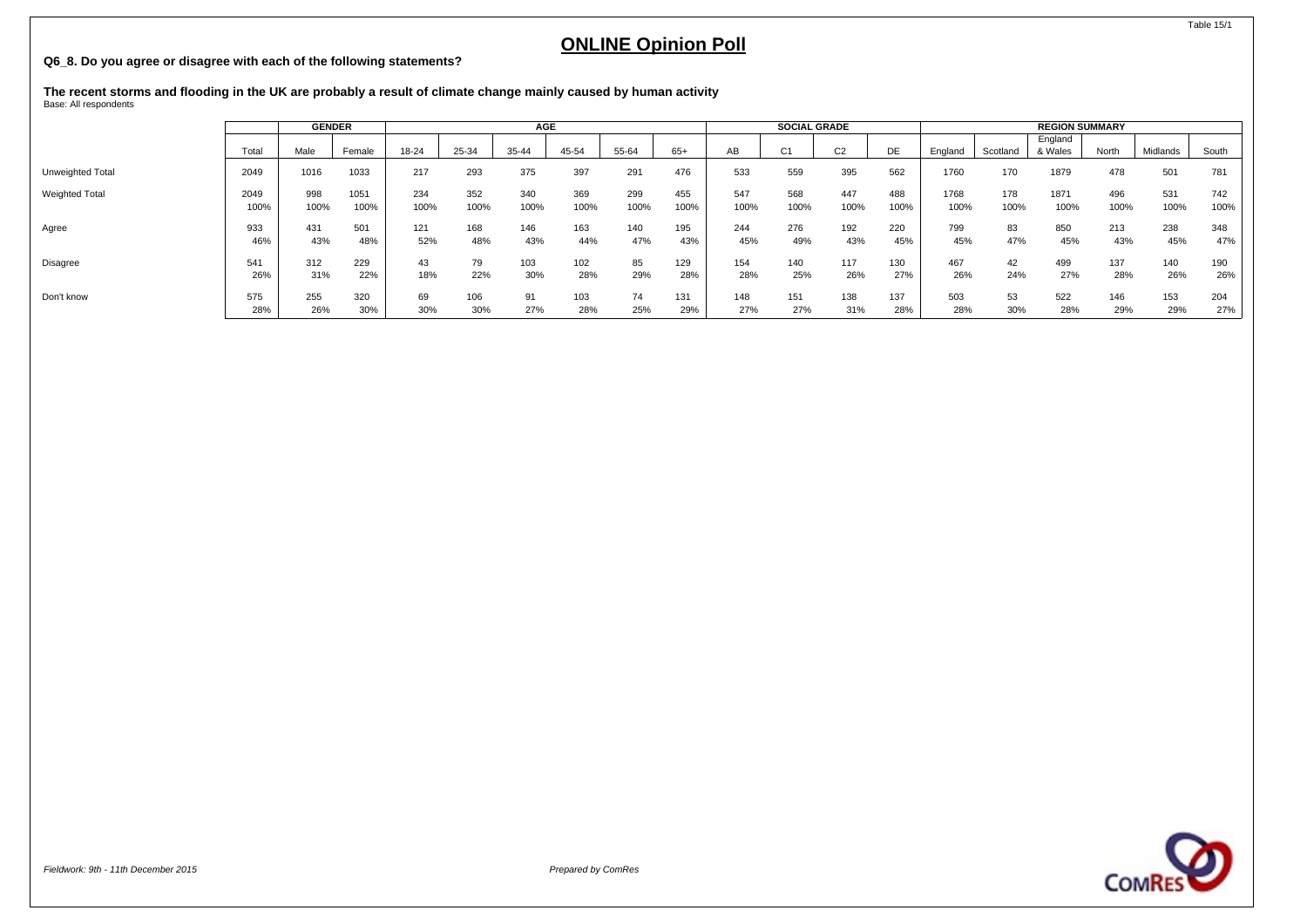# ONLINE Opinion Poll

**Q6_8. Do you agree or disagree with each of the following statements?**

**The recent storms and flooding in the UK are probably a result of climate change mainly caused by human activity**
Base: All respondents

| | | GENDER | | AGE | | | | | | SOCIAL GRADE | | | | REGION SUMMARY | | | | | |
|---|---|---|---|---|---|---|---|---|---|---|---|---|---|---|---|---|---|---|---|
| | Total | Male | Female | 18-24 | 25-34 | 35-44 | 45-54 | 55-64 | 65+ | AB | C1 | C2 | DE | England | Scotland | England & Wales | North | Midlands | South |
| Unweighted Total | 2049 | 1016 | 1033 | 217 | 293 | 375 | 397 | 291 | 476 | 533 | 559 | 395 | 562 | 1760 | 170 | 1879 | 478 | 501 | 781 |
| Weighted Total | 2049 | 998 | 1051 | 234 | 352 | 340 | 369 | 299 | 455 | 547 | 568 | 447 | 488 | 1768 | 178 | 1871 | 496 | 531 | 742 |
| | 100% | 100% | 100% | 100% | 100% | 100% | 100% | 100% | 100% | 100% | 100% | 100% | 100% | 100% | 100% | 100% | 100% | 100% | 100% |
| Agree | 933 | 431 | 501 | 121 | 168 | 146 | 163 | 140 | 195 | 244 | 276 | 192 | 220 | 799 | 83 | 850 | 213 | 238 | 348 |
| | 46% | 43% | 48% | 52% | 48% | 43% | 44% | 47% | 43% | 45% | 49% | 43% | 45% | 45% | 47% | 45% | 43% | 45% | 47% |
| Disagree | 541 | 312 | 229 | 43 | 79 | 103 | 102 | 85 | 129 | 154 | 140 | 117 | 130 | 467 | 42 | 499 | 137 | 140 | 190 |
| | 26% | 31% | 22% | 18% | 22% | 30% | 28% | 29% | 28% | 28% | 25% | 26% | 27% | 26% | 24% | 27% | 28% | 26% | 26% |
| Don't know | 575 | 255 | 320 | 69 | 106 | 91 | 103 | 74 | 131 | 148 | 151 | 138 | 137 | 503 | 53 | 522 | 146 | 153 | 204 |
| | 28% | 26% | 30% | 30% | 30% | 27% | 28% | 25% | 29% | 27% | 27% | 31% | 28% | 28% | 30% | 28% | 29% | 29% | 27% |

*Fieldwork: 9th - 11th December 2015*

*Prepared by ComRes*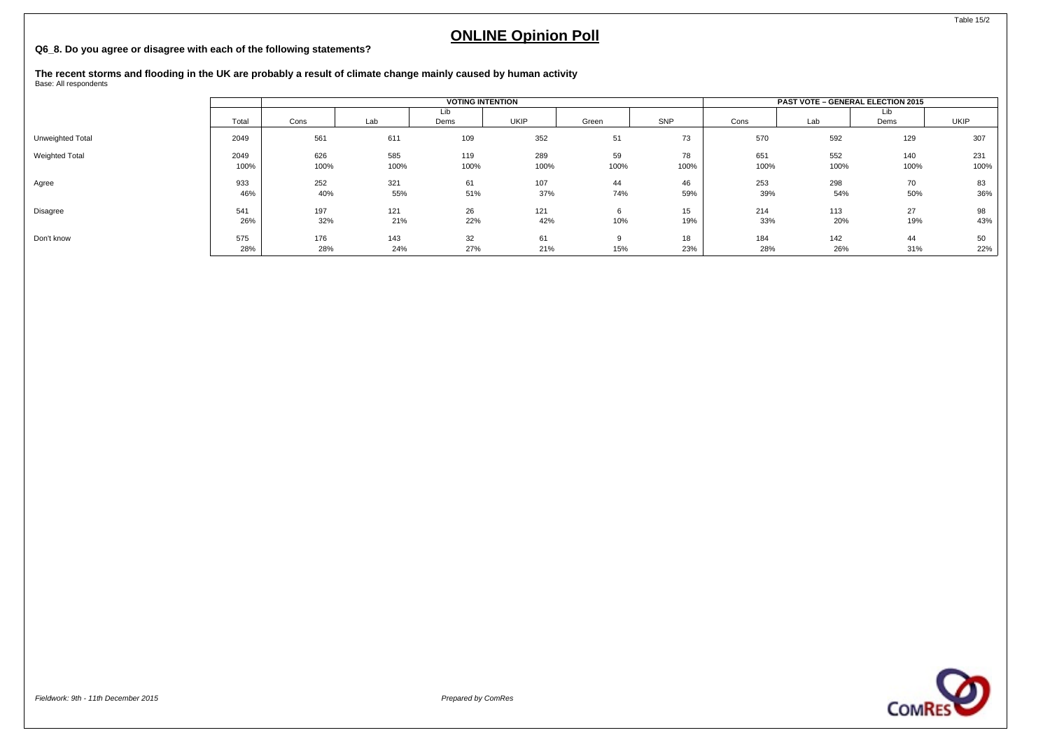## ONLINE Opinion Poll

**Q6_8. Do you agree or disagree with each of the following statements?**

**The recent storms and flooding in the UK are probably a result of climate change mainly caused by human activity**
Base: All respondents

| | | VOTING INTENTION | | | | | | PAST VOTE – GENERAL ELECTION 2015 | | | |
|---|---|---|---|---|---|---|---|---|---|---|---|
| | Total | Cons | Lab | Lib Dems | UKIP | Green | SNP | Cons | Lab | Lib Dems | UKIP |
| Unweighted Total | 2049 | 561 | 611 | 109 | 352 | 51 | 73 | 570 | 592 | 129 | 307 |
| Weighted Total | 2049 | 626 | 585 | 119 | 289 | 59 | 78 | 651 | 552 | 140 | 231 |
| | 100% | 100% | 100% | 100% | 100% | 100% | 100% | 100% | 100% | 100% | 100% |
| Agree | 933 | 252 | 321 | 61 | 107 | 44 | 46 | 253 | 298 | 70 | 83 |
| | 46% | 40% | 55% | 51% | 37% | 74% | 59% | 39% | 54% | 50% | 36% |
| Disagree | 541 | 197 | 121 | 26 | 121 | 6 | 15 | 214 | 113 | 27 | 98 |
| | 26% | 32% | 21% | 22% | 42% | 10% | 19% | 33% | 20% | 19% | 43% |
| Don't know | 575 | 176 | 143 | 32 | 61 | 9 | 18 | 184 | 142 | 44 | 50 |
| | 28% | 28% | 24% | 27% | 21% | 15% | 23% | 28% | 26% | 31% | 22% |

*Fieldwork: 9th - 11th December 2015*

*Prepared by ComRes*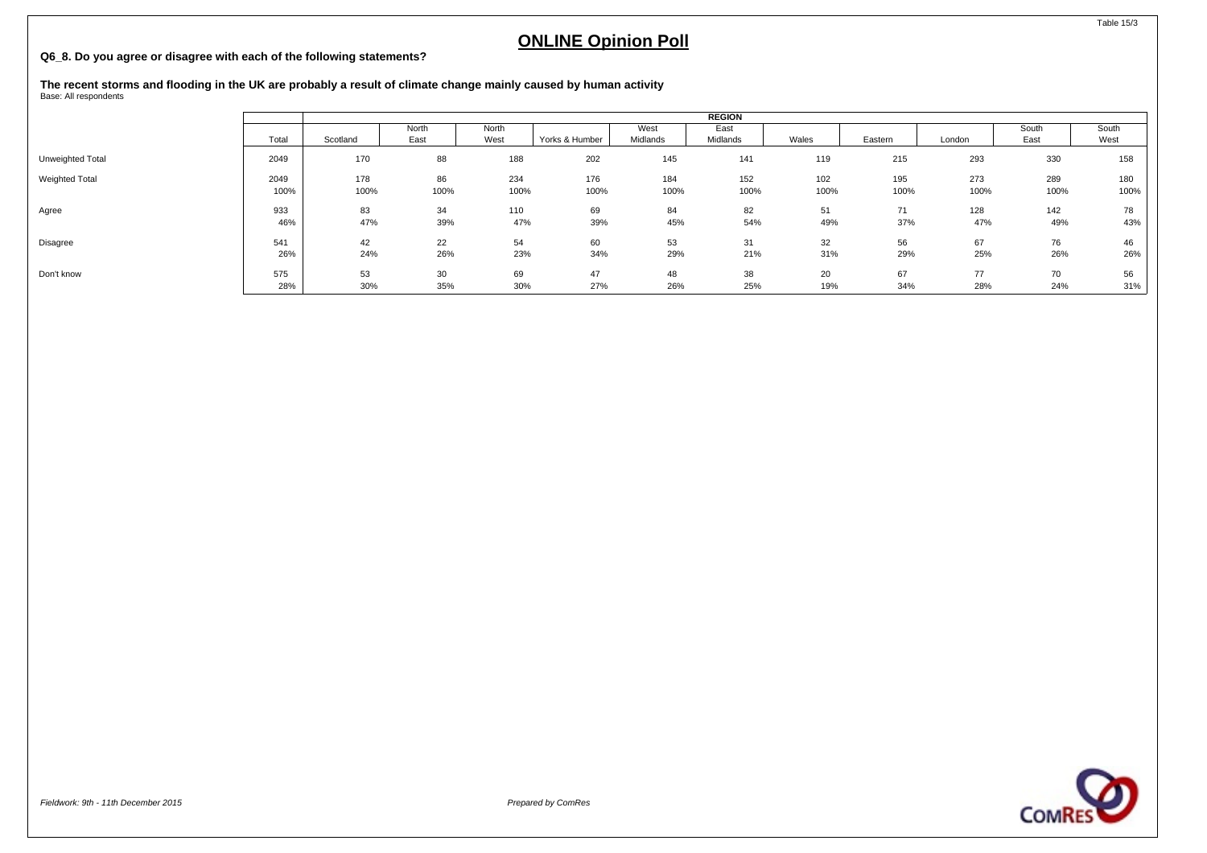# ONLINE Opinion Poll

**Q6_8. Do you agree or disagree with each of the following statements?**

**The recent storms and flooding in the UK are probably a result of climate change mainly caused by human activity**
Base: All respondents

| | Total | REGION | | | | | | | | | | |
|---|---|---|---|---|---|---|---|---|---|---|---|---|
| | | Scotland | North East | North West | Yorks & Humber | West Midlands | East Midlands | Wales | Eastern | London | South East | South West |
| Unweighted Total | 2049 | 170 | 88 | 188 | 202 | 145 | 141 | 119 | 215 | 293 | 330 | 158 |
| Weighted Total | 2049 | 178 | 86 | 234 | 176 | 184 | 152 | 102 | 195 | 273 | 289 | 180 |
| | 100% | 100% | 100% | 100% | 100% | 100% | 100% | 100% | 100% | 100% | 100% | 100% |
| Agree | 933 | 83 | 34 | 110 | 69 | 84 | 82 | 51 | 71 | 128 | 142 | 78 |
| | 46% | 47% | 39% | 47% | 39% | 45% | 54% | 49% | 37% | 47% | 49% | 43% |
| Disagree | 541 | 42 | 22 | 54 | 60 | 53 | 31 | 32 | 56 | 67 | 76 | 46 |
| | 26% | 24% | 26% | 23% | 34% | 29% | 21% | 31% | 29% | 25% | 26% | 26% |
| Don't know | 575 | 53 | 30 | 69 | 47 | 48 | 38 | 20 | 67 | 77 | 70 | 56 |
| | 28% | 30% | 35% | 30% | 27% | 26% | 25% | 19% | 34% | 28% | 24% | 31% |

*Fieldwork: 9th - 11th December 2015*

*Prepared by ComRes*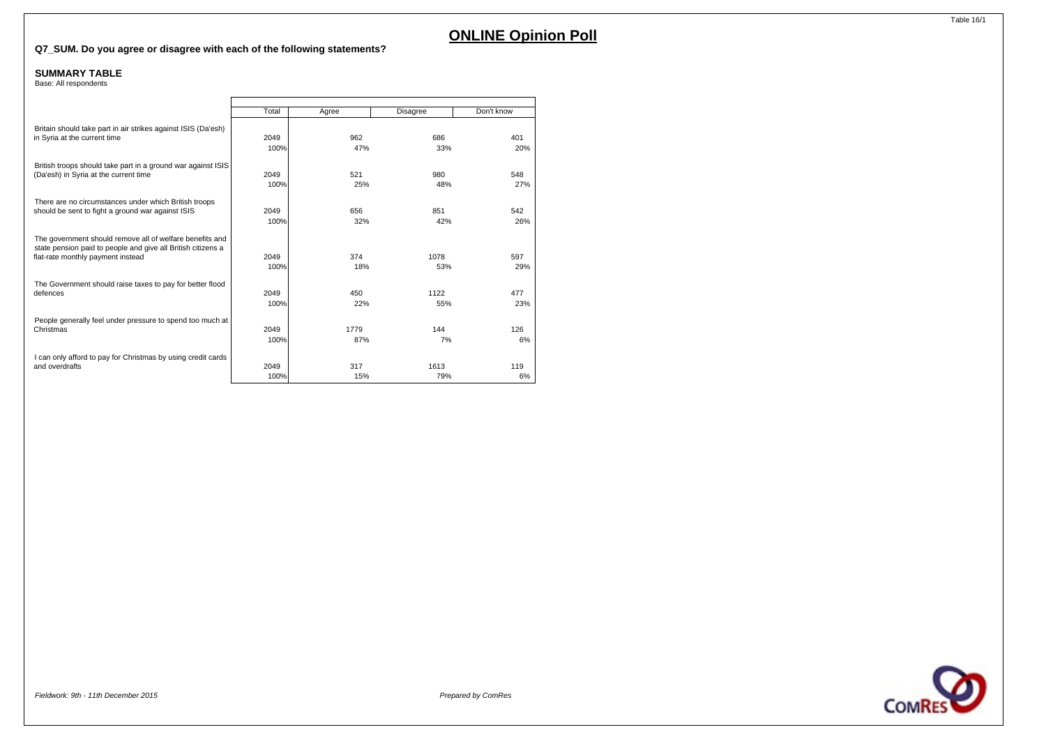# ONLINE Opinion Poll

**Q7_SUM. Do you agree or disagree with each of the following statements?**

**SUMMARY TABLE**
Base: All respondents

| | Total | Agree | Disagree | Don't know |
|---|---|---|---|---|
| Britain should take part in air strikes against ISIS (Da'esh) in Syria at the current time | 2049 | 962 | 686 | 401 |
| | 100% | 47% | 33% | 20% |
| British troops should take part in a ground war against ISIS (Da'esh) in Syria at the current time | 2049 | 521 | 980 | 548 |
| | 100% | 25% | 48% | 27% |
| There are no circumstances under which British troops should be sent to fight a ground war against ISIS | 2049 | 656 | 851 | 542 |
| | 100% | 32% | 42% | 26% |
| The government should remove all of welfare benefits and state pension paid to people and give all British citizens a flat-rate monthly payment instead | 2049 | 374 | 1078 | 597 |
| | 100% | 18% | 53% | 29% |
| The Government should raise taxes to pay for better flood defences | 2049 | 450 | 1122 | 477 |
| | 100% | 22% | 55% | 23% |
| People generally feel under pressure to spend too much at Christmas | 2049 | 1779 | 144 | 126 |
| | 100% | 87% | 7% | 6% |
| I can only afford to pay for Christmas by using credit cards and overdrafts | 2049 | 317 | 1613 | 119 |
| | 100% | 15% | 79% | 6% |

*Fieldwork: 9th - 11th December 2015*

*Prepared by ComRes*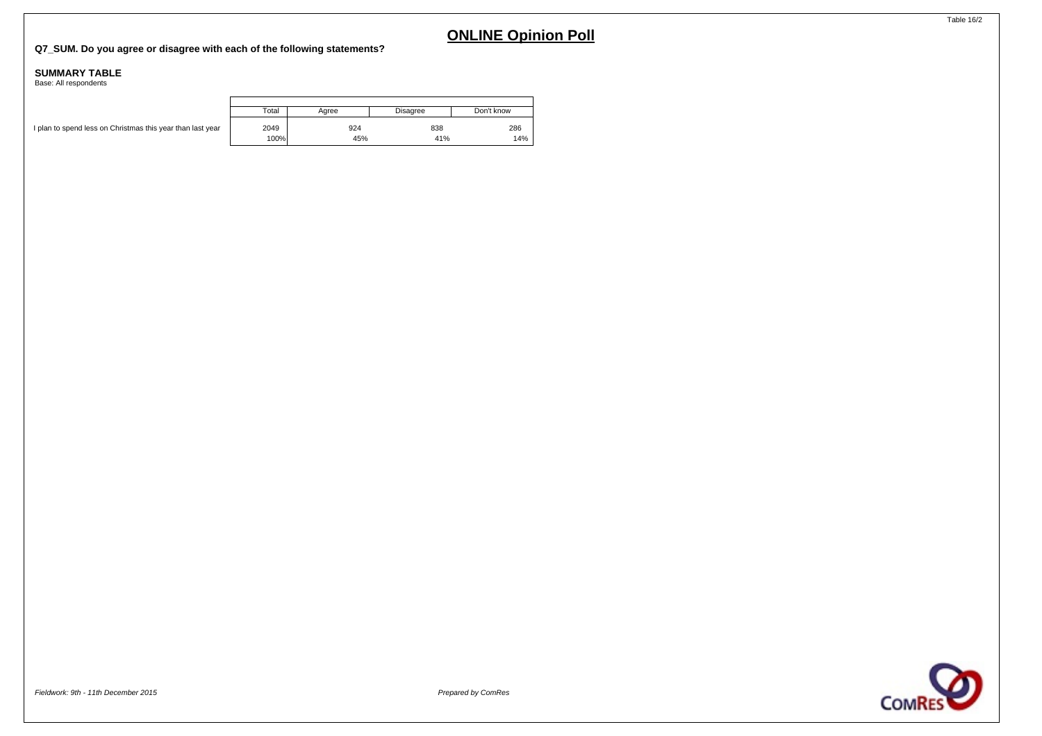# ONLINE Opinion Poll

**Q7_SUM. Do you agree or disagree with each of the following statements?**

**SUMMARY TABLE**
Base: All respondents

| | Total | Agree | Disagree | Don't know |
|---|---|---|---|---|
| I plan to spend less on Christmas this year than last year | 2049 | 924 | 838 | 286 |
| | 100% | 45% | 41% | 14% |

*Fieldwork: 9th - 11th December 2015*

*Prepared by ComRes*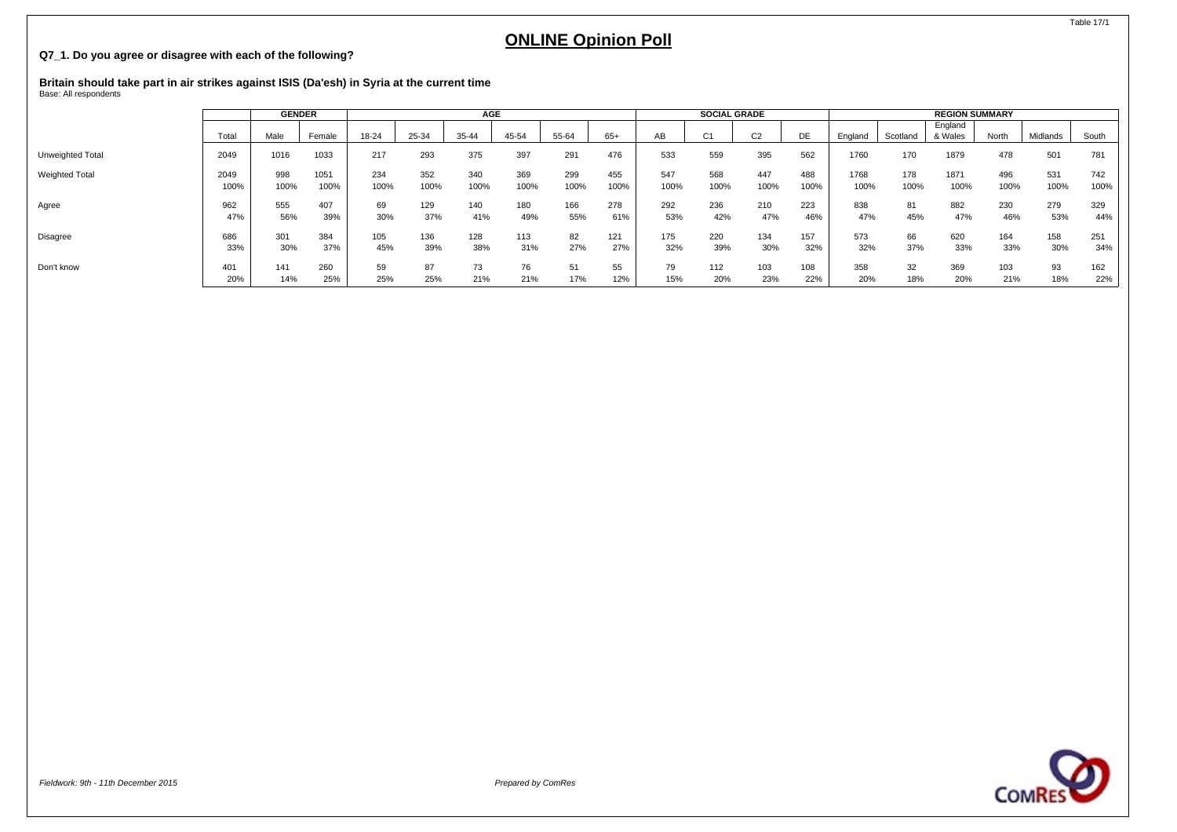Table 17/1

# ONLINE Opinion Poll

**Q7_1. Do you agree or disagree with each of the following?**

**Britain should take part in air strikes against ISIS (Da'esh) in Syria at the current time**
Base: All respondents

| | | GENDER | | AGE | | | | | | SOCIAL GRADE | | | | REGION SUMMARY | | | | | |
|---|---|---|---|---|---|---|---|---|---|---|---|---|---|---|---|---|---|---|---|
| | Total | Male | Female | 18-24 | 25-34 | 35-44 | 45-54 | 55-64 | 65+ | AB | C1 | C2 | DE | England | Scotland | England & Wales | North | Midlands | South |
| Unweighted Total | 2049 | 1016 | 1033 | 217 | 293 | 375 | 397 | 291 | 476 | 533 | 559 | 395 | 562 | 1760 | 170 | 1879 | 478 | 501 | 781 |
| Weighted Total | 2049 | 998 | 1051 | 234 | 352 | 340 | 369 | 299 | 455 | 547 | 568 | 447 | 488 | 1768 | 178 | 1871 | 496 | 531 | 742 |
| | 100% | 100% | 100% | 100% | 100% | 100% | 100% | 100% | 100% | 100% | 100% | 100% | 100% | 100% | 100% | 100% | 100% | 100% | 100% |
| Agree | 962 | 555 | 407 | 69 | 129 | 140 | 180 | 166 | 278 | 292 | 236 | 210 | 223 | 838 | 81 | 882 | 230 | 279 | 329 |
| | 47% | 56% | 39% | 30% | 37% | 41% | 49% | 55% | 61% | 53% | 42% | 47% | 46% | 47% | 45% | 47% | 46% | 53% | 44% |
| Disagree | 686 | 301 | 384 | 105 | 136 | 128 | 113 | 82 | 121 | 175 | 220 | 134 | 157 | 573 | 66 | 620 | 164 | 158 | 251 |
| | 33% | 30% | 37% | 45% | 39% | 38% | 31% | 27% | 27% | 32% | 39% | 30% | 32% | 32% | 37% | 33% | 33% | 30% | 34% |
| Don't know | 401 | 141 | 260 | 59 | 87 | 73 | 76 | 51 | 55 | 79 | 112 | 103 | 108 | 358 | 32 | 369 | 103 | 93 | 162 |
| | 20% | 14% | 25% | 25% | 25% | 21% | 21% | 17% | 12% | 15% | 20% | 23% | 22% | 20% | 18% | 20% | 21% | 18% | 22% |

*Fieldwork: 9th - 11th December 2015*

*Prepared by ComRes*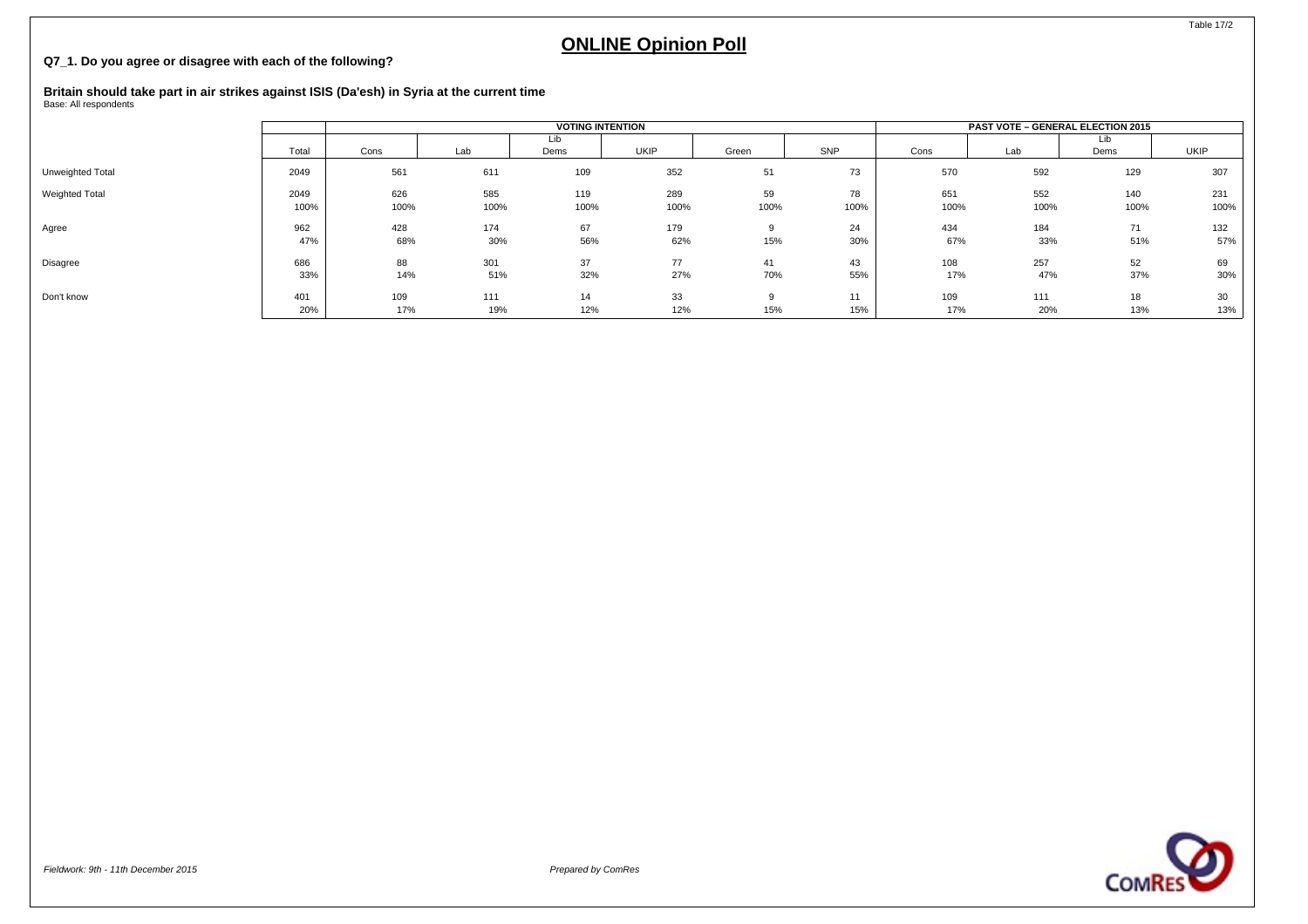# ONLINE Opinion Poll

**Q7_1. Do you agree or disagree with each of the following?**

**Britain should take part in air strikes against ISIS (Da'esh) in Syria at the current time**

Base: All respondents

| | | VOTING INTENTION | | | | | | PAST VOTE – GENERAL ELECTION 2015 | | | |
|---|---|---|---|---|---|---|---|---|---|---|---|
| | Total | Cons | Lab | Lib Dems | UKIP | Green | SNP | Cons | Lab | Lib Dems | UKIP |
| Unweighted Total | 2049 | 561 | 611 | 109 | 352 | 51 | 73 | 570 | 592 | 129 | 307 |
| Weighted Total | 2049 | 626 | 585 | 119 | 289 | 59 | 78 | 651 | 552 | 140 | 231 |
| | 100% | 100% | 100% | 100% | 100% | 100% | 100% | 100% | 100% | 100% | 100% |
| Agree | 962 | 428 | 174 | 67 | 179 | 9 | 24 | 434 | 184 | 71 | 132 |
| | 47% | 68% | 30% | 56% | 62% | 15% | 30% | 67% | 33% | 51% | 57% |
| Disagree | 686 | 88 | 301 | 37 | 77 | 41 | 43 | 108 | 257 | 52 | 69 |
| | 33% | 14% | 51% | 32% | 27% | 70% | 55% | 17% | 47% | 37% | 30% |
| Don't know | 401 | 109 | 111 | 14 | 33 | 9 | 11 | 109 | 111 | 18 | 30 |
| | 20% | 17% | 19% | 12% | 12% | 15% | 15% | 17% | 20% | 13% | 13% |

*Fieldwork: 9th - 11th December 2015*

*Prepared by ComRes*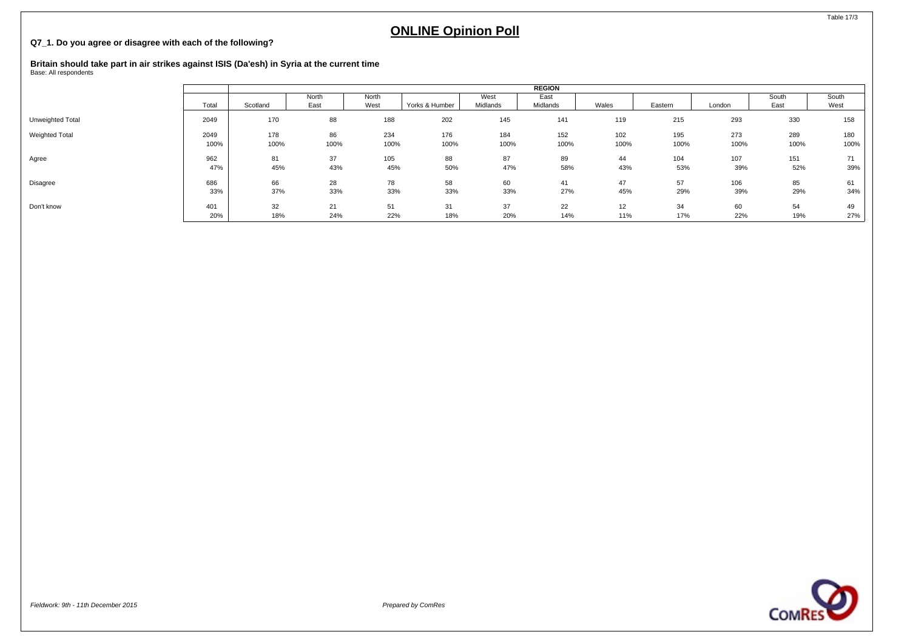# ONLINE Opinion Poll

**Q7_1. Do you agree or disagree with each of the following?**

**Britain should take part in air strikes against ISIS (Da'esh) in Syria at the current time**
Base: All respondents

| | | REGION | | | | | | | | | | |
|---|---|---|---|---|---|---|---|---|---|---|---|---|
| | Total | Scotland | North East | North West | Yorks & Humber | West Midlands | East Midlands | Wales | Eastern | London | South East | South West |
| Unweighted Total | 2049 | 170 | 88 | 188 | 202 | 145 | 141 | 119 | 215 | 293 | 330 | 158 |
| Weighted Total | 2049 | 178 | 86 | 234 | 176 | 184 | 152 | 102 | 195 | 273 | 289 | 180 |
| | 100% | 100% | 100% | 100% | 100% | 100% | 100% | 100% | 100% | 100% | 100% | 100% |
| Agree | 962 | 81 | 37 | 105 | 88 | 87 | 89 | 44 | 104 | 107 | 151 | 71 |
| | 47% | 45% | 43% | 45% | 50% | 47% | 58% | 43% | 53% | 39% | 52% | 39% |
| Disagree | 686 | 66 | 28 | 78 | 58 | 60 | 41 | 47 | 57 | 106 | 85 | 61 |
| | 33% | 37% | 33% | 33% | 33% | 33% | 27% | 45% | 29% | 39% | 29% | 34% |
| Don't know | 401 | 32 | 21 | 51 | 31 | 37 | 22 | 12 | 34 | 60 | 54 | 49 |
| | 20% | 18% | 24% | 22% | 18% | 20% | 14% | 11% | 17% | 22% | 19% | 27% |

*Fieldwork: 9th - 11th December 2015*

*Prepared by ComRes*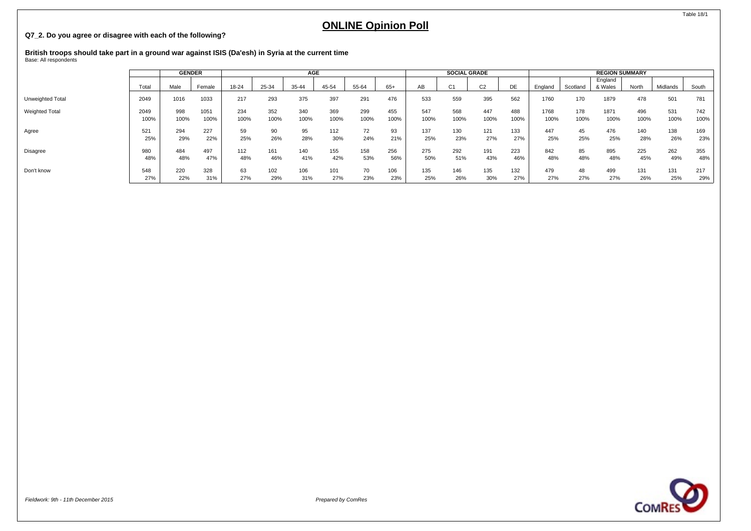## ONLINE Opinion Poll

**Q7_2. Do you agree or disagree with each of the following?**

**British troops should take part in a ground war against ISIS (Da'esh) in Syria at the current time**
Base: All respondents

| | | GENDER | | AGE | | | | | | SOCIAL GRADE | | | | REGION SUMMARY | | | | | |
|---|---|---|---|---|---|---|---|---|---|---|---|---|---|---|---|---|---|---|---|
| | Total | Male | Female | 18-24 | 25-34 | 35-44 | 45-54 | 55-64 | 65+ | AB | C1 | C2 | DE | England | Scotland | England & Wales | North | Midlands | South |
| Unweighted Total | 2049 | 1016 | 1033 | 217 | 293 | 375 | 397 | 291 | 476 | 533 | 559 | 395 | 562 | 1760 | 170 | 1879 | 478 | 501 | 781 |
| Weighted Total | 2049 | 998 | 1051 | 234 | 352 | 340 | 369 | 299 | 455 | 547 | 568 | 447 | 488 | 1768 | 178 | 1871 | 496 | 531 | 742 |
| | 100% | 100% | 100% | 100% | 100% | 100% | 100% | 100% | 100% | 100% | 100% | 100% | 100% | 100% | 100% | 100% | 100% | 100% | 100% |
| Agree | 521 | 294 | 227 | 59 | 90 | 95 | 112 | 72 | 93 | 137 | 130 | 121 | 133 | 447 | 45 | 476 | 140 | 138 | 169 |
| | 25% | 29% | 22% | 25% | 26% | 28% | 30% | 24% | 21% | 25% | 23% | 27% | 27% | 25% | 25% | 25% | 28% | 26% | 23% |
| Disagree | 980 | 484 | 497 | 112 | 161 | 140 | 155 | 158 | 256 | 275 | 292 | 191 | 223 | 842 | 85 | 895 | 225 | 262 | 355 |
| | 48% | 48% | 47% | 48% | 46% | 41% | 42% | 53% | 56% | 50% | 51% | 43% | 46% | 48% | 48% | 48% | 45% | 49% | 48% |
| Don't know | 548 | 220 | 328 | 63 | 102 | 106 | 101 | 70 | 106 | 135 | 146 | 135 | 132 | 479 | 48 | 499 | 131 | 131 | 217 |
| | 27% | 22% | 31% | 27% | 29% | 31% | 27% | 23% | 23% | 25% | 26% | 30% | 27% | 27% | 27% | 27% | 26% | 25% | 29% |

*Fieldwork: 9th - 11th December 2015*

*Prepared by ComRes*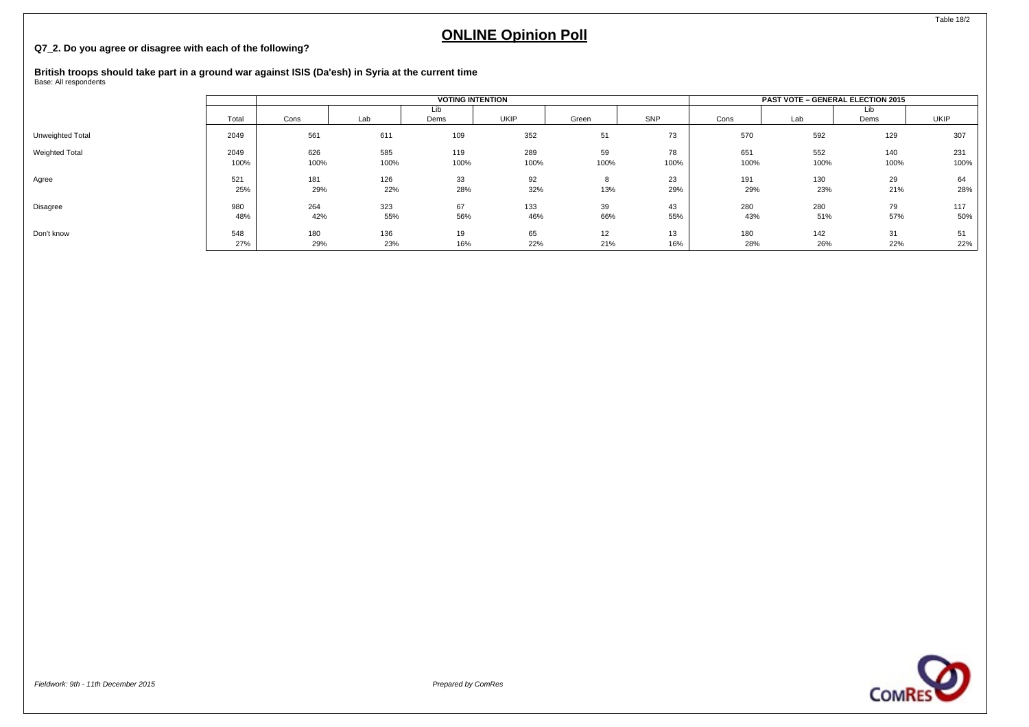## ONLINE Opinion Poll

**Q7_2. Do you agree or disagree with each of the following?**

**British troops should take part in a ground war against ISIS (Da'esh) in Syria at the current time**

Base: All respondents

| | | VOTING INTENTION | | | | | | PAST VOTE – GENERAL ELECTION 2015 | | | |
|---|---|---|---|---|---|---|---|---|---|---|---|
| | Total | Cons | Lab | Lib Dems | UKIP | Green | SNP | Cons | Lab | Lib Dems | UKIP |
| Unweighted Total | 2049 | 561 | 611 | 109 | 352 | 51 | 73 | 570 | 592 | 129 | 307 |
| Weighted Total | 2049 | 626 | 585 | 119 | 289 | 59 | 78 | 651 | 552 | 140 | 231 |
| | 100% | 100% | 100% | 100% | 100% | 100% | 100% | 100% | 100% | 100% | 100% |
| Agree | 521 | 181 | 126 | 33 | 92 | 8 | 23 | 191 | 130 | 29 | 64 |
| | 25% | 29% | 22% | 28% | 32% | 13% | 29% | 29% | 23% | 21% | 28% |
| Disagree | 980 | 264 | 323 | 67 | 133 | 39 | 43 | 280 | 280 | 79 | 117 |
| | 48% | 42% | 55% | 56% | 46% | 66% | 55% | 43% | 51% | 57% | 50% |
| Don't know | 548 | 180 | 136 | 19 | 65 | 12 | 13 | 180 | 142 | 31 | 51 |
| | 27% | 29% | 23% | 16% | 22% | 21% | 16% | 28% | 26% | 22% | 22% |

*Fieldwork: 9th - 11th December 2015*

*Prepared by ComRes*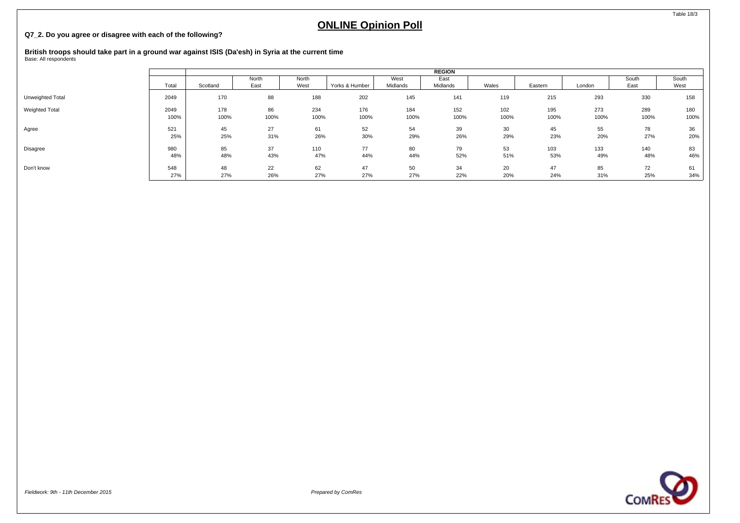# ONLINE Opinion Poll

**Q7_2. Do you agree or disagree with each of the following?**

**British troops should take part in a ground war against ISIS (Da'esh) in Syria at the current time**
Base: All respondents

| | | REGION | | | | | | | | | | |
|---|---|---|---|---|---|---|---|---|---|---|---|---|
| | Total | Scotland | North East | North West | Yorks & Humber | West Midlands | East Midlands | Wales | Eastern | London | South East | South West |
| Unweighted Total | 2049 | 170 | 88 | 188 | 202 | 145 | 141 | 119 | 215 | 293 | 330 | 158 |
| Weighted Total | 2049 | 178 | 86 | 234 | 176 | 184 | 152 | 102 | 195 | 273 | 289 | 180 |
| | 100% | 100% | 100% | 100% | 100% | 100% | 100% | 100% | 100% | 100% | 100% | 100% |
| Agree | 521 | 45 | 27 | 61 | 52 | 54 | 39 | 30 | 45 | 55 | 78 | 36 |
| | 25% | 25% | 31% | 26% | 30% | 29% | 26% | 29% | 23% | 20% | 27% | 20% |
| Disagree | 980 | 85 | 37 | 110 | 77 | 80 | 79 | 53 | 103 | 133 | 140 | 83 |
| | 48% | 48% | 43% | 47% | 44% | 44% | 52% | 51% | 53% | 49% | 48% | 46% |
| Don't know | 548 | 48 | 22 | 62 | 47 | 50 | 34 | 20 | 47 | 85 | 72 | 61 |
| | 27% | 27% | 26% | 27% | 27% | 27% | 22% | 20% | 24% | 31% | 25% | 34% |

*Fieldwork: 9th - 11th December 2015*

*Prepared by ComRes*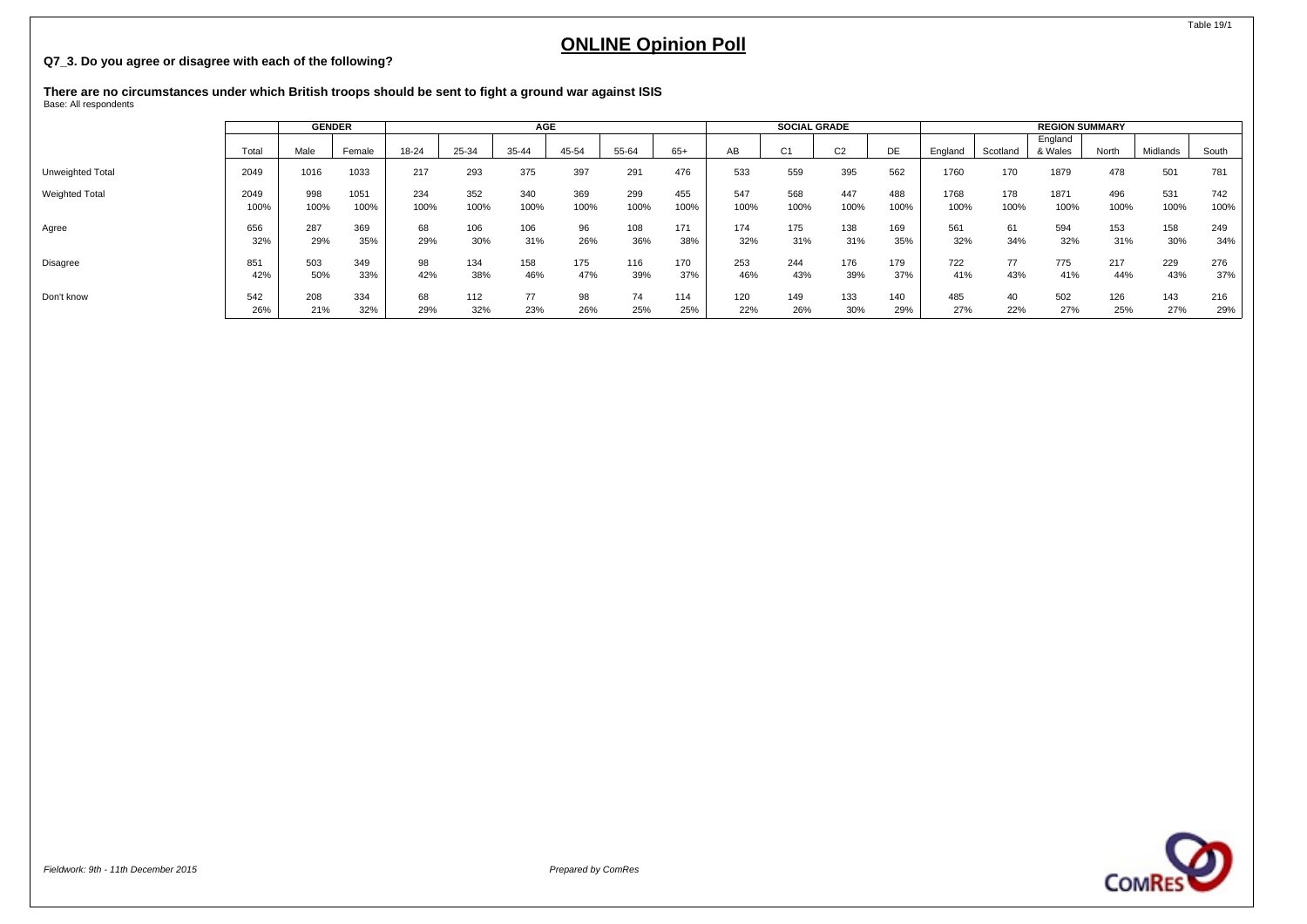# ONLINE Opinion Poll

Table 19/1

**Q7_3. Do you agree or disagree with each of the following?**

**There are no circumstances under which British troops should be sent to fight a ground war against ISIS**
Base: All respondents

| | | GENDER | | AGE | | | | | | SOCIAL GRADE | | | | REGION SUMMARY | | | | | |
|---|---|---|---|---|---|---|---|---|---|---|---|---|---|---|---|---|---|---|---|
| | Total | Male | Female | 18-24 | 25-34 | 35-44 | 45-54 | 55-64 | 65+ | AB | C1 | C2 | DE | England | Scotland | England & Wales | North | Midlands | South |
| Unweighted Total | 2049 | 1016 | 1033 | 217 | 293 | 375 | 397 | 291 | 476 | 533 | 559 | 395 | 562 | 1760 | 170 | 1879 | 478 | 501 | 781 |
| Weighted Total | 2049 | 998 | 1051 | 234 | 352 | 340 | 369 | 299 | 455 | 547 | 568 | 447 | 488 | 1768 | 178 | 1871 | 496 | 531 | 742 |
| | 100% | 100% | 100% | 100% | 100% | 100% | 100% | 100% | 100% | 100% | 100% | 100% | 100% | 100% | 100% | 100% | 100% | 100% | 100% |
| Agree | 656 | 287 | 369 | 68 | 106 | 106 | 96 | 108 | 171 | 174 | 175 | 138 | 169 | 561 | 61 | 594 | 153 | 158 | 249 |
| | 32% | 29% | 35% | 29% | 30% | 31% | 26% | 36% | 38% | 32% | 31% | 31% | 35% | 32% | 34% | 32% | 31% | 30% | 34% |
| Disagree | 851 | 503 | 349 | 98 | 134 | 158 | 175 | 116 | 170 | 253 | 244 | 176 | 179 | 722 | 77 | 775 | 217 | 229 | 276 |
| | 42% | 50% | 33% | 42% | 38% | 46% | 47% | 39% | 37% | 46% | 43% | 39% | 37% | 41% | 43% | 41% | 44% | 43% | 37% |
| Don't know | 542 | 208 | 334 | 68 | 112 | 77 | 98 | 74 | 114 | 120 | 149 | 133 | 140 | 485 | 40 | 502 | 126 | 143 | 216 |
| | 26% | 21% | 32% | 29% | 32% | 23% | 26% | 25% | 25% | 22% | 26% | 30% | 29% | 27% | 22% | 27% | 25% | 27% | 29% |

*Fieldwork: 9th - 11th December 2015*

*Prepared by ComRes*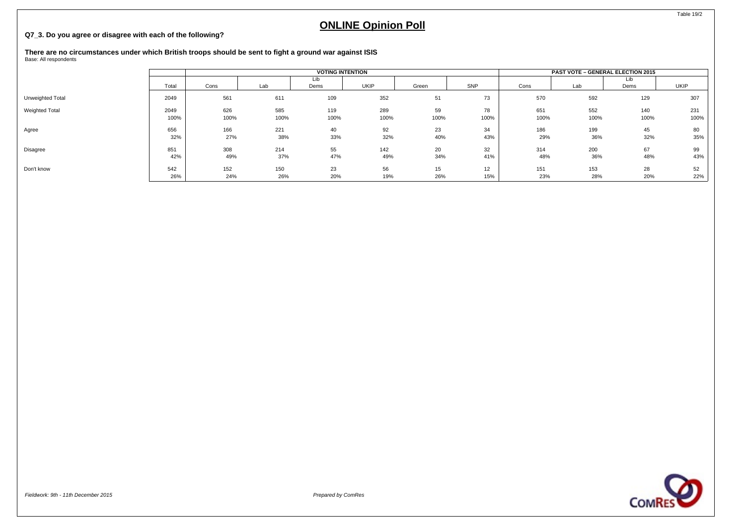## ONLINE Opinion Poll

**Q7_3. Do you agree or disagree with each of the following?**

**There are no circumstances under which British troops should be sent to fight a ground war against ISIS**
Base: All respondents

| | | VOTING INTENTION | | | | | | PAST VOTE – GENERAL ELECTION 2015 | | | |
|---|---|---|---|---|---|---|---|---|---|---|---|
| | Total | Cons | Lab | Lib Dems | UKIP | Green | SNP | Cons | Lab | Lib Dems | UKIP |
| Unweighted Total | 2049 | 561 | 611 | 109 | 352 | 51 | 73 | 570 | 592 | 129 | 307 |
| Weighted Total | 2049 | 626 | 585 | 119 | 289 | 59 | 78 | 651 | 552 | 140 | 231 |
| | 100% | 100% | 100% | 100% | 100% | 100% | 100% | 100% | 100% | 100% | 100% |
| Agree | 656 | 166 | 221 | 40 | 92 | 23 | 34 | 186 | 199 | 45 | 80 |
| | 32% | 27% | 38% | 33% | 32% | 40% | 43% | 29% | 36% | 32% | 35% |
| Disagree | 851 | 308 | 214 | 55 | 142 | 20 | 32 | 314 | 200 | 67 | 99 |
| | 42% | 49% | 37% | 47% | 49% | 34% | 41% | 48% | 36% | 48% | 43% |
| Don't know | 542 | 152 | 150 | 23 | 56 | 15 | 12 | 151 | 153 | 28 | 52 |
| | 26% | 24% | 26% | 20% | 19% | 26% | 15% | 23% | 28% | 20% | 22% |

*Fieldwork: 9th - 11th December 2015*

*Prepared by ComRes*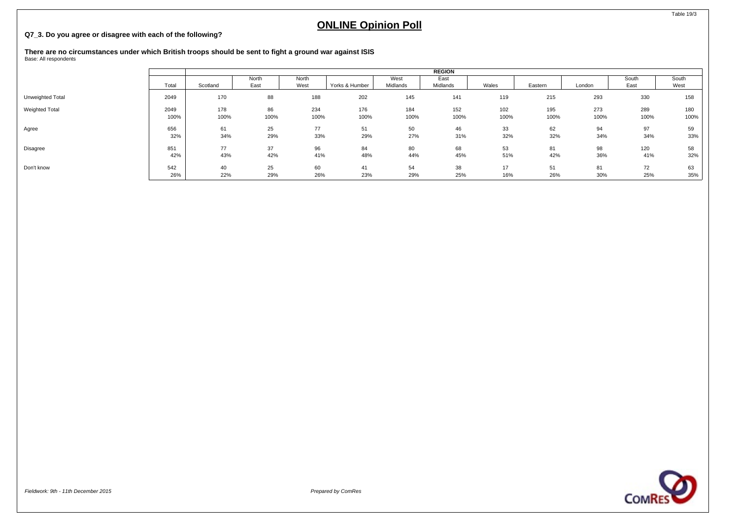Table 19/3

# ONLINE Opinion Poll

**Q7_3. Do you agree or disagree with each of the following?**

**There are no circumstances under which British troops should be sent to fight a ground war against ISIS**
Base: All respondents

| | | REGION | | | | | | | | | | |
|---|---|---|---|---|---|---|---|---|---|---|---|---|
| | Total | Scotland | North East | North West | Yorks & Humber | West Midlands | East Midlands | Wales | Eastern | London | South East | South West |
| Unweighted Total | 2049 | 170 | 88 | 188 | 202 | 145 | 141 | 119 | 215 | 293 | 330 | 158 |
| Weighted Total | 2049 | 178 | 86 | 234 | 176 | 184 | 152 | 102 | 195 | 273 | 289 | 180 |
| | 100% | 100% | 100% | 100% | 100% | 100% | 100% | 100% | 100% | 100% | 100% | 100% |
| Agree | 656 | 61 | 25 | 77 | 51 | 50 | 46 | 33 | 62 | 94 | 97 | 59 |
| | 32% | 34% | 29% | 33% | 29% | 27% | 31% | 32% | 32% | 34% | 34% | 33% |
| Disagree | 851 | 77 | 37 | 96 | 84 | 80 | 68 | 53 | 81 | 98 | 120 | 58 |
| | 42% | 43% | 42% | 41% | 48% | 44% | 45% | 51% | 42% | 36% | 41% | 32% |
| Don't know | 542 | 40 | 25 | 60 | 41 | 54 | 38 | 17 | 51 | 81 | 72 | 63 |
| | 26% | 22% | 29% | 26% | 23% | 29% | 25% | 16% | 26% | 30% | 25% | 35% |

*Fieldwork: 9th - 11th December 2015*

*Prepared by ComRes*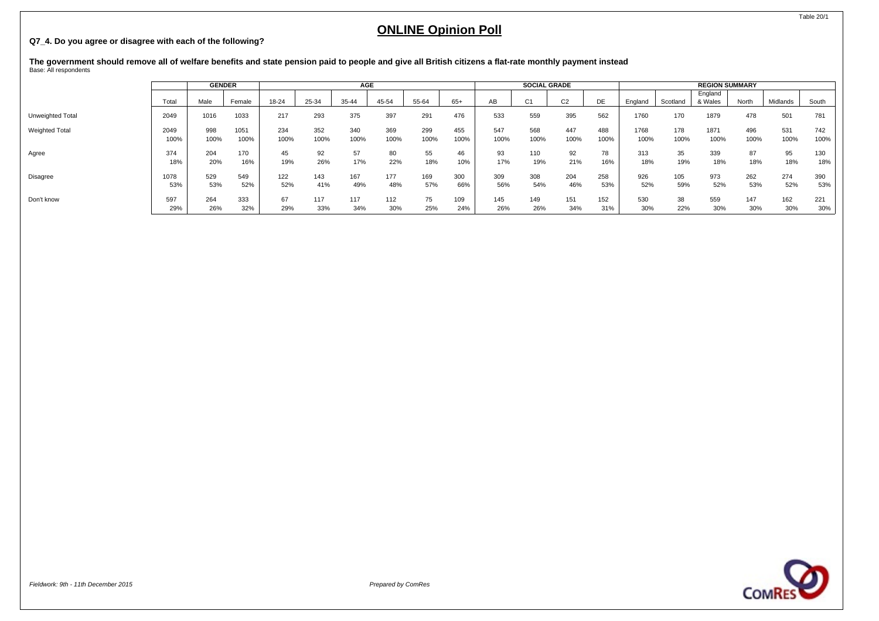## ONLINE Opinion Poll

**Q7_4. Do you agree or disagree with each of the following?**

**The government should remove all of welfare benefits and state pension paid to people and give all British citizens a flat-rate monthly payment instead**
Base: All respondents

| | | GENDER | | AGE | | | | | | SOCIAL GRADE | | | | REGION SUMMARY | | | | | |
|---|---|---|---|---|---|---|---|---|---|---|---|---|---|---|---|---|---|---|---|
| | Total | Male | Female | 18-24 | 25-34 | 35-44 | 45-54 | 55-64 | 65+ | AB | C1 | C2 | DE | England | Scotland | England & Wales | North | Midlands | South |
| Unweighted Total | 2049 | 1016 | 1033 | 217 | 293 | 375 | 397 | 291 | 476 | 533 | 559 | 395 | 562 | 1760 | 170 | 1879 | 478 | 501 | 781 |
| Weighted Total | 2049 | 998 | 1051 | 234 | 352 | 340 | 369 | 299 | 455 | 547 | 568 | 447 | 488 | 1768 | 178 | 1871 | 496 | 531 | 742 |
| | 100% | 100% | 100% | 100% | 100% | 100% | 100% | 100% | 100% | 100% | 100% | 100% | 100% | 100% | 100% | 100% | 100% | 100% | 100% |
| Agree | 374 | 204 | 170 | 45 | 92 | 57 | 80 | 55 | 46 | 93 | 110 | 92 | 78 | 313 | 35 | 339 | 87 | 95 | 130 |
| | 18% | 20% | 16% | 19% | 26% | 17% | 22% | 18% | 10% | 17% | 19% | 21% | 16% | 18% | 19% | 18% | 18% | 18% | 18% |
| Disagree | 1078 | 529 | 549 | 122 | 143 | 167 | 177 | 169 | 300 | 309 | 308 | 204 | 258 | 926 | 105 | 973 | 262 | 274 | 390 |
| | 53% | 53% | 52% | 52% | 41% | 49% | 48% | 57% | 66% | 56% | 54% | 46% | 53% | 52% | 59% | 52% | 53% | 52% | 53% |
| Don't know | 597 | 264 | 333 | 67 | 117 | 117 | 112 | 75 | 109 | 145 | 149 | 151 | 152 | 530 | 38 | 559 | 147 | 162 | 221 |
| | 29% | 26% | 32% | 29% | 33% | 34% | 30% | 25% | 24% | 26% | 26% | 34% | 31% | 30% | 22% | 30% | 30% | 30% | 30% |

*Fieldwork: 9th - 11th December 2015*

*Prepared by ComRes*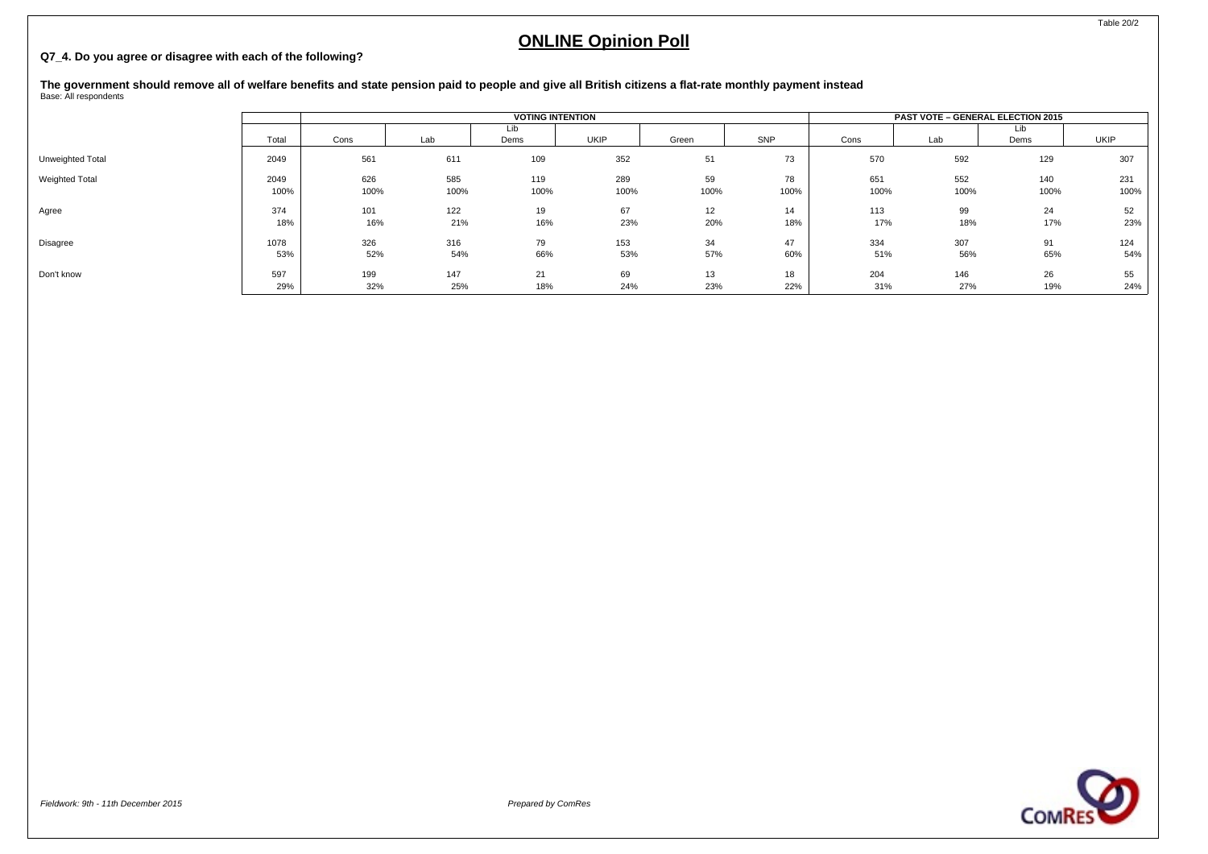Table 20/2

# ONLINE Opinion Poll

**Q7_4. Do you agree or disagree with each of the following?**

**The government should remove all of welfare benefits and state pension paid to people and give all British citizens a flat-rate monthly payment instead**

Base: All respondents

| | | VOTING INTENTION | | | | | | PAST VOTE – GENERAL ELECTION 2015 | | | |
|---|---|---|---|---|---|---|---|---|---|---|---|
| | Total | Cons | Lab | Lib Dems | UKIP | Green | SNP | Cons | Lab | Lib Dems | UKIP |
| Unweighted Total | 2049 | 561 | 611 | 109 | 352 | 51 | 73 | 570 | 592 | 129 | 307 |
| Weighted Total | 2049 | 626 | 585 | 119 | 289 | 59 | 78 | 651 | 552 | 140 | 231 |
| | 100% | 100% | 100% | 100% | 100% | 100% | 100% | 100% | 100% | 100% | 100% |
| Agree | 374 | 101 | 122 | 19 | 67 | 12 | 14 | 113 | 99 | 24 | 52 |
| | 18% | 16% | 21% | 16% | 23% | 20% | 18% | 17% | 18% | 17% | 23% |
| Disagree | 1078 | 326 | 316 | 79 | 153 | 34 | 47 | 334 | 307 | 91 | 124 |
| | 53% | 52% | 54% | 66% | 53% | 57% | 60% | 51% | 56% | 65% | 54% |
| Don't know | 597 | 199 | 147 | 21 | 69 | 13 | 18 | 204 | 146 | 26 | 55 |
| | 29% | 32% | 25% | 18% | 24% | 23% | 22% | 31% | 27% | 19% | 24% |

*Fieldwork: 9th - 11th December 2015*

*Prepared by ComRes*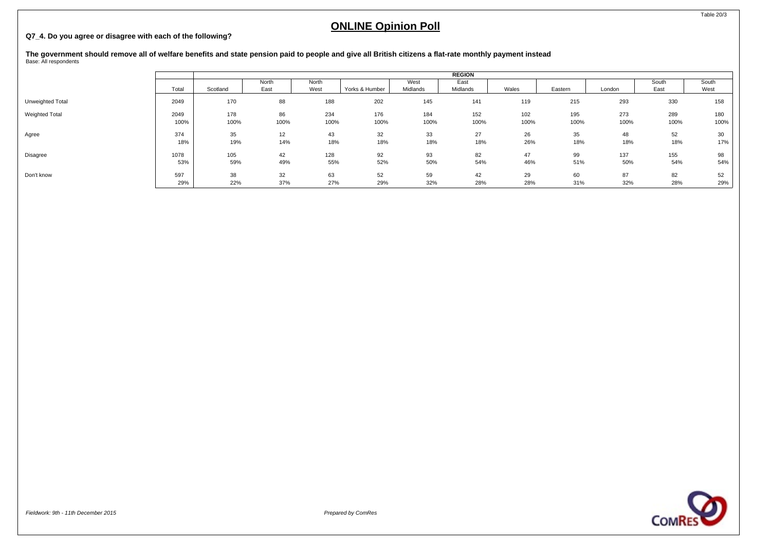# ONLINE Opinion Poll

**Q7_4. Do you agree or disagree with each of the following?**

**The government should remove all of welfare benefits and state pension paid to people and give all British citizens a flat-rate monthly payment instead**
Base: All respondents

| | | REGION | | | | | | | | | | |
|---|---|---|---|---|---|---|---|---|---|---|---|---|
| | Total | Scotland | North East | North West | Yorks & Humber | West Midlands | East Midlands | Wales | Eastern | London | South East | South West |
| Unweighted Total | 2049 | 170 | 88 | 188 | 202 | 145 | 141 | 119 | 215 | 293 | 330 | 158 |
| Weighted Total | 2049 | 178 | 86 | 234 | 176 | 184 | 152 | 102 | 195 | 273 | 289 | 180 |
| | 100% | 100% | 100% | 100% | 100% | 100% | 100% | 100% | 100% | 100% | 100% | 100% |
| Agree | 374 | 35 | 12 | 43 | 32 | 33 | 27 | 26 | 35 | 48 | 52 | 30 |
| | 18% | 19% | 14% | 18% | 18% | 18% | 18% | 26% | 18% | 18% | 18% | 17% |
| Disagree | 1078 | 105 | 42 | 128 | 92 | 93 | 82 | 47 | 99 | 137 | 155 | 98 |
| | 53% | 59% | 49% | 55% | 52% | 50% | 54% | 46% | 51% | 50% | 54% | 54% |
| Don't know | 597 | 38 | 32 | 63 | 52 | 59 | 42 | 29 | 60 | 87 | 82 | 52 |
| | 29% | 22% | 37% | 27% | 29% | 32% | 28% | 28% | 31% | 32% | 28% | 29% |

*Fieldwork: 9th - 11th December 2015*

*Prepared by ComRes*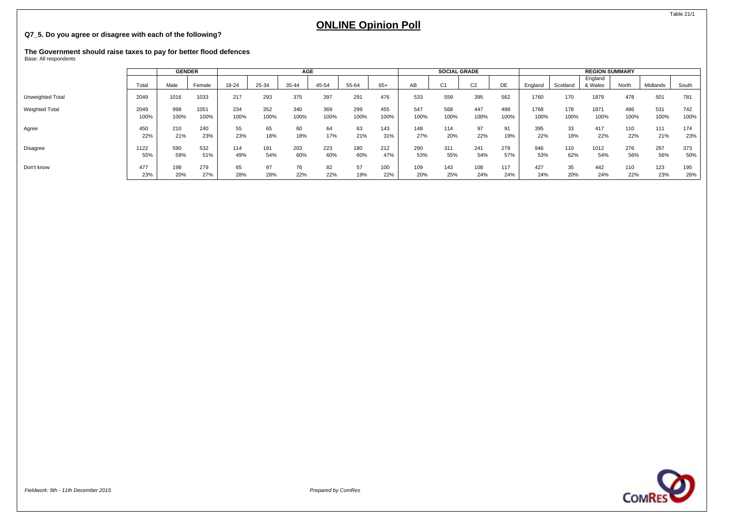Table 21/1

# ONLINE Opinion Poll

**Q7_5. Do you agree or disagree with each of the following?**

**The Government should raise taxes to pay for better flood defences**
Base: All respondents

| | | GENDER | | AGE | | | | | | SOCIAL GRADE | | | | REGION SUMMARY | | | | | |
|---|---|---|---|---|---|---|---|---|---|---|---|---|---|---|---|---|---|---|---|
| | Total | Male | Female | 18-24 | 25-34 | 35-44 | 45-54 | 55-64 | 65+ | AB | C1 | C2 | DE | England | Scotland | England & Wales | North | Midlands | South |
| Unweighted Total | 2049 | 1016 | 1033 | 217 | 293 | 375 | 397 | 291 | 476 | 533 | 559 | 395 | 562 | 1760 | 170 | 1879 | 478 | 501 | 781 |
| Weighted Total | 2049 | 998 | 1051 | 234 | 352 | 340 | 369 | 299 | 455 | 547 | 568 | 447 | 488 | 1768 | 178 | 1871 | 496 | 531 | 742 |
| | 100% | 100% | 100% | 100% | 100% | 100% | 100% | 100% | 100% | 100% | 100% | 100% | 100% | 100% | 100% | 100% | 100% | 100% | 100% |
| Agree | 450 | 210 | 240 | 55 | 65 | 60 | 64 | 63 | 143 | 148 | 114 | 97 | 91 | 395 | 33 | 417 | 110 | 111 | 174 |
| | 22% | 21% | 23% | 23% | 18% | 18% | 17% | 21% | 31% | 27% | 20% | 22% | 19% | 22% | 18% | 22% | 22% | 21% | 23% |
| Disagree | 1122 | 590 | 532 | 114 | 191 | 203 | 223 | 180 | 212 | 290 | 311 | 241 | 279 | 946 | 110 | 1012 | 276 | 297 | 373 |
| | 55% | 59% | 51% | 49% | 54% | 60% | 60% | 60% | 47% | 53% | 55% | 54% | 57% | 53% | 62% | 54% | 56% | 56% | 50% |
| Don't know | 477 | 198 | 279 | 65 | 97 | 76 | 82 | 57 | 100 | 109 | 143 | 108 | 117 | 427 | 35 | 442 | 110 | 123 | 195 |
| | 23% | 20% | 27% | 28% | 28% | 22% | 22% | 19% | 22% | 20% | 25% | 24% | 24% | 24% | 20% | 24% | 22% | 23% | 26% |

*Fieldwork: 9th - 11th December 2015*

*Prepared by ComRes*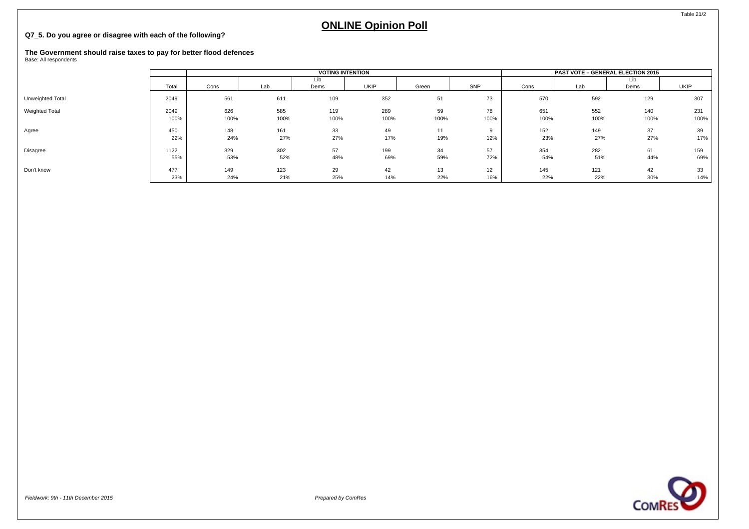Table 21/2

# ONLINE Opinion Poll

**Q7_5. Do you agree or disagree with each of the following?**

**The Government should raise taxes to pay for better flood defences**
Base: All respondents

| | | VOTING INTENTION | | | | | | PAST VOTE – GENERAL ELECTION 2015 | | | |
|---|---|---|---|---|---|---|---|---|---|---|---|
| | Total | Cons | Lab | Lib Dems | UKIP | Green | SNP | Cons | Lab | Lib Dems | UKIP |
| Unweighted Total | 2049 | 561 | 611 | 109 | 352 | 51 | 73 | 570 | 592 | 129 | 307 |
| Weighted Total | 2049 | 626 | 585 | 119 | 289 | 59 | 78 | 651 | 552 | 140 | 231 |
| | 100% | 100% | 100% | 100% | 100% | 100% | 100% | 100% | 100% | 100% | 100% |
| Agree | 450 | 148 | 161 | 33 | 49 | 11 | 9 | 152 | 149 | 37 | 39 |
| | 22% | 24% | 27% | 27% | 17% | 19% | 12% | 23% | 27% | 27% | 17% |
| Disagree | 1122 | 329 | 302 | 57 | 199 | 34 | 57 | 354 | 282 | 61 | 159 |
| | 55% | 53% | 52% | 48% | 69% | 59% | 72% | 54% | 51% | 44% | 69% |
| Don't know | 477 | 149 | 123 | 29 | 42 | 13 | 12 | 145 | 121 | 42 | 33 |
| | 23% | 24% | 21% | 25% | 14% | 22% | 16% | 22% | 22% | 30% | 14% |

*Fieldwork: 9th - 11th December 2015*

*Prepared by ComRes*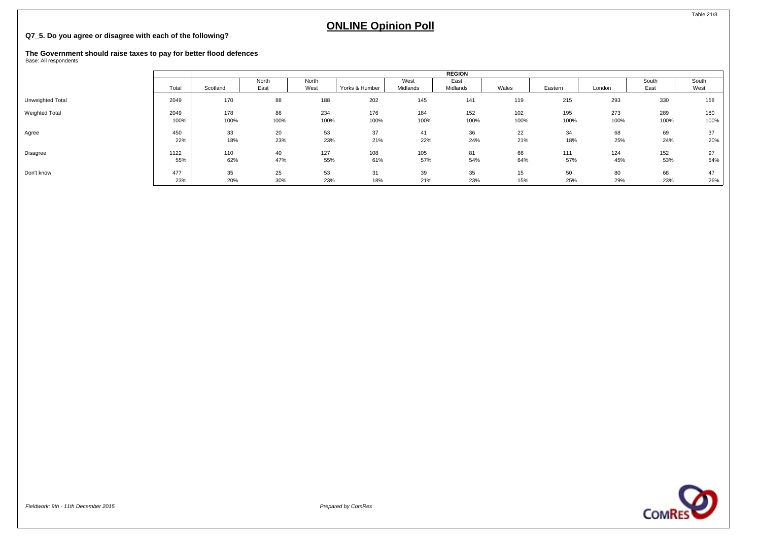# ONLINE Opinion Poll

**Q7_5. Do you agree or disagree with each of the following?**

**The Government should raise taxes to pay for better flood defences**

Base: All respondents

| | Total | REGION | | | | | | | | | | |
|---|---|---|---|---|---|---|---|---|---|---|---|---|
| | | Scotland | North East | North West | Yorks & Humber | West Midlands | East Midlands | Wales | Eastern | London | South East | South West |
| Unweighted Total | 2049 | 170 | 88 | 188 | 202 | 145 | 141 | 119 | 215 | 293 | 330 | 158 |
| Weighted Total | 2049 | 178 | 86 | 234 | 176 | 184 | 152 | 102 | 195 | 273 | 289 | 180 |
| | 100% | 100% | 100% | 100% | 100% | 100% | 100% | 100% | 100% | 100% | 100% | 100% |
| Agree | 450 | 33 | 20 | 53 | 37 | 41 | 36 | 22 | 34 | 68 | 69 | 37 |
| | 22% | 18% | 23% | 23% | 21% | 22% | 24% | 21% | 18% | 25% | 24% | 20% |
| Disagree | 1122 | 110 | 40 | 127 | 108 | 105 | 81 | 66 | 111 | 124 | 152 | 97 |
| | 55% | 62% | 47% | 55% | 61% | 57% | 54% | 64% | 57% | 45% | 53% | 54% |
| Don't know | 477 | 35 | 25 | 53 | 31 | 39 | 35 | 15 | 50 | 80 | 68 | 47 |
| | 23% | 20% | 30% | 23% | 18% | 21% | 23% | 15% | 25% | 29% | 23% | 26% |

*Fieldwork: 9th - 11th December 2015*

*Prepared by ComRes*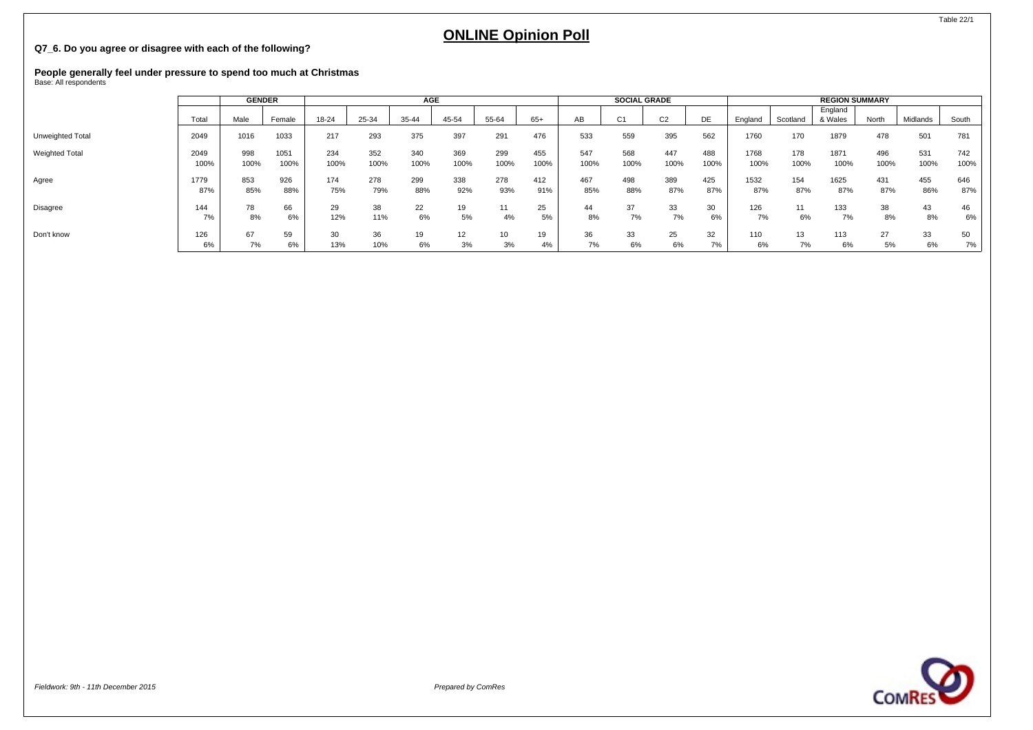# ONLINE Opinion Poll

**Q7_6. Do you agree or disagree with each of the following?**

**People generally feel under pressure to spend too much at Christmas**
Base: All respondents

| | | GENDER | | AGE | | | | | | SOCIAL GRADE | | | | REGION SUMMARY | | | | | |
|---|---|---|---|---|---|---|---|---|---|---|---|---|---|---|---|---|---|---|---|
| | Total | Male | Female | 18-24 | 25-34 | 35-44 | 45-54 | 55-64 | 65+ | AB | C1 | C2 | DE | England | Scotland | England & Wales | North | Midlands | South |
| Unweighted Total | 2049 | 1016 | 1033 | 217 | 293 | 375 | 397 | 291 | 476 | 533 | 559 | 395 | 562 | 1760 | 170 | 1879 | 478 | 501 | 781 |
| Weighted Total | 2049 | 998 | 1051 | 234 | 352 | 340 | 369 | 299 | 455 | 547 | 568 | 447 | 488 | 1768 | 178 | 1871 | 496 | 531 | 742 |
| | 100% | 100% | 100% | 100% | 100% | 100% | 100% | 100% | 100% | 100% | 100% | 100% | 100% | 100% | 100% | 100% | 100% | 100% | 100% |
| Agree | 1779 | 853 | 926 | 174 | 278 | 299 | 338 | 278 | 412 | 467 | 498 | 389 | 425 | 1532 | 154 | 1625 | 431 | 455 | 646 |
| | 87% | 85% | 88% | 75% | 79% | 88% | 92% | 93% | 91% | 85% | 88% | 87% | 87% | 87% | 87% | 87% | 87% | 86% | 87% |
| Disagree | 144 | 78 | 66 | 29 | 38 | 22 | 19 | 11 | 25 | 44 | 37 | 33 | 30 | 126 | 11 | 133 | 38 | 43 | 46 |
| | 7% | 8% | 6% | 12% | 11% | 6% | 5% | 4% | 5% | 8% | 7% | 7% | 6% | 7% | 6% | 7% | 8% | 8% | 6% |
| Don't know | 126 | 67 | 59 | 30 | 36 | 19 | 12 | 10 | 19 | 36 | 33 | 25 | 32 | 110 | 13 | 113 | 27 | 33 | 50 |
| | 6% | 7% | 6% | 13% | 10% | 6% | 3% | 3% | 4% | 7% | 6% | 6% | 7% | 6% | 7% | 6% | 5% | 6% | 7% |

*Fieldwork: 9th - 11th December 2015*

*Prepared by ComRes*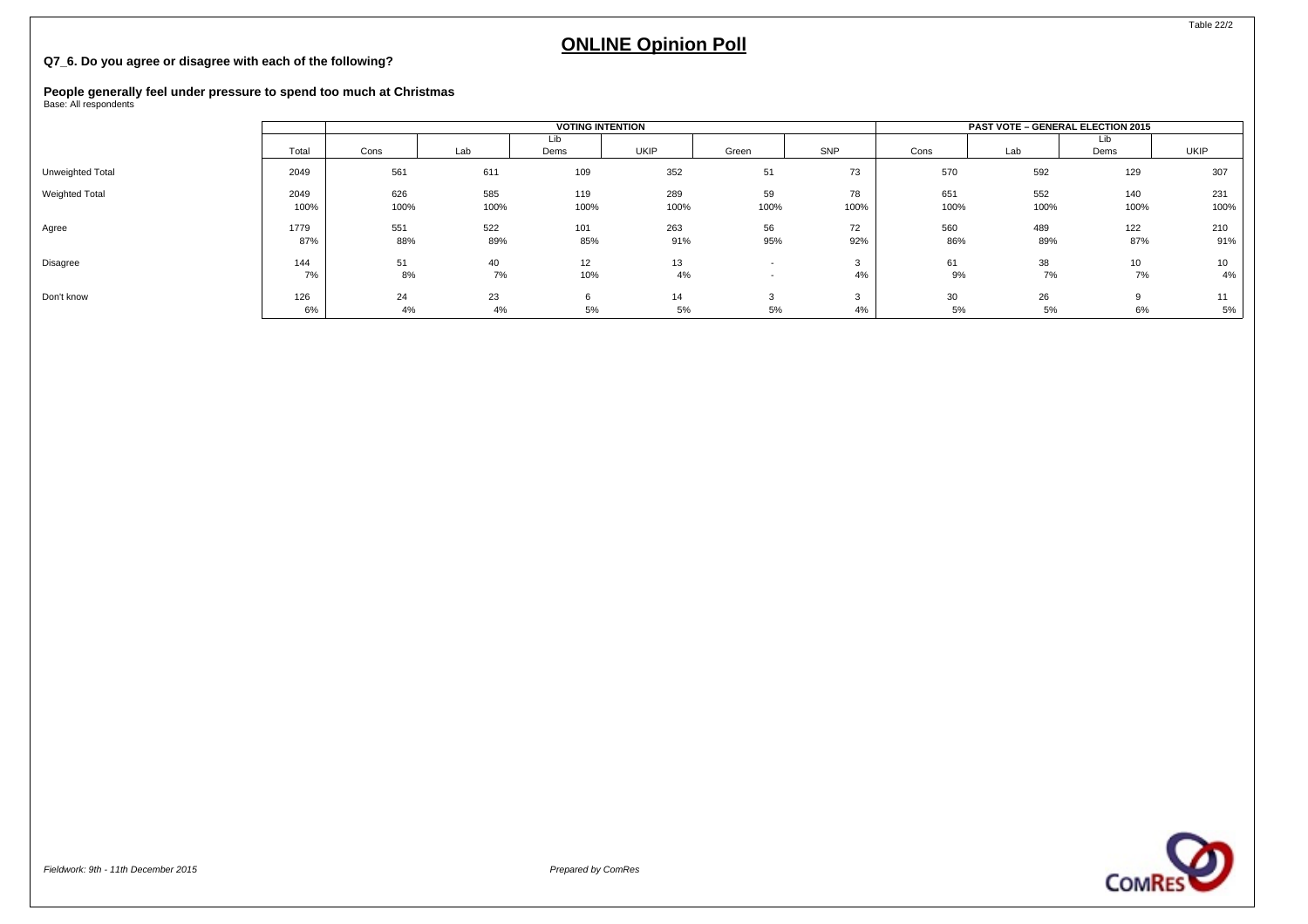# ONLINE Opinion Poll

**Q7_6. Do you agree or disagree with each of the following?**

**People generally feel under pressure to spend too much at Christmas**
Base: All respondents

| | | VOTING INTENTION | | | | | | PAST VOTE – GENERAL ELECTION 2015 | | | |
|---|---|---|---|---|---|---|---|---|---|---|---|
| | Total | Cons | Lab | Lib Dems | UKIP | Green | SNP | Cons | Lab | Lib Dems | UKIP |
| Unweighted Total | 2049 | 561 | 611 | 109 | 352 | 51 | 73 | 570 | 592 | 129 | 307 |
| Weighted Total | 2049 | 626 | 585 | 119 | 289 | 59 | 78 | 651 | 552 | 140 | 231 |
| | 100% | 100% | 100% | 100% | 100% | 100% | 100% | 100% | 100% | 100% | 100% |
| Agree | 1779 | 551 | 522 | 101 | 263 | 56 | 72 | 560 | 489 | 122 | 210 |
| | 87% | 88% | 89% | 85% | 91% | 95% | 92% | 86% | 89% | 87% | 91% |
| Disagree | 144 | 51 | 40 | 12 | 13 | - | 3 | 61 | 38 | 10 | 10 |
| | 7% | 8% | 7% | 10% | 4% | - | 4% | 9% | 7% | 7% | 4% |
| Don't know | 126 | 24 | 23 | 6 | 14 | 3 | 3 | 30 | 26 | 9 | 11 |
| | 6% | 4% | 4% | 5% | 5% | 5% | 4% | 5% | 5% | 6% | 5% |

*Fieldwork: 9th - 11th December 2015*

*Prepared by ComRes*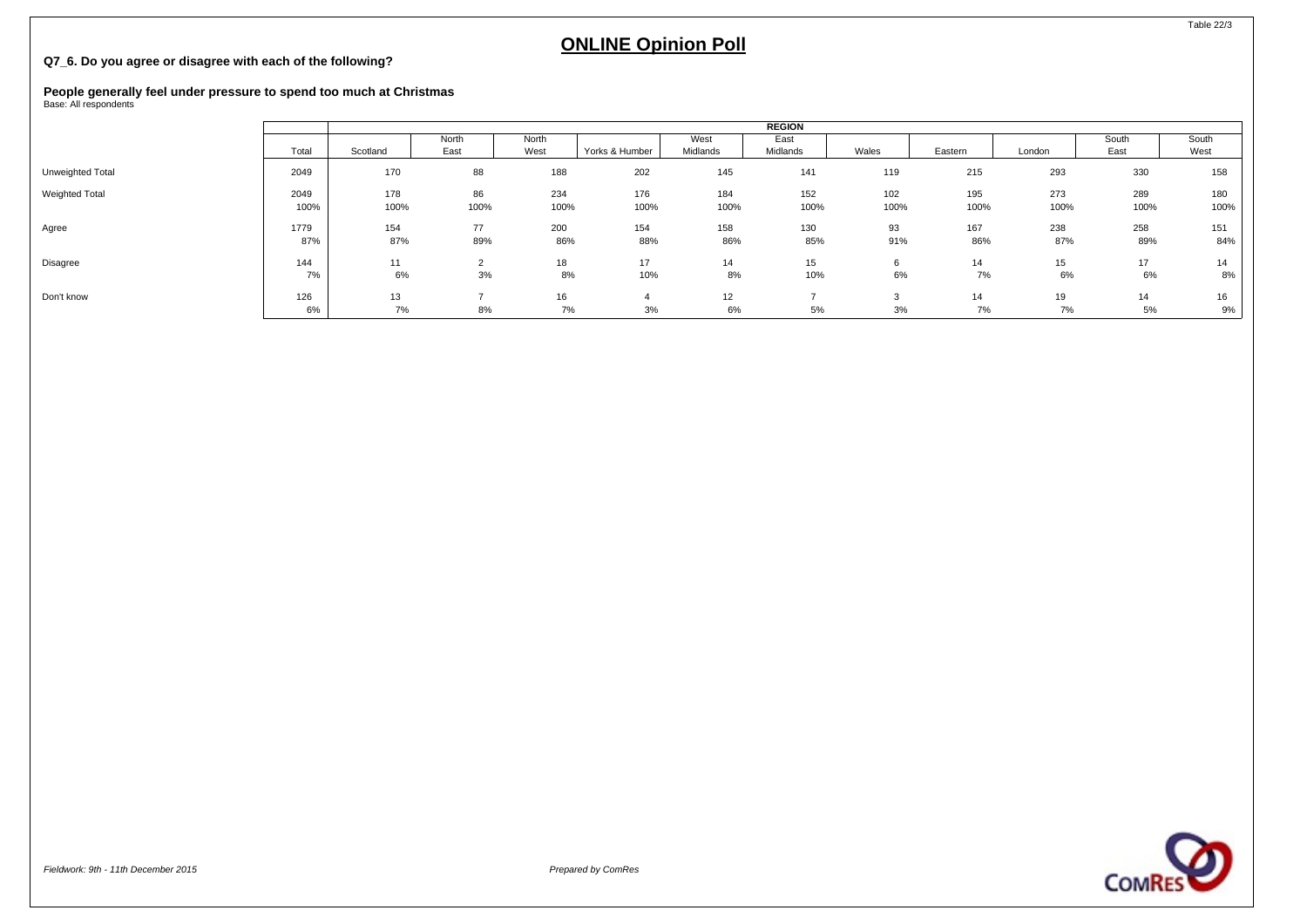# ONLINE Opinion Poll

Table 22/3

**Q7_6. Do you agree or disagree with each of the following?**

**People generally feel under pressure to spend too much at Christmas**
Base: All respondents

| | | REGION | | | | | | | | | | |
|---|---|---|---|---|---|---|---|---|---|---|---|---|
| | Total | Scotland | North East | North West | Yorks & Humber | West Midlands | East Midlands | Wales | Eastern | London | South East | South West |
| Unweighted Total | 2049 | 170 | 88 | 188 | 202 | 145 | 141 | 119 | 215 | 293 | 330 | 158 |
| Weighted Total | 2049 | 178 | 86 | 234 | 176 | 184 | 152 | 102 | 195 | 273 | 289 | 180 |
| | 100% | 100% | 100% | 100% | 100% | 100% | 100% | 100% | 100% | 100% | 100% | 100% |
| Agree | 1779 | 154 | 77 | 200 | 154 | 158 | 130 | 93 | 167 | 238 | 258 | 151 |
| | 87% | 87% | 89% | 86% | 88% | 86% | 85% | 91% | 86% | 87% | 89% | 84% |
| Disagree | 144 | 11 | 2 | 18 | 17 | 14 | 15 | 6 | 14 | 15 | 17 | 14 |
| | 7% | 6% | 3% | 8% | 10% | 8% | 10% | 6% | 7% | 6% | 6% | 8% |
| Don't know | 126 | 13 | 7 | 16 | 4 | 12 | 7 | 3 | 14 | 19 | 14 | 16 |
| | 6% | 7% | 8% | 7% | 3% | 6% | 5% | 3% | 7% | 7% | 5% | 9% |

*Fieldwork: 9th - 11th December 2015*

*Prepared by ComRes*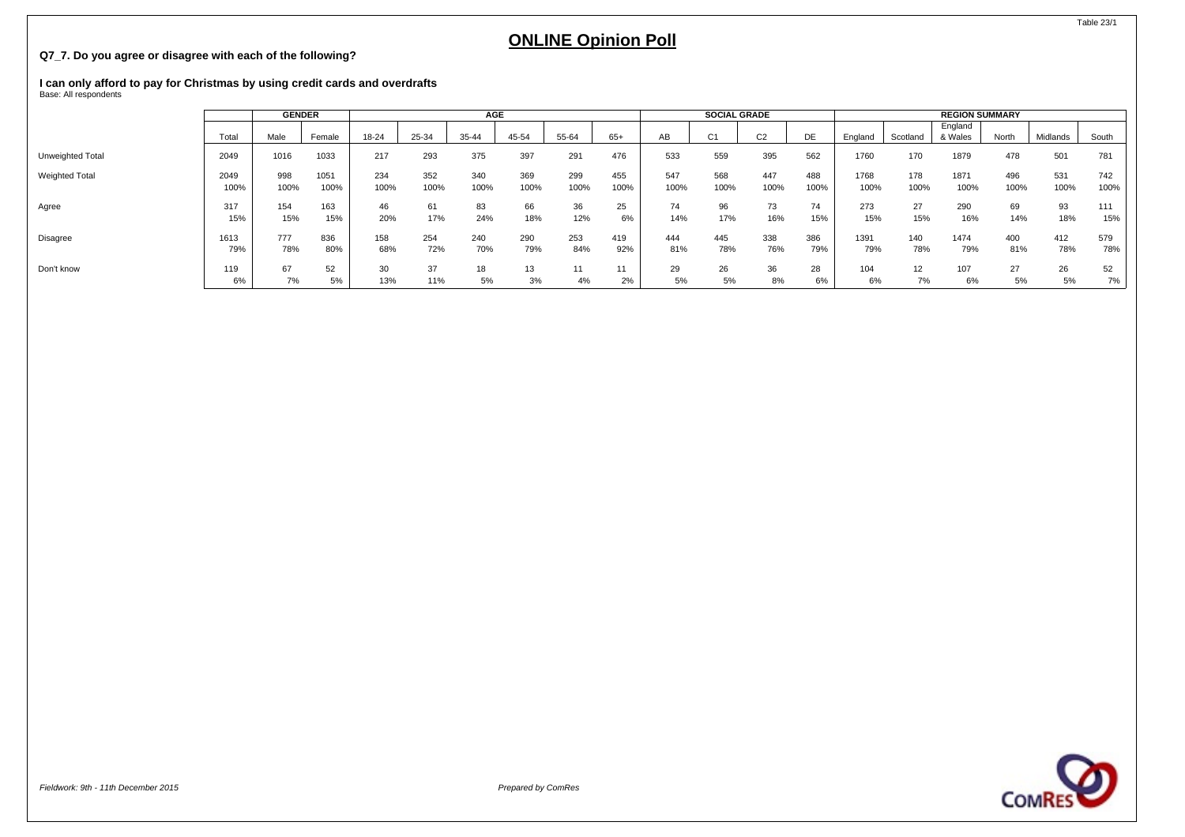Table 23/1

# ONLINE Opinion Poll

**Q7_7. Do you agree or disagree with each of the following?**

**I can only afford to pay for Christmas by using credit cards and overdrafts**
Base: All respondents

| | | GENDER | | AGE | | | | | | SOCIAL GRADE | | | | REGION SUMMARY | | | | | |
|---|---|---|---|---|---|---|---|---|---|---|---|---|---|---|---|---|---|---|---|
| | Total | Male | Female | 18-24 | 25-34 | 35-44 | 45-54 | 55-64 | 65+ | AB | C1 | C2 | DE | England | Scotland | England & Wales | North | Midlands | South |
| Unweighted Total | 2049 | 1016 | 1033 | 217 | 293 | 375 | 397 | 291 | 476 | 533 | 559 | 395 | 562 | 1760 | 170 | 1879 | 478 | 501 | 781 |
| Weighted Total | 2049 | 998 | 1051 | 234 | 352 | 340 | 369 | 299 | 455 | 547 | 568 | 447 | 488 | 1768 | 178 | 1871 | 496 | 531 | 742 |
| | 100% | 100% | 100% | 100% | 100% | 100% | 100% | 100% | 100% | 100% | 100% | 100% | 100% | 100% | 100% | 100% | 100% | 100% | 100% |
| Agree | 317 | 154 | 163 | 46 | 61 | 83 | 66 | 36 | 25 | 74 | 96 | 73 | 74 | 273 | 27 | 290 | 69 | 93 | 111 |
| | 15% | 15% | 15% | 20% | 17% | 24% | 18% | 12% | 6% | 14% | 17% | 16% | 15% | 15% | 15% | 16% | 14% | 18% | 15% |
| Disagree | 1613 | 777 | 836 | 158 | 254 | 240 | 290 | 253 | 419 | 444 | 445 | 338 | 386 | 1391 | 140 | 1474 | 400 | 412 | 579 |
| | 79% | 78% | 80% | 68% | 72% | 70% | 79% | 84% | 92% | 81% | 78% | 76% | 79% | 79% | 78% | 79% | 81% | 78% | 78% |
| Don't know | 119 | 67 | 52 | 30 | 37 | 18 | 13 | 11 | 11 | 29 | 26 | 36 | 28 | 104 | 12 | 107 | 27 | 26 | 52 |
| | 6% | 7% | 5% | 13% | 11% | 5% | 3% | 4% | 2% | 5% | 5% | 8% | 6% | 6% | 7% | 6% | 5% | 5% | 7% |

*Fieldwork: 9th - 11th December 2015*

*Prepared by ComRes*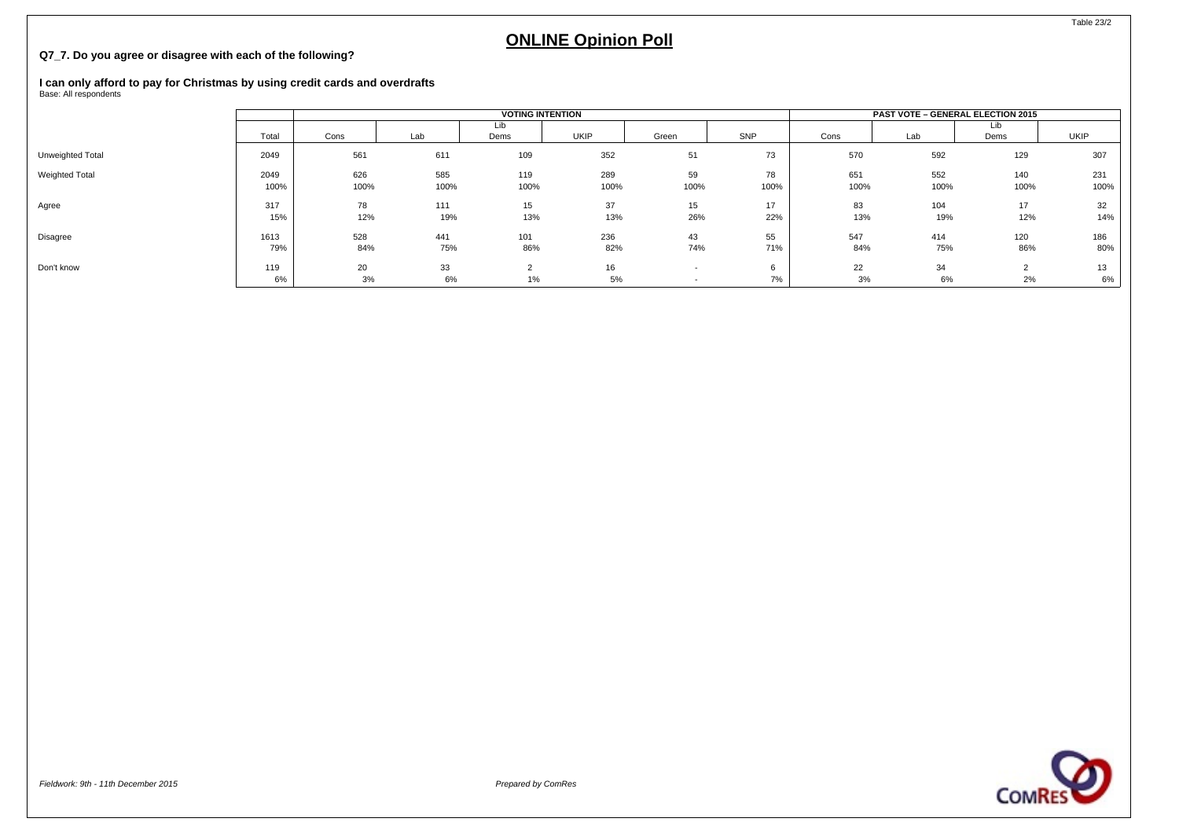Table 23/2

# ONLINE Opinion Poll

**Q7_7. Do you agree or disagree with each of the following?**

**I can only afford to pay for Christmas by using credit cards and overdrafts**
Base: All respondents

| | | VOTING INTENTION | | | | | | PAST VOTE – GENERAL ELECTION 2015 | | | |
|---|---|---|---|---|---|---|---|---|---|---|---|
| | Total | Cons | Lab | Lib Dems | UKIP | Green | SNP | Cons | Lab | Lib Dems | UKIP |
| Unweighted Total | 2049 | 561 | 611 | 109 | 352 | 51 | 73 | 570 | 592 | 129 | 307 |
| Weighted Total | 2049 | 626 | 585 | 119 | 289 | 59 | 78 | 651 | 552 | 140 | 231 |
| | 100% | 100% | 100% | 100% | 100% | 100% | 100% | 100% | 100% | 100% | 100% |
| Agree | 317 | 78 | 111 | 15 | 37 | 15 | 17 | 83 | 104 | 17 | 32 |
| | 15% | 12% | 19% | 13% | 13% | 26% | 22% | 13% | 19% | 12% | 14% |
| Disagree | 1613 | 528 | 441 | 101 | 236 | 43 | 55 | 547 | 414 | 120 | 186 |
| | 79% | 84% | 75% | 86% | 82% | 74% | 71% | 84% | 75% | 86% | 80% |
| Don't know | 119 | 20 | 33 | 2 | 16 | - | 6 | 22 | 34 | 2 | 13 |
| | 6% | 3% | 6% | 1% | 5% | - | 7% | 3% | 6% | 2% | 6% |

*Fieldwork: 9th - 11th December 2015*

*Prepared by ComRes*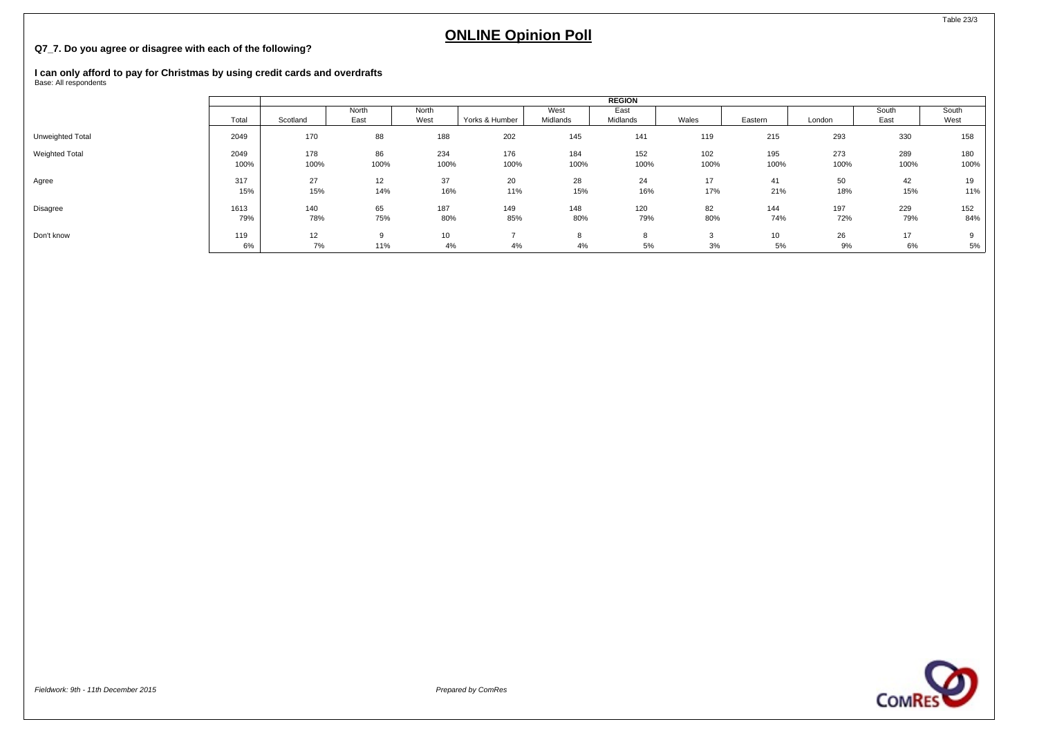## ONLINE Opinion Poll

**Q7_7. Do you agree or disagree with each of the following?**

**I can only afford to pay for Christmas by using credit cards and overdrafts**
Base: All respondents

| | | REGION | | | | | | | | | | |
|---|---|---|---|---|---|---|---|---|---|---|---|---|
| | Total | Scotland | North East | North West | Yorks & Humber | West Midlands | East Midlands | Wales | Eastern | London | South East | South West |
| Unweighted Total | 2049 | 170 | 88 | 188 | 202 | 145 | 141 | 119 | 215 | 293 | 330 | 158 |
| Weighted Total | 2049 | 178 | 86 | 234 | 176 | 184 | 152 | 102 | 195 | 273 | 289 | 180 |
| | 100% | 100% | 100% | 100% | 100% | 100% | 100% | 100% | 100% | 100% | 100% | 100% |
| Agree | 317 | 27 | 12 | 37 | 20 | 28 | 24 | 17 | 41 | 50 | 42 | 19 |
| | 15% | 15% | 14% | 16% | 11% | 15% | 16% | 17% | 21% | 18% | 15% | 11% |
| Disagree | 1613 | 140 | 65 | 187 | 149 | 148 | 120 | 82 | 144 | 197 | 229 | 152 |
| | 79% | 78% | 75% | 80% | 85% | 80% | 79% | 80% | 74% | 72% | 79% | 84% |
| Don't know | 119 | 12 | 9 | 10 | 7 | 8 | 8 | 3 | 10 | 26 | 17 | 9 |
| | 6% | 7% | 11% | 4% | 4% | 4% | 5% | 3% | 5% | 9% | 6% | 5% |

*Fieldwork: 9th - 11th December 2015*

*Prepared by ComRes*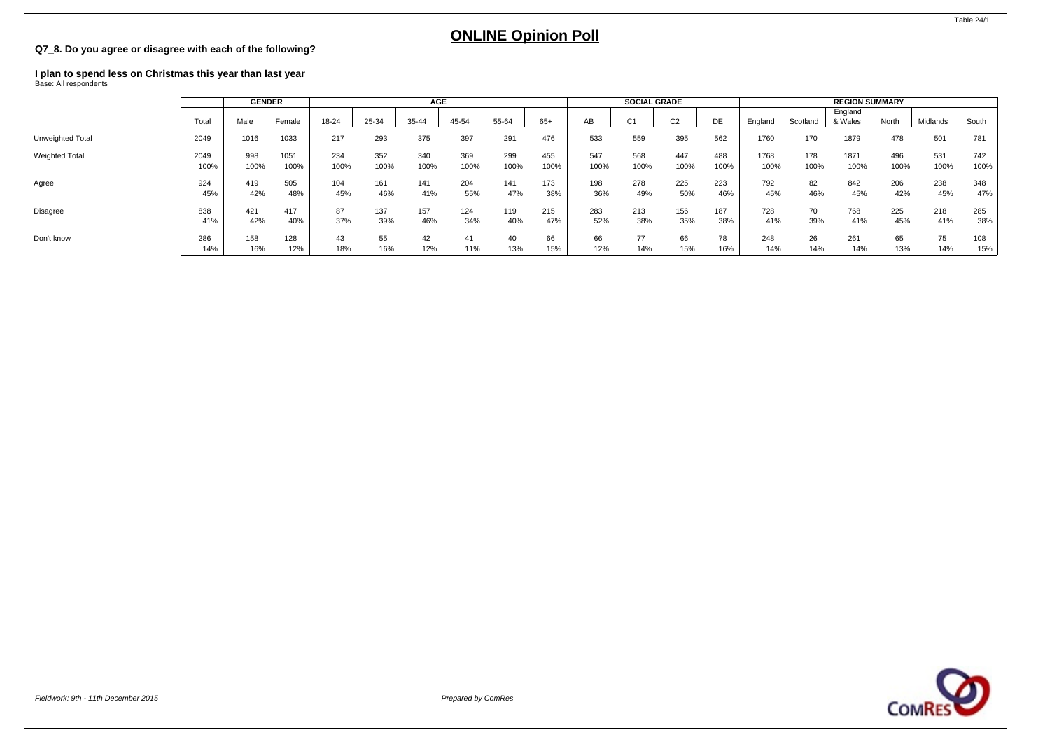# ONLINE Opinion Poll

**Q7_8. Do you agree or disagree with each of the following?**

**I plan to spend less on Christmas this year than last year**
Base: All respondents

| | | GENDER | | AGE | | | | | | SOCIAL GRADE | | | | REGION SUMMARY | | | | | |
|---|---|---|---|---|---|---|---|---|---|---|---|---|---|---|---|---|---|---|---|
| | Total | Male | Female | 18-24 | 25-34 | 35-44 | 45-54 | 55-64 | 65+ | AB | C1 | C2 | DE | England | Scotland | England & Wales | North | Midlands | South |
| Unweighted Total | 2049 | 1016 | 1033 | 217 | 293 | 375 | 397 | 291 | 476 | 533 | 559 | 395 | 562 | 1760 | 170 | 1879 | 478 | 501 | 781 |
| Weighted Total | 2049 | 998 | 1051 | 234 | 352 | 340 | 369 | 299 | 455 | 547 | 568 | 447 | 488 | 1768 | 178 | 1871 | 496 | 531 | 742 |
| | 100% | 100% | 100% | 100% | 100% | 100% | 100% | 100% | 100% | 100% | 100% | 100% | 100% | 100% | 100% | 100% | 100% | 100% | 100% |
| Agree | 924 | 419 | 505 | 104 | 161 | 141 | 204 | 141 | 173 | 198 | 278 | 225 | 223 | 792 | 82 | 842 | 206 | 238 | 348 |
| | 45% | 42% | 48% | 45% | 46% | 41% | 55% | 47% | 38% | 36% | 49% | 50% | 46% | 45% | 46% | 45% | 42% | 45% | 47% |
| Disagree | 838 | 421 | 417 | 87 | 137 | 157 | 124 | 119 | 215 | 283 | 213 | 156 | 187 | 728 | 70 | 768 | 225 | 218 | 285 |
| | 41% | 42% | 40% | 37% | 39% | 46% | 34% | 40% | 47% | 52% | 38% | 35% | 38% | 41% | 39% | 41% | 45% | 41% | 38% |
| Don't know | 286 | 158 | 128 | 43 | 55 | 42 | 41 | 40 | 66 | 66 | 77 | 66 | 78 | 248 | 26 | 261 | 65 | 75 | 108 |
| | 14% | 16% | 12% | 18% | 16% | 12% | 11% | 13% | 15% | 12% | 14% | 15% | 16% | 14% | 14% | 14% | 13% | 14% | 15% |

*Fieldwork: 9th - 11th December 2015*

*Prepared by ComRes*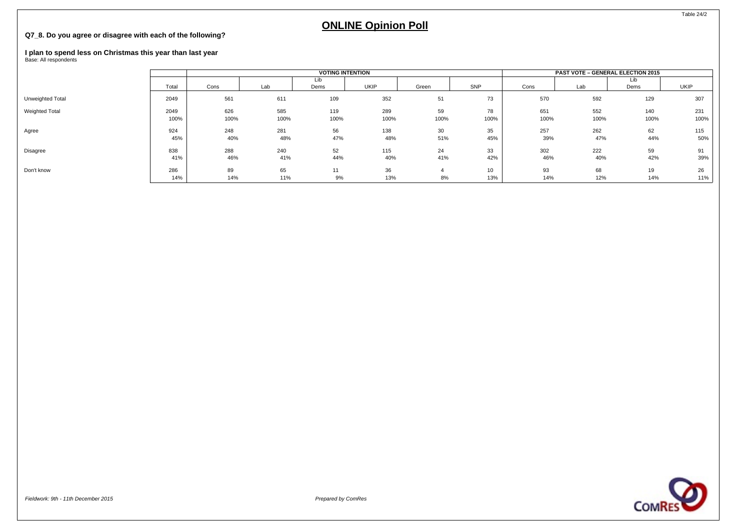# ONLINE Opinion Poll

**Q7_8. Do you agree or disagree with each of the following?**

**I plan to spend less on Christmas this year than last year**
Base: All respondents

| | | VOTING INTENTION | | | | | | PAST VOTE – GENERAL ELECTION 2015 | | | |
|---|---|---|---|---|---|---|---|---|---|---|---|
| | Total | Cons | Lab | Lib Dems | UKIP | Green | SNP | Cons | Lab | Lib Dems | UKIP |
| Unweighted Total | 2049 | 561 | 611 | 109 | 352 | 51 | 73 | 570 | 592 | 129 | 307 |
| Weighted Total | 2049 | 626 | 585 | 119 | 289 | 59 | 78 | 651 | 552 | 140 | 231 |
| | 100% | 100% | 100% | 100% | 100% | 100% | 100% | 100% | 100% | 100% | 100% |
| Agree | 924 | 248 | 281 | 56 | 138 | 30 | 35 | 257 | 262 | 62 | 115 |
| | 45% | 40% | 48% | 47% | 48% | 51% | 45% | 39% | 47% | 44% | 50% |
| Disagree | 838 | 288 | 240 | 52 | 115 | 24 | 33 | 302 | 222 | 59 | 91 |
| | 41% | 46% | 41% | 44% | 40% | 41% | 42% | 46% | 40% | 42% | 39% |
| Don't know | 286 | 89 | 65 | 11 | 36 | 4 | 10 | 93 | 68 | 19 | 26 |
| | 14% | 14% | 11% | 9% | 13% | 8% | 13% | 14% | 12% | 14% | 11% |

*Fieldwork: 9th - 11th December 2015*

*Prepared by ComRes*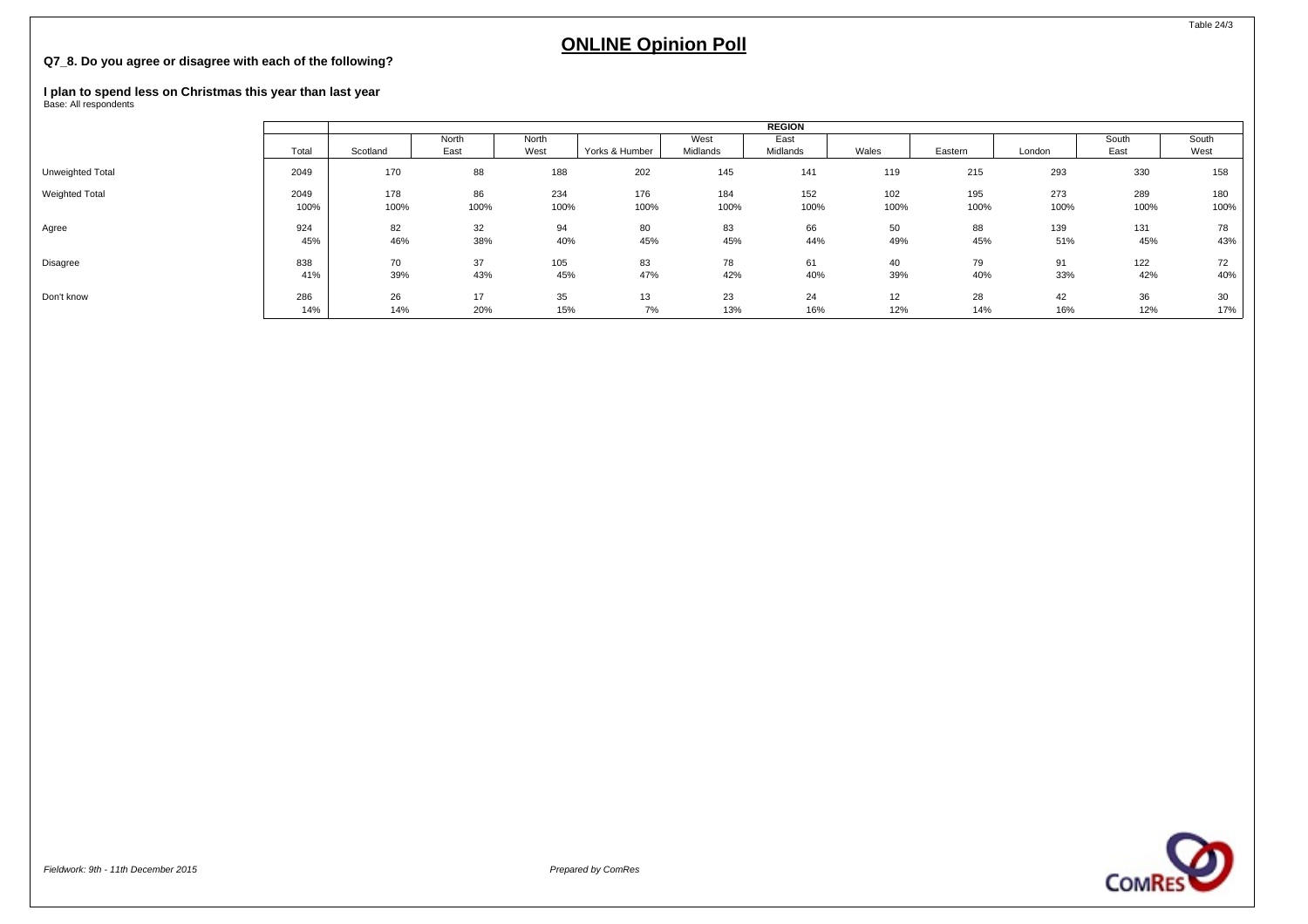Table 24/3

# ONLINE Opinion Poll

**Q7_8. Do you agree or disagree with each of the following?**

**I plan to spend less on Christmas this year than last year**
Base: All respondents

| | | REGION | | | | | | | | | | |
|---|---|---|---|---|---|---|---|---|---|---|---|---|
| | Total | Scotland | North East | North West | Yorks & Humber | West Midlands | East Midlands | Wales | Eastern | London | South East | South West |
| Unweighted Total | 2049 | 170 | 88 | 188 | 202 | 145 | 141 | 119 | 215 | 293 | 330 | 158 |
| Weighted Total | 2049 | 178 | 86 | 234 | 176 | 184 | 152 | 102 | 195 | 273 | 289 | 180 |
| | 100% | 100% | 100% | 100% | 100% | 100% | 100% | 100% | 100% | 100% | 100% | 100% |
| Agree | 924 | 82 | 32 | 94 | 80 | 83 | 66 | 50 | 88 | 139 | 131 | 78 |
| | 45% | 46% | 38% | 40% | 45% | 45% | 44% | 49% | 45% | 51% | 45% | 43% |
| Disagree | 838 | 70 | 37 | 105 | 83 | 78 | 61 | 40 | 79 | 91 | 122 | 72 |
| | 41% | 39% | 43% | 45% | 47% | 42% | 40% | 39% | 40% | 33% | 42% | 40% |
| Don't know | 286 | 26 | 17 | 35 | 13 | 23 | 24 | 12 | 28 | 42 | 36 | 30 |
| | 14% | 14% | 20% | 15% | 7% | 13% | 16% | 12% | 14% | 16% | 12% | 17% |

*Fieldwork: 9th - 11th December 2015*

*Prepared by ComRes*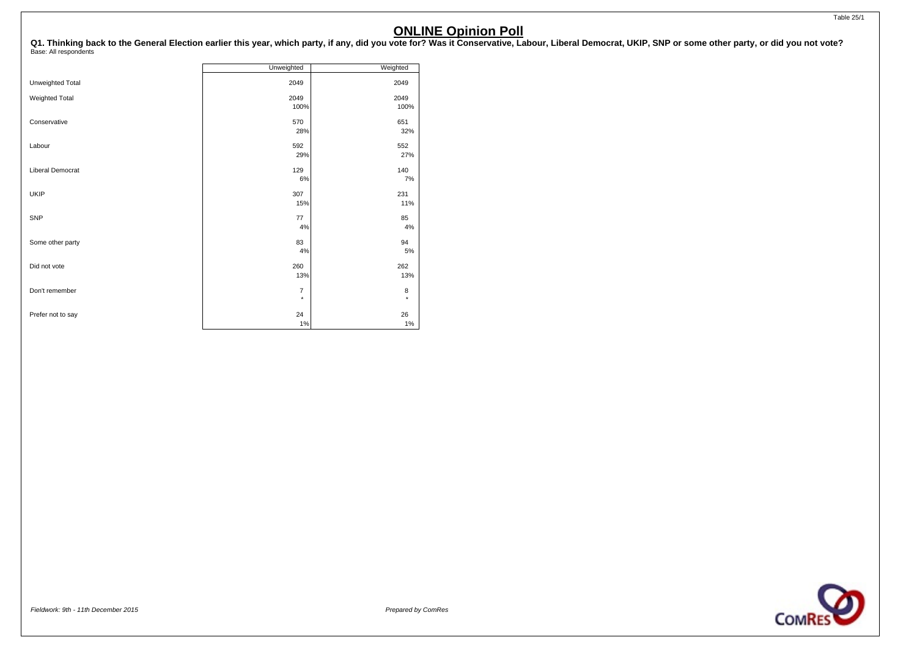# ONLINE Opinion Poll

**Q1. Thinking back to the General Election earlier this year, which party, if any, did you vote for? Was it Conservative, Labour, Liberal Democrat, UKIP, SNP or some other party, or did you not vote?**
Base: All respondents

| | Unweighted | Weighted |
|---|---|---|
| Unweighted Total | 2049 | 2049 |
| Weighted Total | 2049<br>100% | 2049<br>100% |
| Conservative | 570<br>28% | 651<br>32% |
| Labour | 592<br>29% | 552<br>27% |
| Liberal Democrat | 129<br>6% | 140<br>7% |
| UKIP | 307<br>15% | 231<br>11% |
| SNP | 77<br>4% | 85<br>4% |
| Some other party | 83<br>4% | 94<br>5% |
| Did not vote | 260<br>13% | 262<br>13% |
| Don't remember | 7<br>* | 8<br>* |
| Prefer not to say | 24<br>1% | 26<br>1% |

*Fieldwork: 9th - 11th December 2015*

*Prepared by ComRes*